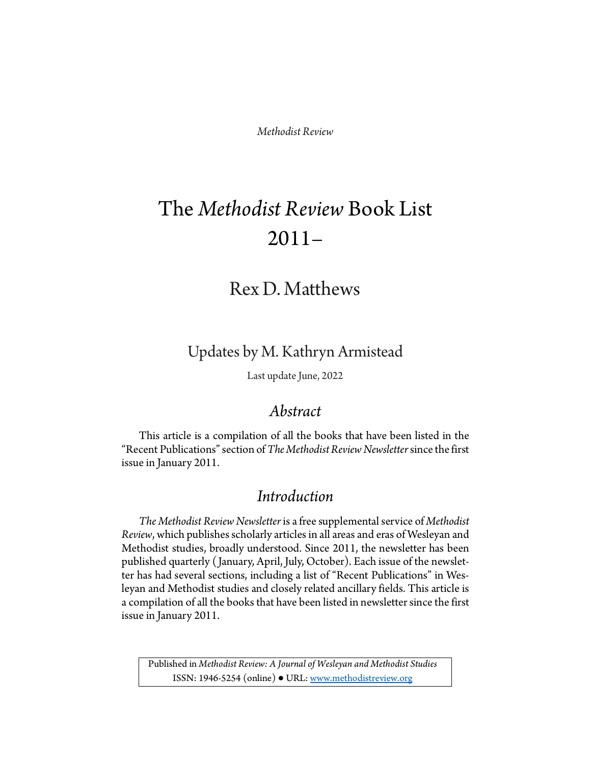*Methodist Review*

# The *Methodist Review* Book List 2011–

## Rex D. Matthews

### Updates by M. Kathryn Armistead

Last update June, 2022

## *Abstract*

This article is a compilation of all the books that have been listed in the "Recent Publications" section of *The Methodist Review Newsletter* since the first issue in January 2011.

## *Introduction*

*The Methodist Review Newsletter* is a free supplemental service of *Methodist Review*, which publishes scholarly articles in all areas and eras of Wesleyan and Methodist studies, broadly understood. Since 2011, the newsletter has been published quarterly (January, April, July, October). Each issue of the newsletter has had several sections, including a list of "Recent Publications" in Wesleyan and Methodist studies and closely related ancillary fields. This article is a compilation of all the books that have been listed in newsletter since the first issue in January 2011.

Published in *Methodist Review: A Journal of Wesleyan and Methodist Studies*
ISSN: 1946-5254 (online) ● URL: www.methodistreview.org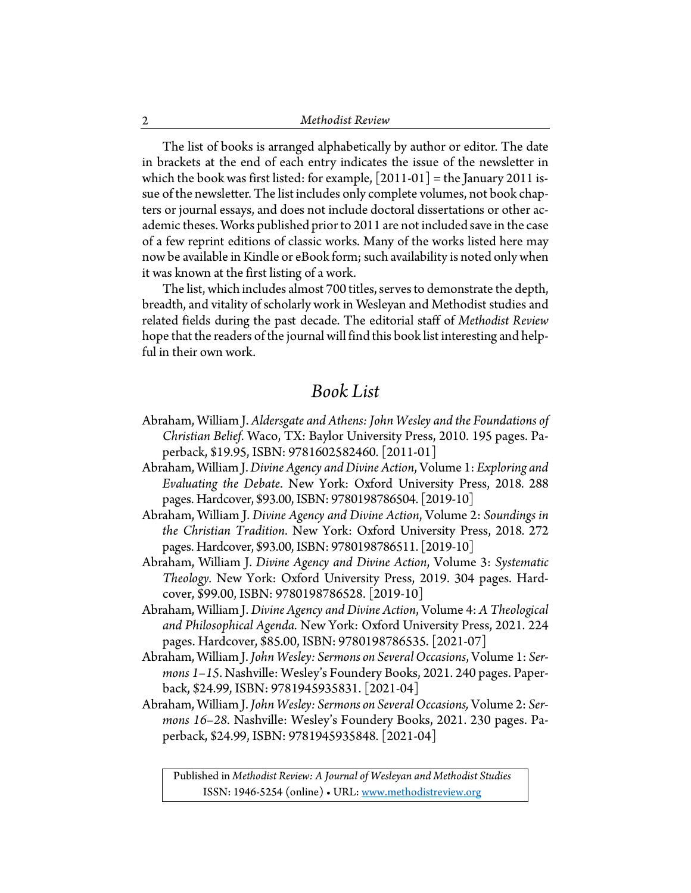The list of books is arranged alphabetically by author or editor. The date in brackets at the end of each entry indicates the issue of the newsletter in which the book was first listed: for example, [2011-01] = the January 2011 issue of the newsletter. The list includes only complete volumes, not book chapters or journal essays, and does not include doctoral dissertations or other academic theses. Works published prior to 2011 are not included save in the case of a few reprint editions of classic works. Many of the works listed here may now be available in Kindle or eBook form; such availability is noted only when it was known at the first listing of a work.

The list, which includes almost 700 titles, serves to demonstrate the depth, breadth, and vitality of scholarly work in Wesleyan and Methodist studies and related fields during the past decade. The editorial staff of *Methodist Review* hope that the readers of the journal will find this book list interesting and helpful in their own work.

## *Book List*

Abraham, William J. *Aldersgate and Athens: John Wesley and the Foundations of Christian Belief*. Waco, TX: Baylor University Press, 2010. 195 pages. Paperback, $19.95, ISBN: 9781602582460. [2011-01]

Abraham, William J. *Divine Agency and Divine Action*, Volume 1: *Exploring and Evaluating the Debate*. New York: Oxford University Press, 2018. 288 pages. Hardcover, $93.00, ISBN: 9780198786504. [2019-10]

Abraham, William J. *Divine Agency and Divine Action*, Volume 2: *Soundings in the Christian Tradition*. New York: Oxford University Press, 2018. 272 pages. Hardcover, $93.00, ISBN: 9780198786511. [2019-10]

Abraham, William J. *Divine Agency and Divine Action*, Volume 3: *Systematic Theology*. New York: Oxford University Press, 2019. 304 pages. Hardcover, $99.00, ISBN: 9780198786528. [2019-10]

Abraham, William J. *Divine Agency and Divine Action*, Volume 4: *A Theological and Philosophical Agenda*. New York: Oxford University Press, 2021. 224 pages. Hardcover, $85.00, ISBN: 9780198786535. [2021-07]

Abraham, William J. *John Wesley: Sermons on Several Occasions*, Volume 1: *Sermons 1–15*. Nashville: Wesley's Foundery Books, 2021. 240 pages. Paperback, $24.99, ISBN: 9781945935831. [2021-04]

Abraham, William J. *John Wesley: Sermons on Several Occasions*, Volume 2: *Sermons 16–28*. Nashville: Wesley's Foundery Books, 2021. 230 pages. Paperback, $24.99, ISBN: 9781945935848. [2021-04]

Published in *Methodist Review: A Journal of Wesleyan and Methodist Studies*
ISSN: 1946-5254 (online) • URL: www.methodistreview.org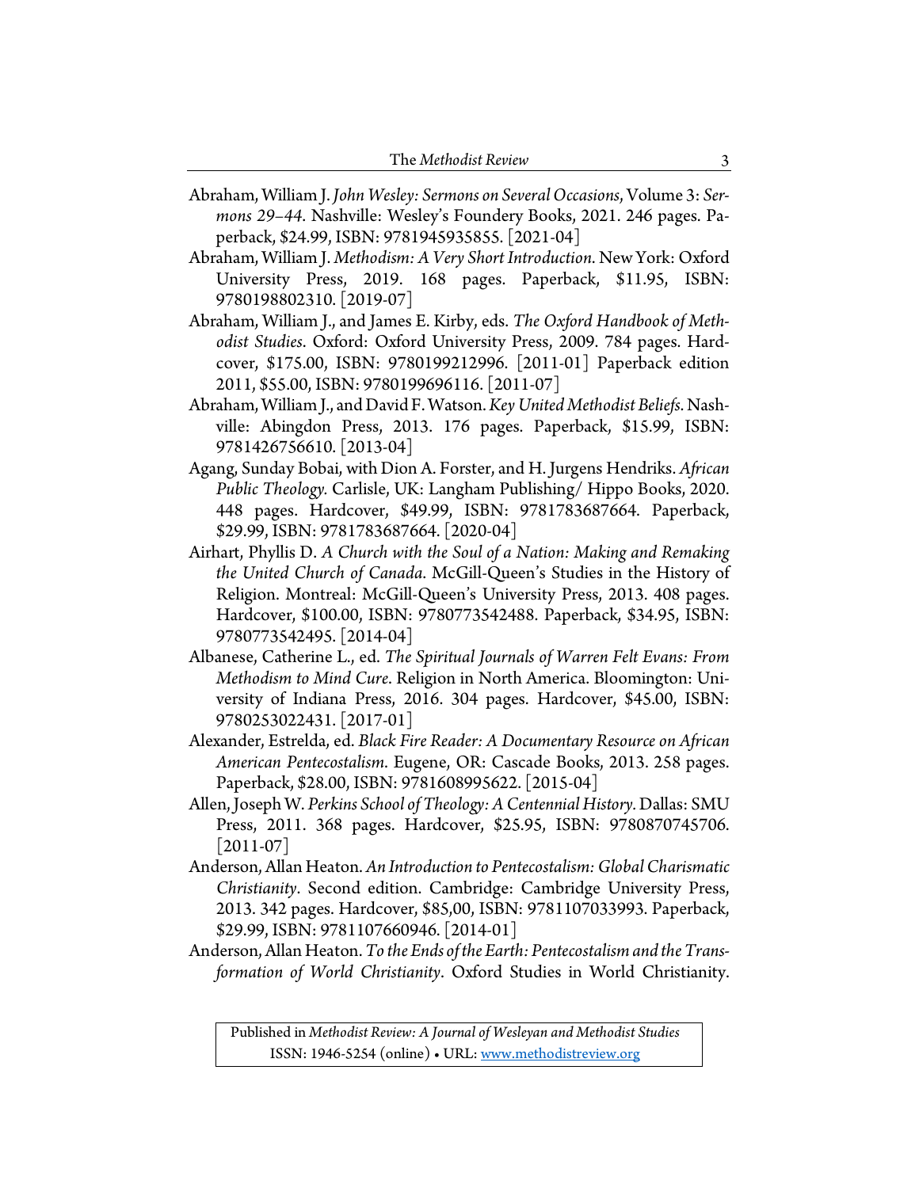Abraham, William J. *John Wesley: Sermons on Several Occasions*, Volume 3: *Sermons 29–44*. Nashville: Wesley's Foundery Books, 2021. 246 pages. Paperback, $24.99, ISBN: 9781945935855. [2021-04]

Abraham, William J. *Methodism: A Very Short Introduction*. New York: Oxford University Press, 2019. 168 pages. Paperback, $11.95, ISBN: 9780198802310. [2019-07]

Abraham, William J., and James E. Kirby, eds. *The Oxford Handbook of Methodist Studies*. Oxford: Oxford University Press, 2009. 784 pages. Hardcover, $175.00, ISBN: 9780199212996. [2011-01] Paperback edition 2011, $55.00, ISBN: 9780199696116. [2011-07]

Abraham, William J., and David F. Watson. *Key United Methodist Beliefs*. Nashville: Abingdon Press, 2013. 176 pages. Paperback, $15.99, ISBN: 9781426756610. [2013-04]

Agang, Sunday Bobai, with Dion A. Forster, and H. Jurgens Hendriks. *African Public Theology*. Carlisle, UK: Langham Publishing/ Hippo Books, 2020. 448 pages. Hardcover, $49.99, ISBN: 9781783687664. Paperback, $29.99, ISBN: 9781783687664. [2020-04]

Airhart, Phyllis D. *A Church with the Soul of a Nation: Making and Remaking the United Church of Canada*. McGill-Queen's Studies in the History of Religion. Montreal: McGill-Queen's University Press, 2013. 408 pages. Hardcover, $100.00, ISBN: 9780773542488. Paperback, $34.95, ISBN: 9780773542495. [2014-04]

Albanese, Catherine L., ed. *The Spiritual Journals of Warren Felt Evans: From Methodism to Mind Cure*. Religion in North America. Bloomington: University of Indiana Press, 2016. 304 pages. Hardcover, $45.00, ISBN: 9780253022431. [2017-01]

Alexander, Estrelda, ed. *Black Fire Reader: A Documentary Resource on African American Pentecostalism*. Eugene, OR: Cascade Books, 2013. 258 pages. Paperback, $28.00, ISBN: 9781608995622. [2015-04]

Allen, Joseph W. *Perkins School of Theology: A Centennial History*. Dallas: SMU Press, 2011. 368 pages. Hardcover, $25.95, ISBN: 9780870745706. [2011-07]

Anderson, Allan Heaton. *An Introduction to Pentecostalism: Global Charismatic Christianity*. Second edition. Cambridge: Cambridge University Press, 2013. 342 pages. Hardcover, $85,00, ISBN: 9781107033993. Paperback, $29.99, ISBN: 9781107660946. [2014-01]

Anderson, Allan Heaton. *To the Ends of the Earth: Pentecostalism and the Transformation of World Christianity*. Oxford Studies in World Christianity.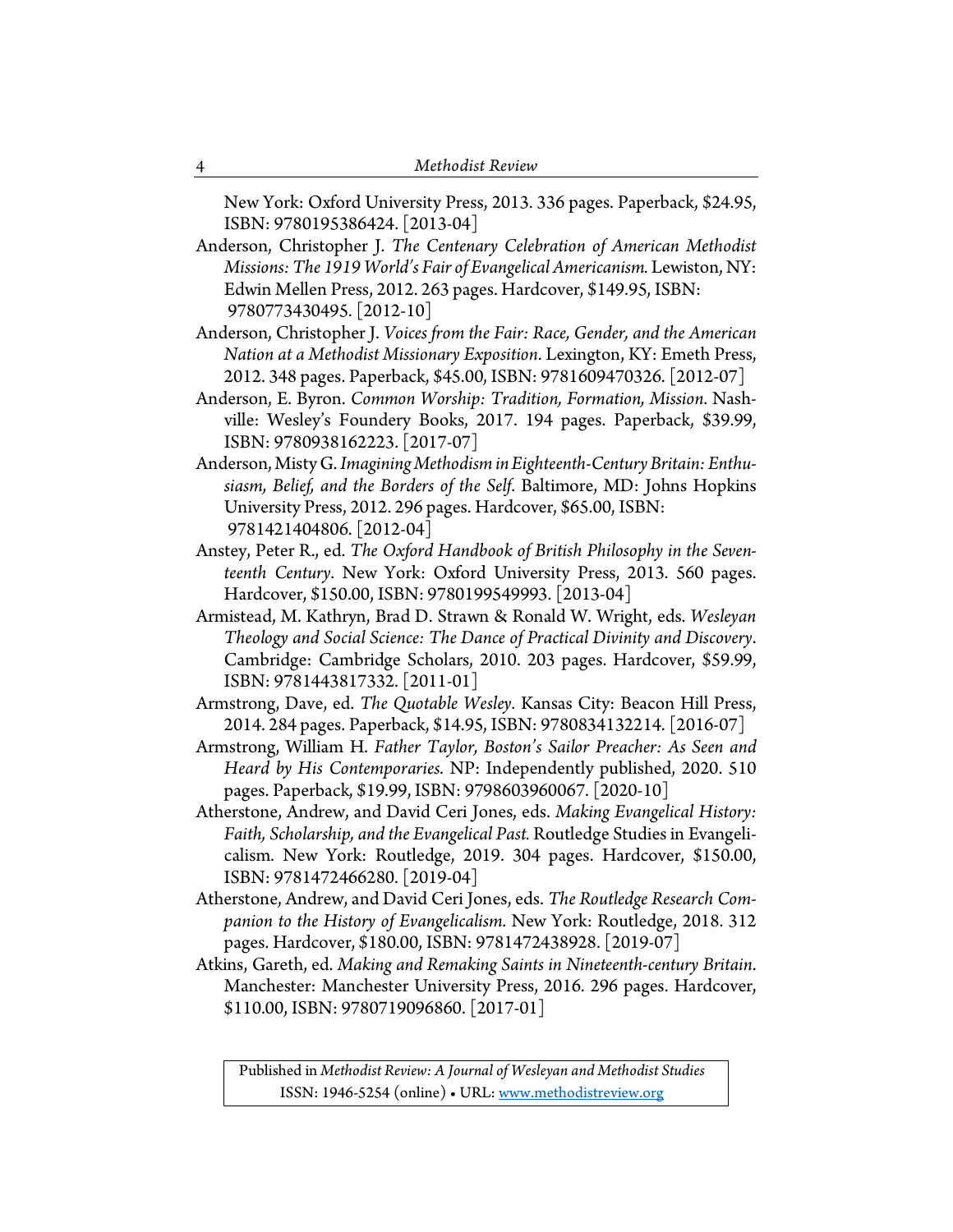New York: Oxford University Press, 2013. 336 pages. Paperback, $24.95, ISBN: 9780195386424. [2013-04]

Anderson, Christopher J. *The Centenary Celebration of American Methodist Missions: The 1919 World's Fair of Evangelical Americanism.* Lewiston, NY: Edwin Mellen Press, 2012. 263 pages. Hardcover, $149.95, ISBN: 9780773430495. [2012-10]

Anderson, Christopher J. *Voices from the Fair: Race, Gender, and the American Nation at a Methodist Missionary Exposition*. Lexington, KY: Emeth Press, 2012. 348 pages. Paperback, $45.00, ISBN: 9781609470326. [2012-07]

Anderson, E. Byron. *Common Worship: Tradition, Formation, Mission.* Nashville: Wesley's Foundery Books, 2017. 194 pages. Paperback, $39.99, ISBN: 9780938162223. [2017-07]

Anderson, Misty G. *Imagining Methodism in Eighteenth-Century Britain: Enthusiasm, Belief, and the Borders of the Self*. Baltimore, MD: Johns Hopkins University Press, 2012. 296 pages. Hardcover, $65.00, ISBN: 9781421404806. [2012-04]

Anstey, Peter R., ed. *The Oxford Handbook of British Philosophy in the Seventeenth Century*. New York: Oxford University Press, 2013. 560 pages. Hardcover, $150.00, ISBN: 9780199549993. [2013-04]

Armistead, M. Kathryn, Brad D. Strawn & Ronald W. Wright, eds. *Wesleyan Theology and Social Science: The Dance of Practical Divinity and Discovery*. Cambridge: Cambridge Scholars, 2010. 203 pages. Hardcover, $59.99, ISBN: 9781443817332. [2011-01]

Armstrong, Dave, ed. *The Quotable Wesley*. Kansas City: Beacon Hill Press, 2014. 284 pages. Paperback, $14.95, ISBN: 9780834132214. [2016-07]

Armstrong, William H. *Father Taylor, Boston's Sailor Preacher: As Seen and Heard by His Contemporaries.* NP: Independently published, 2020. 510 pages. Paperback, $19.99, ISBN: 9798603960067. [2020-10]

Atherstone, Andrew, and David Ceri Jones, eds. *Making Evangelical History: Faith, Scholarship, and the Evangelical Past.* Routledge Studies in Evangelicalism. New York: Routledge, 2019. 304 pages. Hardcover, $150.00, ISBN: 9781472466280. [2019-04]

Atherstone, Andrew, and David Ceri Jones, eds. *The Routledge Research Companion to the History of Evangelicalism*. New York: Routledge, 2018. 312 pages. Hardcover, $180.00, ISBN: 9781472438928. [2019-07]

Atkins, Gareth, ed. *Making and Remaking Saints in Nineteenth-century Britain*. Manchester: Manchester University Press, 2016. 296 pages. Hardcover, $110.00, ISBN: 9780719096860. [2017-01]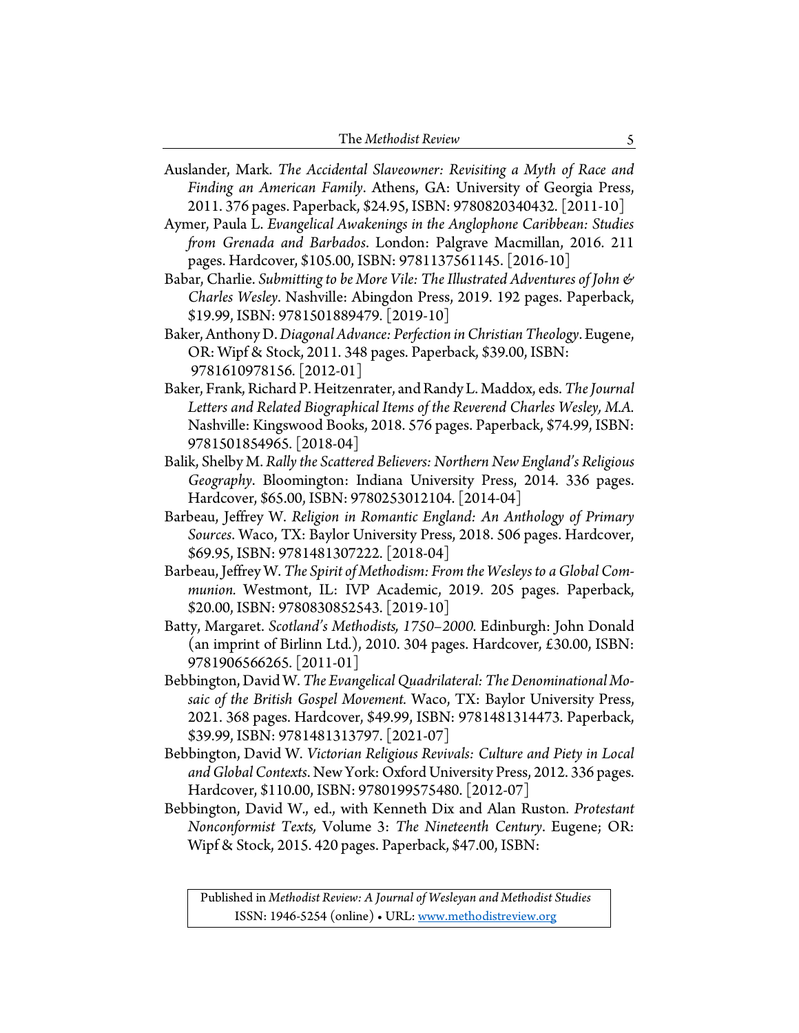Auslander, Mark. *The Accidental Slaveowner: Revisiting a Myth of Race and Finding an American Family*. Athens, GA: University of Georgia Press, 2011. 376 pages. Paperback, $24.95, ISBN: 9780820340432. [2011-10]

Aymer, Paula L. *Evangelical Awakenings in the Anglophone Caribbean: Studies from Grenada and Barbados*. London: Palgrave Macmillan, 2016. 211 pages. Hardcover, $105.00, ISBN: 9781137561145. [2016-10]

Babar, Charlie. *Submitting to be More Vile: The Illustrated Adventures of John & Charles Wesley*. Nashville: Abingdon Press, 2019. 192 pages. Paperback, $19.99, ISBN: 9781501889479. [2019-10]

Baker, Anthony D. *Diagonal Advance: Perfection in Christian Theology*. Eugene, OR: Wipf & Stock, 2011. 348 pages. Paperback, $39.00, ISBN: 9781610978156. [2012-01]

Baker, Frank, Richard P. Heitzenrater, and Randy L. Maddox, eds. *The Journal Letters and Related Biographical Items of the Reverend Charles Wesley, M.A.* Nashville: Kingswood Books, 2018. 576 pages. Paperback, $74.99, ISBN: 9781501854965. [2018-04]

Balik, Shelby M. *Rally the Scattered Believers: Northern New England's Religious Geography*. Bloomington: Indiana University Press, 2014. 336 pages. Hardcover, $65.00, ISBN: 9780253012104. [2014-04]

Barbeau, Jeffrey W. *Religion in Romantic England: An Anthology of Primary Sources*. Waco, TX: Baylor University Press, 2018. 506 pages. Hardcover, $69.95, ISBN: 9781481307222. [2018-04]

Barbeau, Jeffrey W. *The Spirit of Methodism: From the Wesleys to a Global Communion.* Westmont, IL: IVP Academic, 2019. 205 pages. Paperback, $20.00, ISBN: 9780830852543. [2019-10]

Batty, Margaret. *Scotland's Methodists, 1750–2000.* Edinburgh: John Donald (an imprint of Birlinn Ltd.), 2010. 304 pages. Hardcover, £30.00, ISBN: 9781906566265. [2011-01]

Bebbington, David W. *The Evangelical Quadrilateral: The Denominational Mosaic of the British Gospel Movement.* Waco, TX: Baylor University Press, 2021. 368 pages. Hardcover, $49.99, ISBN: 9781481314473. Paperback, $39.99, ISBN: 9781481313797. [2021-07]

Bebbington, David W. *Victorian Religious Revivals: Culture and Piety in Local and Global Contexts.* New York: Oxford University Press, 2012. 336 pages. Hardcover, $110.00, ISBN: 9780199575480. [2012-07]

Bebbington, David W., ed., with Kenneth Dix and Alan Ruston. *Protestant Nonconformist Texts,* Volume 3: *The Nineteenth Century*. Eugene; OR: Wipf & Stock, 2015. 420 pages. Paperback, $47.00, ISBN: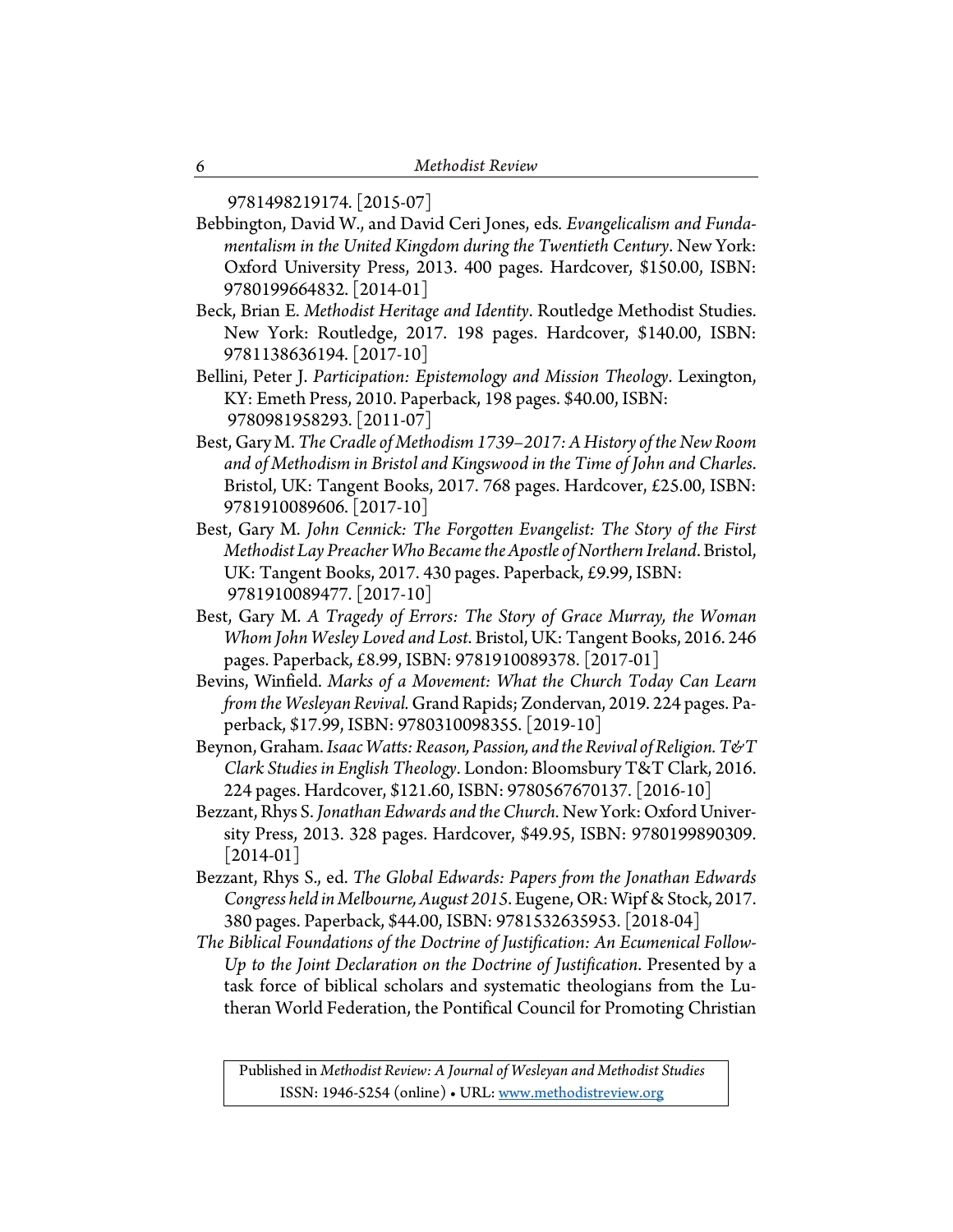9781498219174. [2015-07]

Bebbington, David W., and David Ceri Jones, eds. *Evangelicalism and Fundamentalism in the United Kingdom during the Twentieth Century*. New York: Oxford University Press, 2013. 400 pages. Hardcover, $150.00, ISBN: 9780199664832. [2014-01]

Beck, Brian E. *Methodist Heritage and Identity*. Routledge Methodist Studies. New York: Routledge, 2017. 198 pages. Hardcover, $140.00, ISBN: 9781138636194. [2017-10]

Bellini, Peter J. *Participation: Epistemology and Mission Theology*. Lexington, KY: Emeth Press, 2010. Paperback, 198 pages. $40.00, ISBN: 9780981958293. [2011-07]

Best, Gary M. *The Cradle of Methodism 1739–2017: A History of the New Room and of Methodism in Bristol and Kingswood in the Time of John and Charles.* Bristol, UK: Tangent Books, 2017. 768 pages. Hardcover, £25.00, ISBN: 9781910089606. [2017-10]

Best, Gary M. *John Cennick: The Forgotten Evangelist: The Story of the First Methodist Lay Preacher Who Became the Apostle of Northern Ireland*. Bristol, UK: Tangent Books, 2017. 430 pages. Paperback, £9.99, ISBN: 9781910089477. [2017-10]

Best, Gary M. *A Tragedy of Errors: The Story of Grace Murray, the Woman Whom John Wesley Loved and Lost.* Bristol, UK: Tangent Books, 2016. 246 pages. Paperback, £8.99, ISBN: 9781910089378. [2017-01]

Bevins, Winfield. *Marks of a Movement: What the Church Today Can Learn from the Wesleyan Revival.* Grand Rapids; Zondervan, 2019. 224 pages. Paperback, $17.99, ISBN: 9780310098355. [2019-10]

Beynon, Graham. *Isaac Watts: Reason, Passion, and the Revival of Religion. T&T Clark Studies in English Theology*. London: Bloomsbury T&T Clark, 2016. 224 pages. Hardcover, $121.60, ISBN: 9780567670137. [2016-10]

Bezzant, Rhys S. *Jonathan Edwards and the Church.* New York: Oxford University Press, 2013. 328 pages. Hardcover, $49.95, ISBN: 9780199890309. [2014-01]

Bezzant, Rhys S., ed. *The Global Edwards: Papers from the Jonathan Edwards Congress held in Melbourne, August 2015*. Eugene, OR: Wipf & Stock, 2017. 380 pages. Paperback, $44.00, ISBN: 9781532635953. [2018-04]

*The Biblical Foundations of the Doctrine of Justification: An Ecumenical Follow-Up to the Joint Declaration on the Doctrine of Justification*. Presented by a task force of biblical scholars and systematic theologians from the Lutheran World Federation, the Pontifical Council for Promoting Christian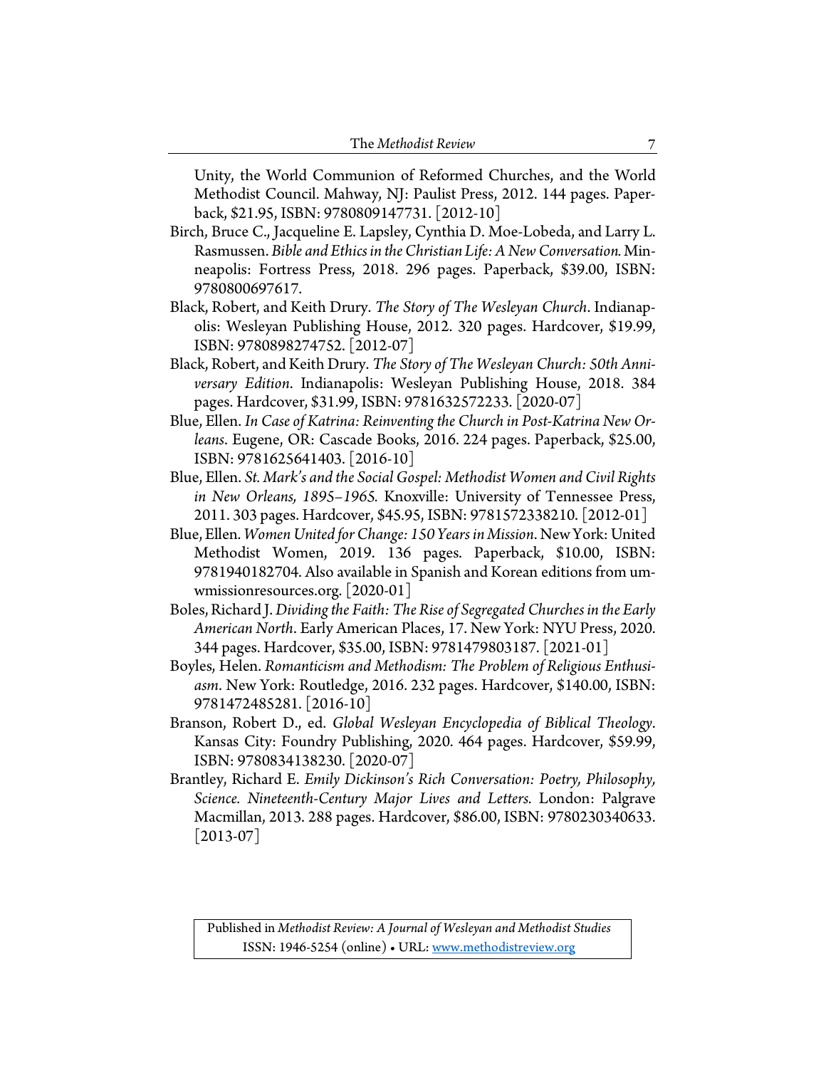Unity, the World Communion of Reformed Churches, and the World Methodist Council. Mahway, NJ: Paulist Press, 2012. 144 pages. Paperback, $21.95, ISBN: 9780809147731. [2012-10]

Birch, Bruce C., Jacqueline E. Lapsley, Cynthia D. Moe-Lobeda, and Larry L. Rasmussen. *Bible and Ethics in the Christian Life: A New Conversation.* Minneapolis: Fortress Press, 2018. 296 pages. Paperback, $39.00, ISBN: 9780800697617.

Black, Robert, and Keith Drury. *The Story of The Wesleyan Church*. Indianapolis: Wesleyan Publishing House, 2012. 320 pages. Hardcover, $19.99, ISBN: 9780898274752. [2012-07]

Black, Robert, and Keith Drury. *The Story of The Wesleyan Church: 50th Anniversary Edition*. Indianapolis: Wesleyan Publishing House, 2018. 384 pages. Hardcover, $31.99, ISBN: 9781632572233. [2020-07]

Blue, Ellen. *In Case of Katrina: Reinventing the Church in Post-Katrina New Orleans*. Eugene, OR: Cascade Books, 2016. 224 pages. Paperback, $25.00, ISBN: 9781625641403. [2016-10]

Blue, Ellen. *St. Mark's and the Social Gospel: Methodist Women and Civil Rights in New Orleans, 1895–1965.* Knoxville: University of Tennessee Press, 2011. 303 pages. Hardcover, $45.95, ISBN: 9781572338210. [2012-01]

Blue, Ellen. *Women United for Change: 150 Years in Mission*. New York: United Methodist Women, 2019. 136 pages. Paperback, $10.00, ISBN: 9781940182704. Also available in Spanish and Korean editions from umwmissionresources.org. [2020-01]

Boles, Richard J. *Dividing the Faith: The Rise of Segregated Churches in the Early American North*. Early American Places, 17. New York: NYU Press, 2020. 344 pages. Hardcover, $35.00, ISBN: 9781479803187. [2021-01]

Boyles, Helen. *Romanticism and Methodism: The Problem of Religious Enthusiasm*. New York: Routledge, 2016. 232 pages. Hardcover, $140.00, ISBN: 9781472485281. [2016-10]

Branson, Robert D., ed. *Global Wesleyan Encyclopedia of Biblical Theology*. Kansas City: Foundry Publishing, 2020. 464 pages. Hardcover, $59.99, ISBN: 9780834138230. [2020-07]

Brantley, Richard E. *Emily Dickinson's Rich Conversation: Poetry, Philosophy, Science. Nineteenth-Century Major Lives and Letters.* London: Palgrave Macmillan, 2013. 288 pages. Hardcover, $86.00, ISBN: 9780230340633. [2013-07]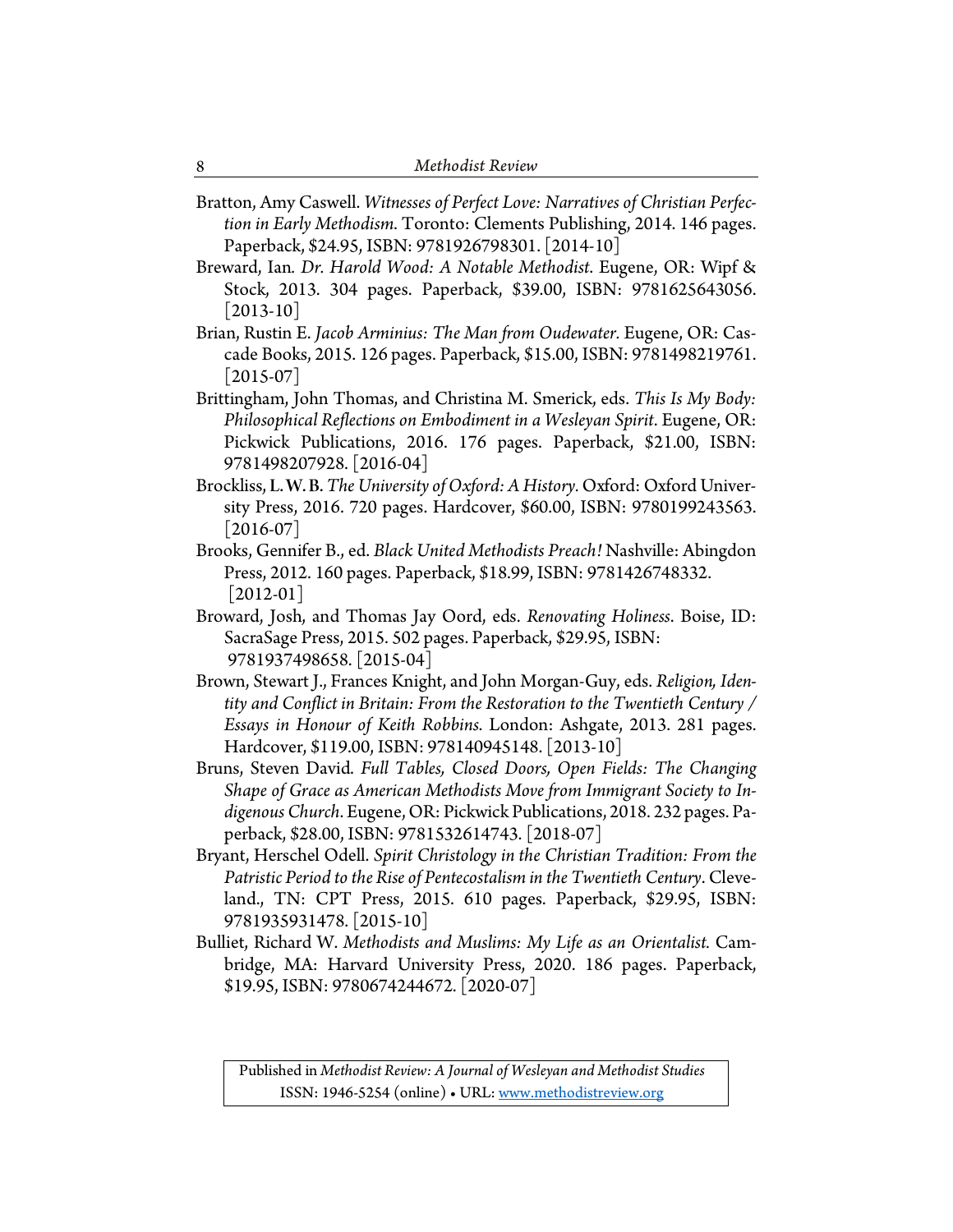Bratton, Amy Caswell. *Witnesses of Perfect Love: Narratives of Christian Perfection in Early Methodism*. Toronto: Clements Publishing, 2014. 146 pages. Paperback, $24.95, ISBN: 9781926798301. [2014-10]

Breward, Ian. *Dr. Harold Wood: A Notable Methodist*. Eugene, OR: Wipf & Stock, 2013. 304 pages. Paperback, $39.00, ISBN: 9781625643056. [2013-10]

Brian, Rustin E. *Jacob Arminius: The Man from Oudewater*. Eugene, OR: Cascade Books, 2015. 126 pages. Paperback, $15.00, ISBN: 9781498219761. [2015-07]

Brittingham, John Thomas, and Christina M. Smerick, eds. *This Is My Body: Philosophical Reflections on Embodiment in a Wesleyan Spirit*. Eugene, OR: Pickwick Publications, 2016. 176 pages. Paperback, $21.00, ISBN: 9781498207928. [2016-04]

Brockliss, L. W. B. *The University of Oxford: A History*. Oxford: Oxford University Press, 2016. 720 pages. Hardcover, $60.00, ISBN: 9780199243563. [2016-07]

Brooks, Gennifer B., ed. *Black United Methodists Preach!* Nashville: Abingdon Press, 2012. 160 pages. Paperback, $18.99, ISBN: 9781426748332. [2012-01]

Broward, Josh, and Thomas Jay Oord, eds. *Renovating Holiness*. Boise, ID: SacraSage Press, 2015. 502 pages. Paperback, $29.95, ISBN: 9781937498658. [2015-04]

Brown, Stewart J., Frances Knight, and John Morgan-Guy, eds. *Religion, Identity and Conflict in Britain: From the Restoration to the Twentieth Century / Essays in Honour of Keith Robbins*. London: Ashgate, 2013. 281 pages. Hardcover, $119.00, ISBN: 978140945148. [2013-10]

Bruns, Steven David. *Full Tables, Closed Doors, Open Fields: The Changing Shape of Grace as American Methodists Move from Immigrant Society to Indigenous Church*. Eugene, OR: Pickwick Publications, 2018. 232 pages. Paperback, $28.00, ISBN: 9781532614743. [2018-07]

Bryant, Herschel Odell. *Spirit Christology in the Christian Tradition: From the Patristic Period to the Rise of Pentecostalism in the Twentieth Century*. Cleveland., TN: CPT Press, 2015. 610 pages. Paperback, $29.95, ISBN: 9781935931478. [2015-10]

Bulliet, Richard W. *Methodists and Muslims: My Life as an Orientalist.* Cambridge, MA: Harvard University Press, 2020. 186 pages. Paperback, $19.95, ISBN: 9780674244672. [2020-07]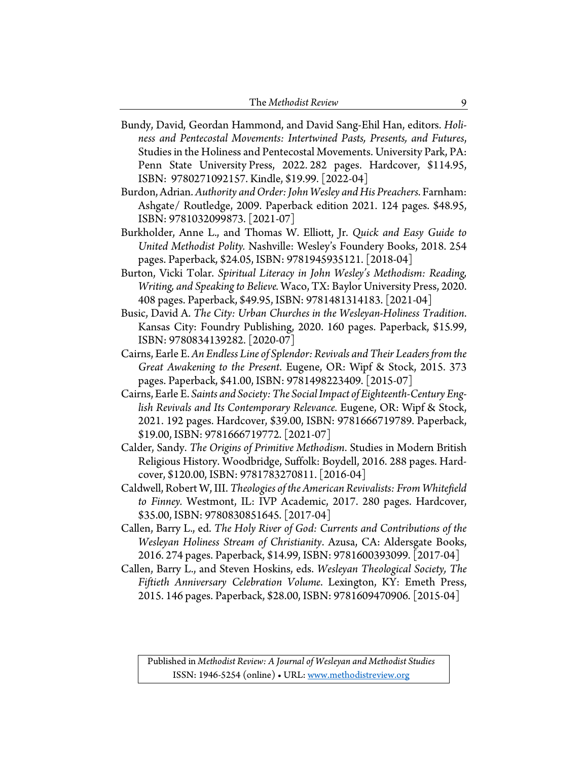Bundy, David, Geordan Hammond, and David Sang-Ehil Han, editors. *Holiness and Pentecostal Movements: Intertwined Pasts, Presents, and Futures*, Studies in the Holiness and Pentecostal Movements. University Park, PA: Penn State University Press, 2022. 282 pages. Hardcover, $114.95, ISBN: 9780271092157. Kindle, $19.99. [2022-04]

Burdon, Adrian. *Authority and Order: John Wesley and His Preachers.* Farnham: Ashgate/ Routledge, 2009. Paperback edition 2021. 124 pages. $48.95, ISBN: 9781032099873. [2021-07]

Burkholder, Anne L., and Thomas W. Elliott, Jr. *Quick and Easy Guide to United Methodist Polity.* Nashville: Wesley's Foundery Books, 2018. 254 pages. Paperback, $24.05, ISBN: 9781945935121. [2018-04]

Burton, Vicki Tolar. *Spiritual Literacy in John Wesley's Methodism: Reading, Writing, and Speaking to Believe.* Waco, TX: Baylor University Press, 2020. 408 pages. Paperback, $49.95, ISBN: 9781481314183. [2021-04]

Busic, David A. *The City: Urban Churches in the Wesleyan-Holiness Tradition*. Kansas City: Foundry Publishing, 2020. 160 pages. Paperback, $15.99, ISBN: 9780834139282. [2020-07]

Cairns, Earle E. *An Endless Line of Splendor: Revivals and Their Leaders from the Great Awakening to the Present*. Eugene, OR: Wipf & Stock, 2015. 373 pages. Paperback, $41.00, ISBN: 9781498223409. [2015-07]

Cairns, Earle E. *Saints and Society: The Social Impact of Eighteenth-Century English Revivals and Its Contemporary Relevance.* Eugene, OR: Wipf & Stock, 2021. 192 pages. Hardcover, $39.00, ISBN: 9781666719789. Paperback, $19.00, ISBN: 9781666719772. [2021-07]

Calder, Sandy. *The Origins of Primitive Methodism*. Studies in Modern British Religious History. Woodbridge, Suffolk: Boydell, 2016. 288 pages. Hardcover, $120.00, ISBN: 9781783270811. [2016-04]

Caldwell, Robert W, III. *Theologies of the American Revivalists: From Whitefield to Finney.* Westmont, IL: IVP Academic, 2017. 280 pages. Hardcover, $35.00, ISBN: 9780830851645. [2017-04]

Callen, Barry L., ed. *The Holy River of God: Currents and Contributions of the Wesleyan Holiness Stream of Christianity*. Azusa, CA: Aldersgate Books, 2016. 274 pages. Paperback, $14.99, ISBN: 9781600393099. [2017-04]

Callen, Barry L., and Steven Hoskins, eds. *Wesleyan Theological Society, The Fiftieth Anniversary Celebration Volume*. Lexington, KY: Emeth Press, 2015. 146 pages. Paperback, $28.00, ISBN: 9781609470906. [2015-04]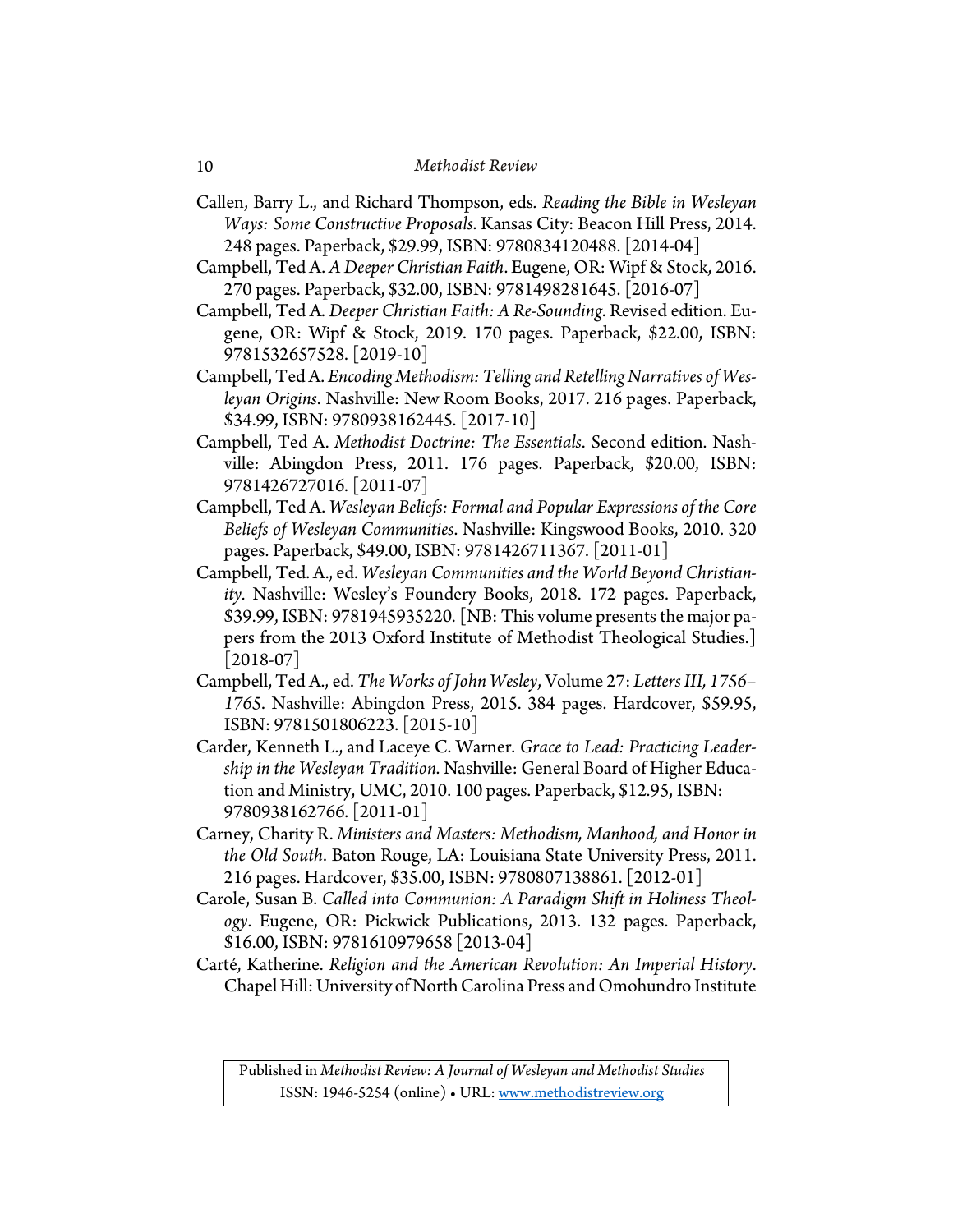Callen, Barry L., and Richard Thompson, eds. *Reading the Bible in Wesleyan Ways: Some Constructive Proposals*. Kansas City: Beacon Hill Press, 2014. 248 pages. Paperback, $29.99, ISBN: 9780834120488. [2014-04]

Campbell, Ted A. *A Deeper Christian Faith*. Eugene, OR: Wipf & Stock, 2016. 270 pages. Paperback, $32.00, ISBN: 9781498281645. [2016-07]

Campbell, Ted A. *Deeper Christian Faith: A Re-Sounding*. Revised edition. Eugene, OR: Wipf & Stock, 2019. 170 pages. Paperback, $22.00, ISBN: 9781532657528. [2019-10]

Campbell, Ted A. *Encoding Methodism: Telling and Retelling Narratives of Wesleyan Origins*. Nashville: New Room Books, 2017. 216 pages. Paperback, $34.99, ISBN: 9780938162445. [2017-10]

Campbell, Ted A. *Methodist Doctrine: The Essentials*. Second edition. Nashville: Abingdon Press, 2011. 176 pages. Paperback, $20.00, ISBN: 9781426727016. [2011-07]

Campbell, Ted A. *Wesleyan Beliefs: Formal and Popular Expressions of the Core Beliefs of Wesleyan Communities*. Nashville: Kingswood Books, 2010. 320 pages. Paperback, $49.00, ISBN: 9781426711367. [2011-01]

Campbell, Ted. A., ed. *Wesleyan Communities and the World Beyond Christianity*. Nashville: Wesley's Foundery Books, 2018. 172 pages. Paperback, $39.99, ISBN: 9781945935220. [NB: This volume presents the major papers from the 2013 Oxford Institute of Methodist Theological Studies.] [2018-07]

Campbell, Ted A., ed. *The Works of John Wesley*, Volume 27: *Letters III, 1756–1765*. Nashville: Abingdon Press, 2015. 384 pages. Hardcover, $59.95, ISBN: 9781501806223. [2015-10]

Carder, Kenneth L., and Laceye C. Warner. *Grace to Lead: Practicing Leadership in the Wesleyan Tradition*. Nashville: General Board of Higher Education and Ministry, UMC, 2010. 100 pages. Paperback, $12.95, ISBN: 9780938162766. [2011-01]

Carney, Charity R. *Ministers and Masters: Methodism, Manhood, and Honor in the Old South*. Baton Rouge, LA: Louisiana State University Press, 2011. 216 pages. Hardcover, $35.00, ISBN: 9780807138861. [2012-01]

Carole, Susan B. *Called into Communion: A Paradigm Shift in Holiness Theology*. Eugene, OR: Pickwick Publications, 2013. 132 pages. Paperback, $16.00, ISBN: 9781610979658 [2013-04]

Carté, Katherine. *Religion and the American Revolution: An Imperial History*. Chapel Hill: University of North Carolina Press and Omohundro Institute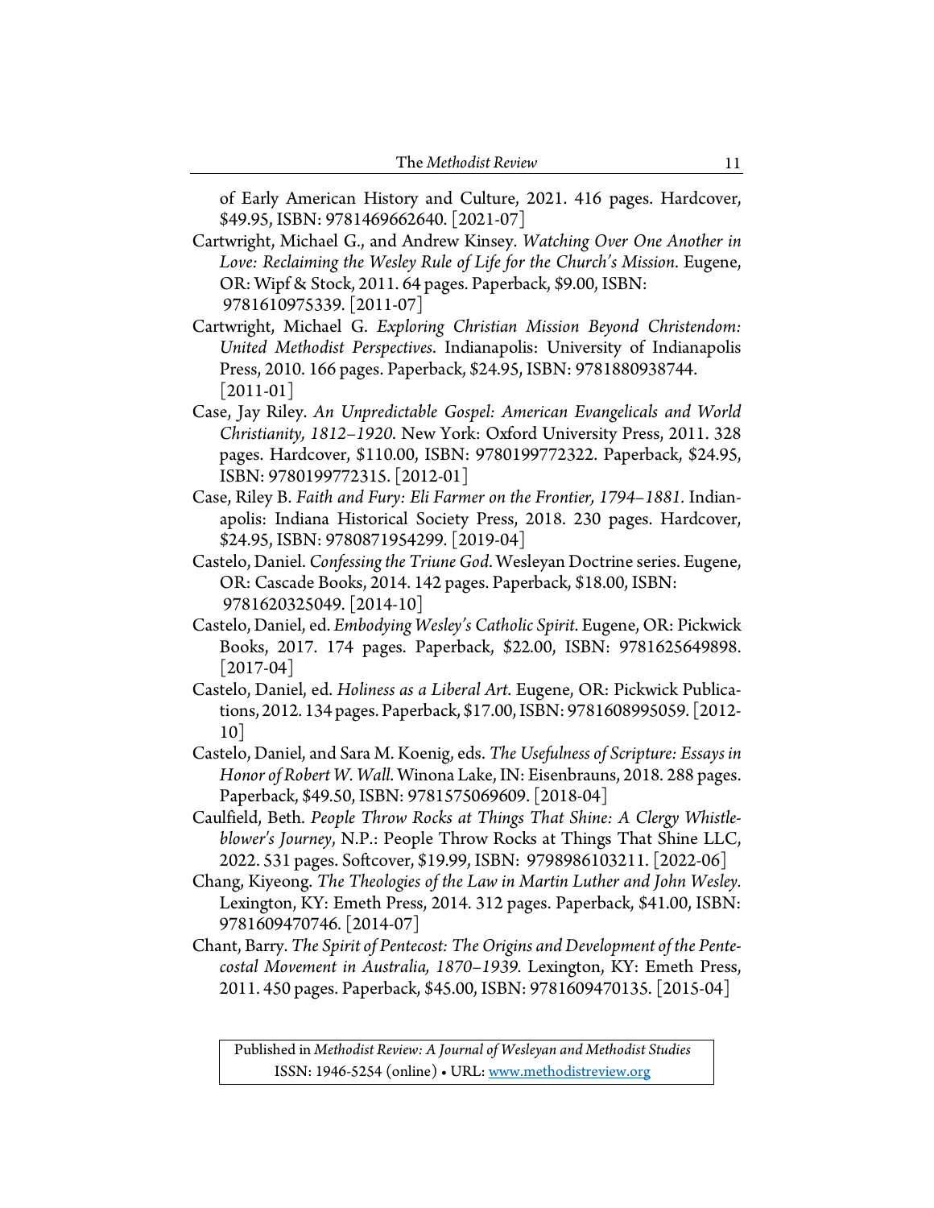of Early American History and Culture, 2021. 416 pages. Hardcover, $49.95, ISBN: 9781469662640. [2021-07]

Cartwright, Michael G., and Andrew Kinsey. *Watching Over One Another in Love: Reclaiming the Wesley Rule of Life for the Church's Mission*. Eugene, OR: Wipf & Stock, 2011. 64 pages. Paperback, $9.00, ISBN: 9781610975339. [2011-07]

Cartwright, Michael G. *Exploring Christian Mission Beyond Christendom: United Methodist Perspectives*. Indianapolis: University of Indianapolis Press, 2010. 166 pages. Paperback, $24.95, ISBN: 9781880938744. [2011-01]

Case, Jay Riley. *An Unpredictable Gospel: American Evangelicals and World Christianity, 1812–1920*. New York: Oxford University Press, 2011. 328 pages. Hardcover, $110.00, ISBN: 9780199772322. Paperback, $24.95, ISBN: 9780199772315. [2012-01]

Case, Riley B. *Faith and Fury: Eli Farmer on the Frontier, 1794–1881.* Indianapolis: Indiana Historical Society Press, 2018. 230 pages. Hardcover, $24.95, ISBN: 9780871954299. [2019-04]

Castelo, Daniel. *Confessing the Triune God*. Wesleyan Doctrine series. Eugene, OR: Cascade Books, 2014. 142 pages. Paperback, $18.00, ISBN: 9781620325049. [2014-10]

Castelo, Daniel, ed. *Embodying Wesley's Catholic Spirit*. Eugene, OR: Pickwick Books, 2017. 174 pages. Paperback, $22.00, ISBN: 9781625649898. [2017-04]

Castelo, Daniel, ed. *Holiness as a Liberal Art*. Eugene, OR: Pickwick Publications, 2012. 134 pages. Paperback, $17.00, ISBN: 9781608995059. [2012-10]

Castelo, Daniel, and Sara M. Koenig, eds. *The Usefulness of Scripture: Essays in Honor of Robert W. Wall*. Winona Lake, IN: Eisenbrauns, 2018. 288 pages. Paperback, $49.50, ISBN: 9781575069609. [2018-04]

Caulfield, Beth. *People Throw Rocks at Things That Shine: A Clergy Whistleblower's Journey*, N.P.: People Throw Rocks at Things That Shine LLC, 2022. 531 pages. Softcover, $19.99, ISBN: 9798986103211. [2022-06]

Chang, Kiyeong. *The Theologies of the Law in Martin Luther and John Wesley*. Lexington, KY: Emeth Press, 2014. 312 pages. Paperback, $41.00, ISBN: 9781609470746. [2014-07]

Chant, Barry. *The Spirit of Pentecost: The Origins and Development of the Pentecostal Movement in Australia, 1870–1939*. Lexington, KY: Emeth Press, 2011. 450 pages. Paperback, $45.00, ISBN: 9781609470135. [2015-04]

Published in *Methodist Review: A Journal of Wesleyan and Methodist Studies*
ISSN: 1946-5254 (online) • URL: www.methodistreview.org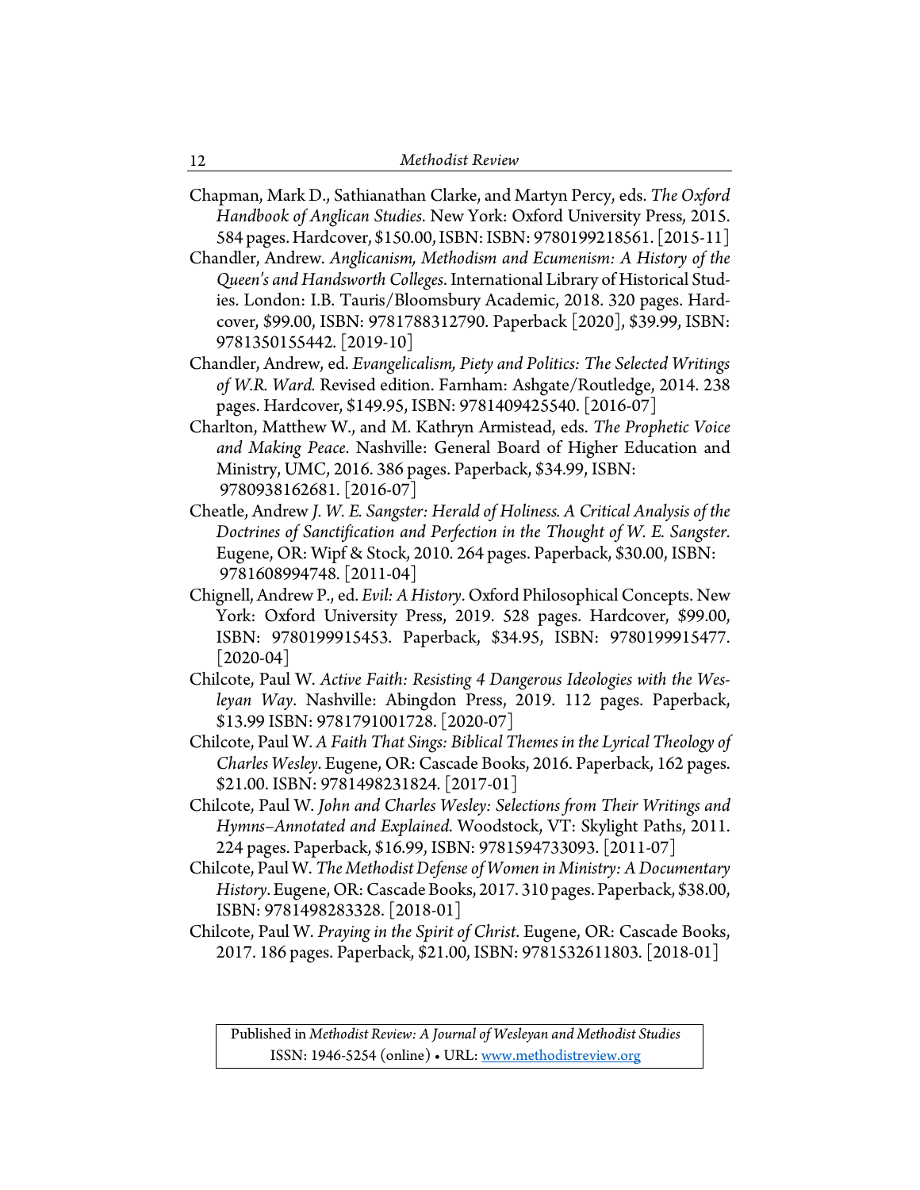Chapman, Mark D., Sathianathan Clarke, and Martyn Percy, eds. *The Oxford Handbook of Anglican Studies*. New York: Oxford University Press, 2015. 584 pages. Hardcover, $150.00, ISBN: ISBN: 9780199218561. [2015-11]

Chandler, Andrew. *Anglicanism, Methodism and Ecumenism: A History of the Queen's and Handsworth Colleges*. International Library of Historical Studies. London: I.B. Tauris/Bloomsbury Academic, 2018. 320 pages. Hardcover, $99.00, ISBN: 9781788312790. Paperback [2020], $39.99, ISBN: 9781350155442. [2019-10]

Chandler, Andrew, ed. *Evangelicalism, Piety and Politics: The Selected Writings of W.R. Ward.* Revised edition. Farnham: Ashgate/Routledge, 2014. 238 pages. Hardcover, $149.95, ISBN: 9781409425540. [2016-07]

Charlton, Matthew W., and M. Kathryn Armistead, eds. *The Prophetic Voice and Making Peace*. Nashville: General Board of Higher Education and Ministry, UMC, 2016. 386 pages. Paperback, $34.99, ISBN: 9780938162681. [2016-07]

Cheatle, Andrew *J. W. E. Sangster: Herald of Holiness. A Critical Analysis of the Doctrines of Sanctification and Perfection in the Thought of W. E. Sangster.* Eugene, OR: Wipf & Stock, 2010. 264 pages. Paperback, $30.00, ISBN: 9781608994748. [2011-04]

Chignell, Andrew P., ed. *Evil: A History*. Oxford Philosophical Concepts. New York: Oxford University Press, 2019. 528 pages. Hardcover, $99.00, ISBN: 9780199915453. Paperback, $34.95, ISBN: 9780199915477. [2020-04]

Chilcote, Paul W. *Active Faith: Resisting 4 Dangerous Ideologies with the Wesleyan Way*. Nashville: Abingdon Press, 2019. 112 pages. Paperback, $13.99 ISBN: 9781791001728. [2020-07]

Chilcote, Paul W. *A Faith That Sings: Biblical Themes in the Lyrical Theology of Charles Wesley*. Eugene, OR: Cascade Books, 2016. Paperback, 162 pages. $21.00. ISBN: 9781498231824. [2017-01]

Chilcote, Paul W. *John and Charles Wesley: Selections from Their Writings and Hymns–Annotated and Explained*. Woodstock, VT: Skylight Paths, 2011. 224 pages. Paperback, $16.99, ISBN: 9781594733093. [2011-07]

Chilcote, Paul W. *The Methodist Defense of Women in Ministry: A Documentary History*. Eugene, OR: Cascade Books, 2017. 310 pages. Paperback, $38.00, ISBN: 9781498283328. [2018-01]

Chilcote, Paul W. *Praying in the Spirit of Christ*. Eugene, OR: Cascade Books, 2017. 186 pages. Paperback, $21.00, ISBN: 9781532611803. [2018-01]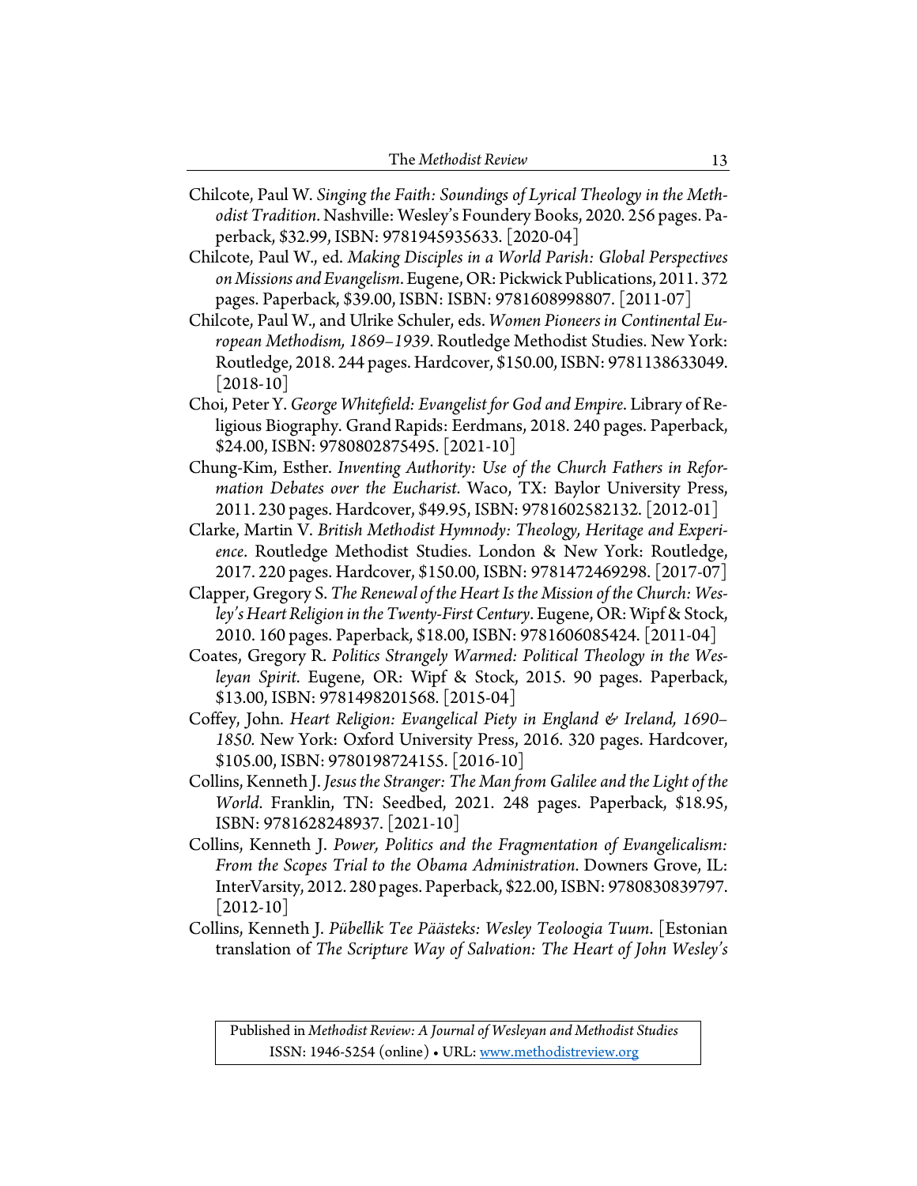Chilcote, Paul W. *Singing the Faith: Soundings of Lyrical Theology in the Methodist Tradition*. Nashville: Wesley's Foundery Books, 2020. 256 pages. Paperback, $32.99, ISBN: 9781945935633. [2020-04]

Chilcote, Paul W., ed. *Making Disciples in a World Parish: Global Perspectives on Missions and Evangelism*. Eugene, OR: Pickwick Publications, 2011. 372 pages. Paperback, $39.00, ISBN: ISBN: 9781608998807. [2011-07]

Chilcote, Paul W., and Ulrike Schuler, eds. *Women Pioneers in Continental European Methodism, 1869–1939*. Routledge Methodist Studies. New York: Routledge, 2018. 244 pages. Hardcover, $150.00, ISBN: 9781138633049. [2018-10]

Choi, Peter Y. *George Whitefield: Evangelist for God and Empire*. Library of Religious Biography. Grand Rapids: Eerdmans, 2018. 240 pages. Paperback, $24.00, ISBN: 9780802875495. [2021-10]

Chung-Kim, Esther. *Inventing Authority: Use of the Church Fathers in Reformation Debates over the Eucharist*. Waco, TX: Baylor University Press, 2011. 230 pages. Hardcover, $49.95, ISBN: 9781602582132. [2012-01]

Clarke, Martin V. *British Methodist Hymnody: Theology, Heritage and Experience*. Routledge Methodist Studies. London & New York: Routledge, 2017. 220 pages. Hardcover, $150.00, ISBN: 9781472469298. [2017-07]

Clapper, Gregory S. *The Renewal of the Heart Is the Mission of the Church: Wesley's Heart Religion in the Twenty-First Century*. Eugene, OR: Wipf & Stock, 2010. 160 pages. Paperback, $18.00, ISBN: 9781606085424. [2011-04]

Coates, Gregory R. *Politics Strangely Warmed: Political Theology in the Wesleyan Spirit*. Eugene, OR: Wipf & Stock, 2015. 90 pages. Paperback, $13.00, ISBN: 9781498201568. [2015-04]

Coffey, John. *Heart Religion: Evangelical Piety in England & Ireland, 1690–1850*. New York: Oxford University Press, 2016. 320 pages. Hardcover, $105.00, ISBN: 9780198724155. [2016-10]

Collins, Kenneth J. *Jesus the Stranger: The Man from Galilee and the Light of the World*. Franklin, TN: Seedbed, 2021. 248 pages. Paperback, $18.95, ISBN: 9781628248937. [2021-10]

Collins, Kenneth J. *Power, Politics and the Fragmentation of Evangelicalism: From the Scopes Trial to the Obama Administration*. Downers Grove, IL: InterVarsity, 2012. 280 pages. Paperback, $22.00, ISBN: 9780830839797. [2012-10]

Collins, Kenneth J. *Pübellik Tee Päästeks: Wesley Teoloogia Tuum*. [Estonian translation of *The Scripture Way of Salvation: The Heart of John Wesley's*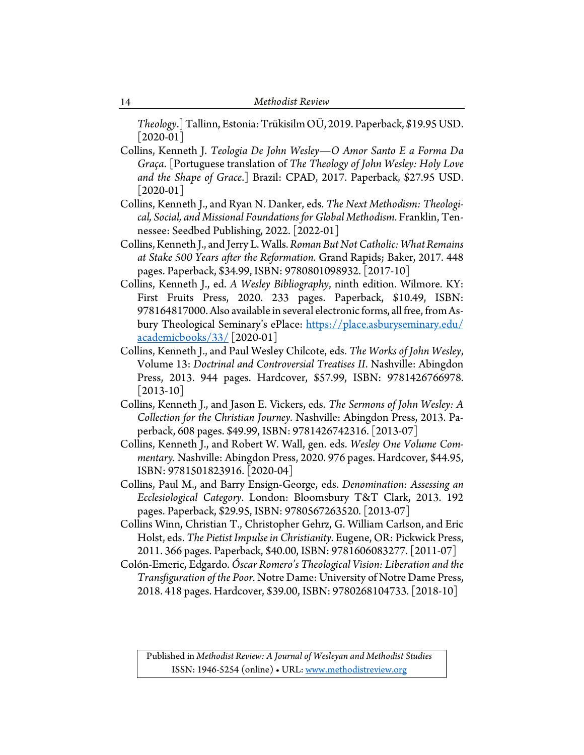*Theology*.] Tallinn, Estonia: Trükisilm OÜ, 2019. Paperback, $19.95 USD. [2020-01]

Collins, Kenneth J. *Teologia De John Wesley—O Amor Santo E a Forma Da Graça*. [Portuguese translation of *The Theology of John Wesley: Holy Love and the Shape of Grace*.] Brazil: CPAD, 2017. Paperback, $27.95 USD. [2020-01]

Collins, Kenneth J., and Ryan N. Danker, eds. *The Next Methodism: Theological, Social, and Missional Foundations for Global Methodism*. Franklin, Tennessee: Seedbed Publishing, 2022. [2022-01]

Collins, Kenneth J., and Jerry L. Walls. *Roman But Not Catholic: What Remains at Stake 500 Years after the Reformation.* Grand Rapids; Baker, 2017. 448 pages. Paperback, $34.99, ISBN: 9780801098932. [2017-10]

Collins, Kenneth J., ed. *A Wesley Bibliography*, ninth edition. Wilmore. KY: First Fruits Press, 2020. 233 pages. Paperback, $10.49, ISBN: 978164817000. Also available in several electronic forms, all free, from Asbury Theological Seminary's ePlace: https://place.asburyseminary.edu/academicbooks/33/ [2020-01]

Collins, Kenneth J., and Paul Wesley Chilcote, eds. *The Works of John Wesley*, Volume 13: *Doctrinal and Controversial Treatises II*. Nashville: Abingdon Press, 2013. 944 pages. Hardcover, $57.99, ISBN: 9781426766978. [2013-10]

Collins, Kenneth J., and Jason E. Vickers, eds. *The Sermons of John Wesley: A Collection for the Christian Journey*. Nashville: Abingdon Press, 2013. Paperback, 608 pages. $49.99, ISBN: 9781426742316. [2013-07]

Collins, Kenneth J., and Robert W. Wall, gen. eds. *Wesley One Volume Commentary.* Nashville: Abingdon Press, 2020. 976 pages. Hardcover, $44.95, ISBN: 9781501823916. [2020-04]

Collins, Paul M., and Barry Ensign-George, eds. *Denomination: Assessing an Ecclesiological Category*. London: Bloomsbury T&T Clark, 2013. 192 pages. Paperback, $29.95, ISBN: 9780567263520. [2013-07]

Collins Winn, Christian T., Christopher Gehrz, G. William Carlson, and Eric Holst, eds. *The Pietist Impulse in Christianity*. Eugene, OR: Pickwick Press, 2011. 366 pages. Paperback, $40.00, ISBN: 9781606083277. [2011-07]

Colón-Emeric, Edgardo. *Óscar Romero's Theological Vision: Liberation and the Transfiguration of the Poor.* Notre Dame: University of Notre Dame Press, 2018. 418 pages. Hardcover, $39.00, ISBN: 9780268104733. [2018-10]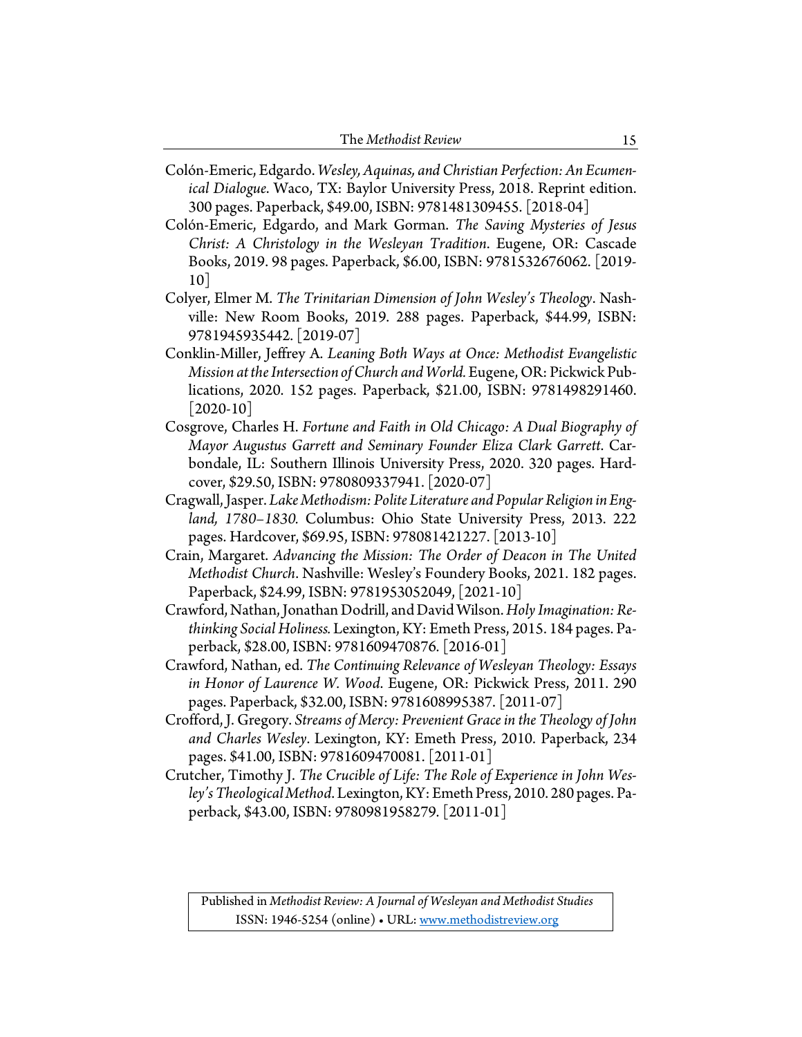Colón-Emeric, Edgardo. *Wesley, Aquinas, and Christian Perfection: An Ecumenical Dialogue*. Waco, TX: Baylor University Press, 2018. Reprint edition. 300 pages. Paperback, $49.00, ISBN: 9781481309455. [2018-04]

Colón-Emeric, Edgardo, and Mark Gorman. *The Saving Mysteries of Jesus Christ: A Christology in the Wesleyan Tradition*. Eugene, OR: Cascade Books, 2019. 98 pages. Paperback, $6.00, ISBN: 9781532676062. [2019-10]

Colyer, Elmer M. *The Trinitarian Dimension of John Wesley's Theology*. Nashville: New Room Books, 2019. 288 pages. Paperback, $44.99, ISBN: 9781945935442. [2019-07]

Conklin-Miller, Jeffrey A. *Leaning Both Ways at Once: Methodist Evangelistic Mission at the Intersection of Church and World.* Eugene, OR: Pickwick Publications, 2020. 152 pages. Paperback, $21.00, ISBN: 9781498291460. [2020-10]

Cosgrove, Charles H. *Fortune and Faith in Old Chicago: A Dual Biography of Mayor Augustus Garrett and Seminary Founder Eliza Clark Garrett*. Carbondale, IL: Southern Illinois University Press, 2020. 320 pages. Hardcover, $29.50, ISBN: 9780809337941. [2020-07]

Cragwall, Jasper. *Lake Methodism: Polite Literature and Popular Religion in England, 1780–1830.* Columbus: Ohio State University Press, 2013. 222 pages. Hardcover, $69.95, ISBN: 978081421227. [2013-10]

Crain, Margaret. *Advancing the Mission: The Order of Deacon in The United Methodist Church*. Nashville: Wesley's Foundery Books, 2021. 182 pages. Paperback, $24.99, ISBN: 9781953052049, [2021-10]

Crawford, Nathan, Jonathan Dodrill, and David Wilson. *Holy Imagination: Rethinking Social Holiness.* Lexington, KY: Emeth Press, 2015. 184 pages. Paperback, $28.00, ISBN: 9781609470876. [2016-01]

Crawford, Nathan, ed. *The Continuing Relevance of Wesleyan Theology: Essays in Honor of Laurence W. Wood*. Eugene, OR: Pickwick Press, 2011. 290 pages. Paperback, $32.00, ISBN: 9781608995387. [2011-07]

Crofford, J. Gregory. *Streams of Mercy: Prevenient Grace in the Theology of John and Charles Wesley*. Lexington, KY: Emeth Press, 2010. Paperback, 234 pages. $41.00, ISBN: 9781609470081. [2011-01]

Crutcher, Timothy J. *The Crucible of Life: The Role of Experience in John Wesley's Theological Method*. Lexington, KY: Emeth Press, 2010. 280 pages. Paperback, $43.00, ISBN: 9780981958279. [2011-01]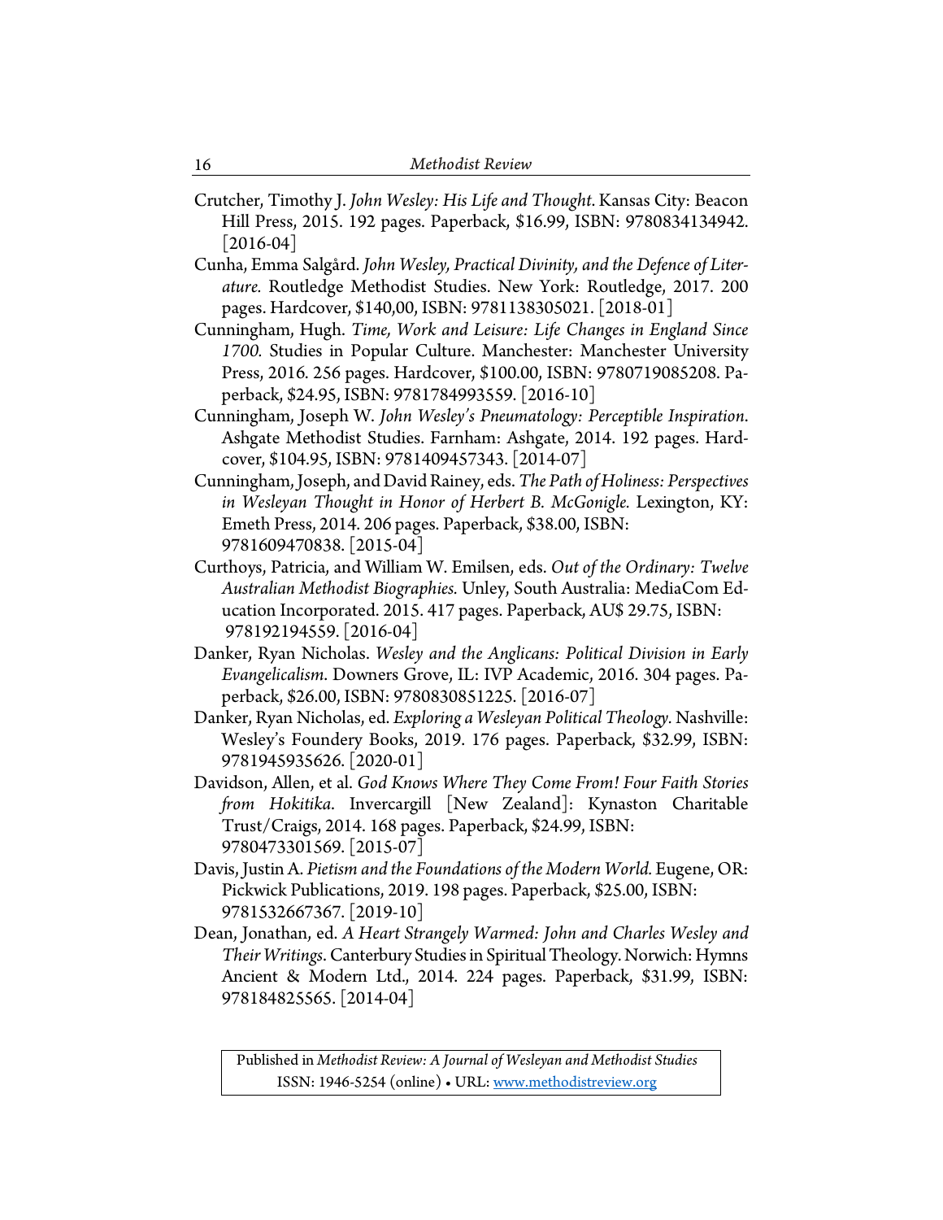Crutcher, Timothy J. *John Wesley: His Life and Thought*. Kansas City: Beacon Hill Press, 2015. 192 pages. Paperback, $16.99, ISBN: 9780834134942. [2016-04]

Cunha, Emma Salgård. *John Wesley, Practical Divinity, and the Defence of Literature.* Routledge Methodist Studies. New York: Routledge, 2017. 200 pages. Hardcover, $140,00, ISBN: 9781138305021. [2018-01]

Cunningham, Hugh. *Time, Work and Leisure: Life Changes in England Since 1700.* Studies in Popular Culture. Manchester: Manchester University Press, 2016. 256 pages. Hardcover, $100.00, ISBN: 9780719085208. Paperback, $24.95, ISBN: 9781784993559. [2016-10]

Cunningham, Joseph W. *John Wesley's Pneumatology: Perceptible Inspiration*. Ashgate Methodist Studies. Farnham: Ashgate, 2014. 192 pages. Hardcover, $104.95, ISBN: 9781409457343. [2014-07]

Cunningham, Joseph, and David Rainey, eds. *The Path of Holiness: Perspectives in Wesleyan Thought in Honor of Herbert B. McGonigle.* Lexington, KY: Emeth Press, 2014. 206 pages. Paperback, $38.00, ISBN: 9781609470838. [2015-04]

Curthoys, Patricia, and William W. Emilsen, eds. *Out of the Ordinary: Twelve Australian Methodist Biographies.* Unley, South Australia: MediaCom Education Incorporated. 2015. 417 pages. Paperback, AU$ 29.75, ISBN: 978192194559. [2016-04]

Danker, Ryan Nicholas. *Wesley and the Anglicans: Political Division in Early Evangelicalism*. Downers Grove, IL: IVP Academic, 2016. 304 pages. Paperback, $26.00, ISBN: 9780830851225. [2016-07]

Danker, Ryan Nicholas, ed. *Exploring a Wesleyan Political Theology.* Nashville: Wesley's Foundery Books, 2019. 176 pages. Paperback, $32.99, ISBN: 9781945935626. [2020-01]

Davidson, Allen, et al. *God Knows Where They Come From! Four Faith Stories from Hokitika*. Invercargill [New Zealand]: Kynaston Charitable Trust/Craigs, 2014. 168 pages. Paperback, $24.99, ISBN: 9780473301569. [2015-07]

Davis, Justin A. *Pietism and the Foundations of the Modern World.* Eugene, OR: Pickwick Publications, 2019. 198 pages. Paperback, $25.00, ISBN: 9781532667367. [2019-10]

Dean, Jonathan, ed. *A Heart Strangely Warmed: John and Charles Wesley and Their Writings*. Canterbury Studies in Spiritual Theology. Norwich: Hymns Ancient & Modern Ltd., 2014. 224 pages. Paperback, $31.99, ISBN: 978184825565. [2014-04]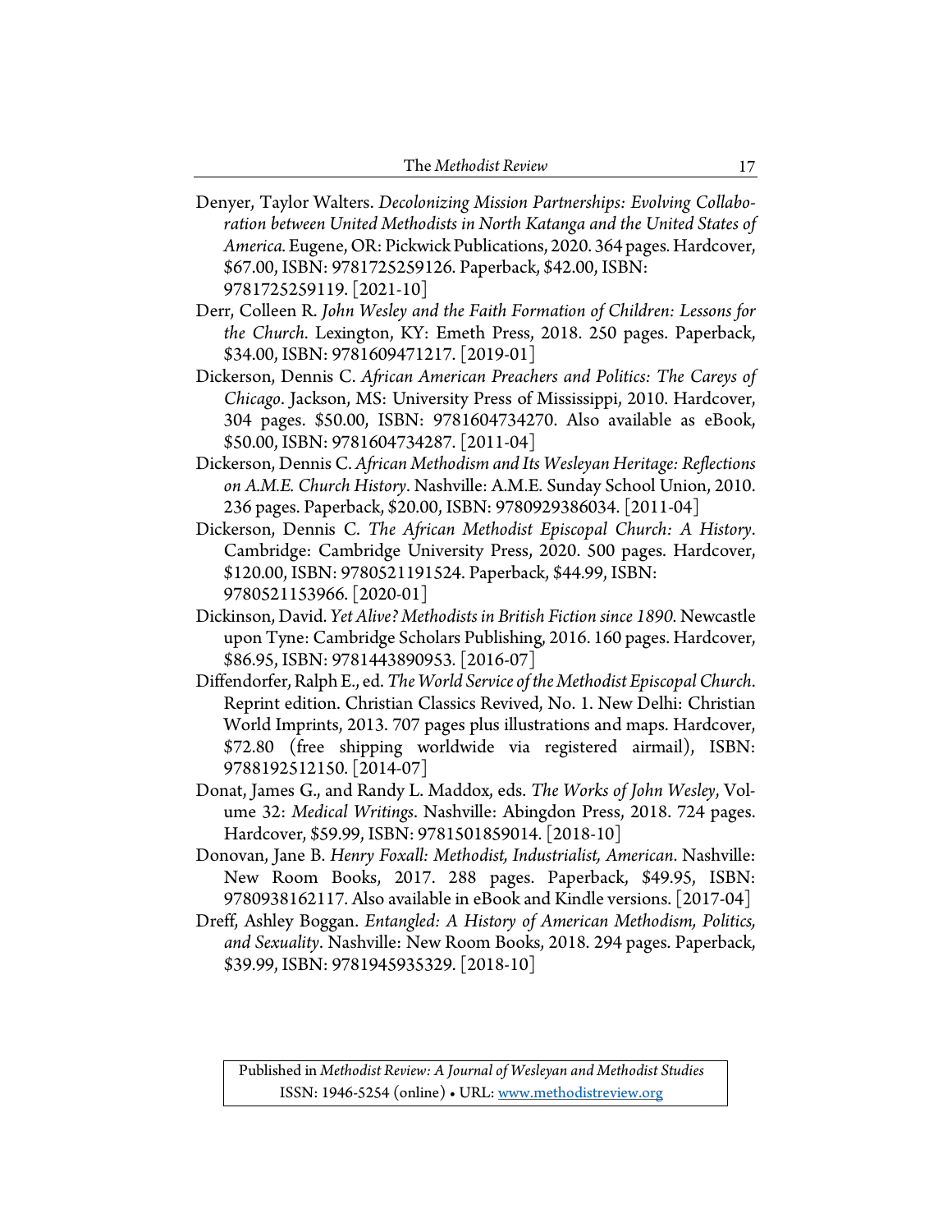Denyer, Taylor Walters. *Decolonizing Mission Partnerships: Evolving Collaboration between United Methodists in North Katanga and the United States of America.* Eugene, OR: Pickwick Publications, 2020. 364 pages. Hardcover, $67.00, ISBN: 9781725259126. Paperback, $42.00, ISBN: 9781725259119. [2021-10]

Derr, Colleen R. *John Wesley and the Faith Formation of Children: Lessons for the Church*. Lexington, KY: Emeth Press, 2018. 250 pages. Paperback, $34.00, ISBN: 9781609471217. [2019-01]

Dickerson, Dennis C. *African American Preachers and Politics: The Careys of Chicago*. Jackson, MS: University Press of Mississippi, 2010. Hardcover, 304 pages. $50.00, ISBN: 9781604734270. Also available as eBook, $50.00, ISBN: 9781604734287. [2011-04]

Dickerson, Dennis C. *African Methodism and Its Wesleyan Heritage: Reflections on A.M.E. Church History*. Nashville: A.M.E. Sunday School Union, 2010. 236 pages. Paperback, $20.00, ISBN: 9780929386034. [2011-04]

Dickerson, Dennis C. *The African Methodist Episcopal Church: A History*. Cambridge: Cambridge University Press, 2020. 500 pages. Hardcover, $120.00, ISBN: 9780521191524. Paperback, $44.99, ISBN: 9780521153966. [2020-01]

Dickinson, David. *Yet Alive? Methodists in British Fiction since 1890.* Newcastle upon Tyne: Cambridge Scholars Publishing, 2016. 160 pages. Hardcover, $86.95, ISBN: 9781443890953. [2016-07]

Diffendorfer, Ralph E., ed. *The World Service of the Methodist Episcopal Church*. Reprint edition. Christian Classics Revived, No. 1. New Delhi: Christian World Imprints, 2013. 707 pages plus illustrations and maps. Hardcover, $72.80 (free shipping worldwide via registered airmail), ISBN: 9788192512150. [2014-07]

Donat, James G., and Randy L. Maddox, eds. *The Works of John Wesley*, Volume 32: *Medical Writings*. Nashville: Abingdon Press, 2018. 724 pages. Hardcover, $59.99, ISBN: 9781501859014. [2018-10]

Donovan, Jane B. *Henry Foxall: Methodist, Industrialist, American*. Nashville: New Room Books, 2017. 288 pages. Paperback, $49.95, ISBN: 9780938162117. Also available in eBook and Kindle versions. [2017-04]

Dreff, Ashley Boggan. *Entangled: A History of American Methodism, Politics, and Sexuality*. Nashville: New Room Books, 2018. 294 pages. Paperback, $39.99, ISBN: 9781945935329. [2018-10]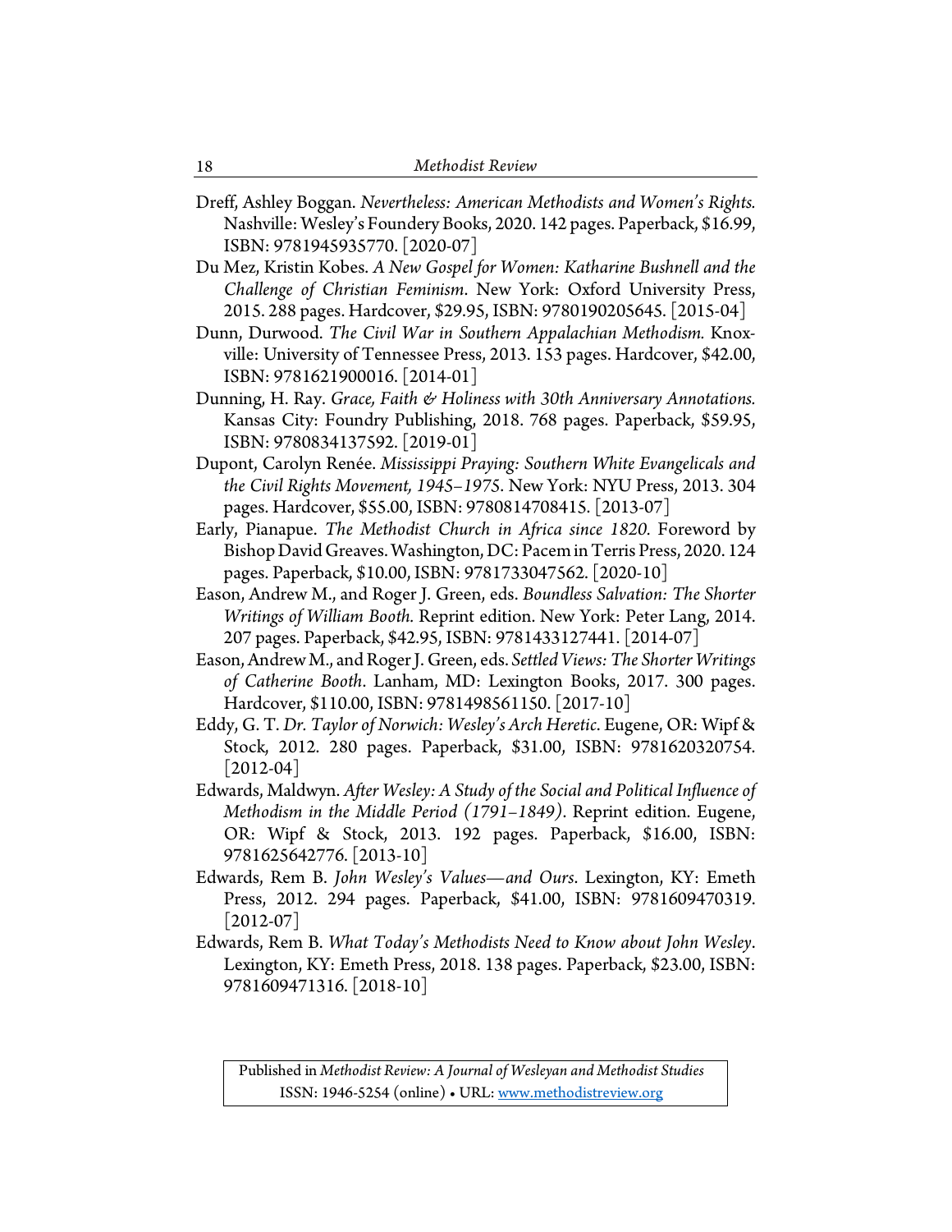Dreff, Ashley Boggan. *Nevertheless: American Methodists and Women's Rights.* Nashville: Wesley's Foundery Books, 2020. 142 pages. Paperback, $16.99, ISBN: 9781945935770. [2020-07]

Du Mez, Kristin Kobes. *A New Gospel for Women: Katharine Bushnell and the Challenge of Christian Feminism*. New York: Oxford University Press, 2015. 288 pages. Hardcover, $29.95, ISBN: 9780190205645. [2015-04]

Dunn, Durwood. *The Civil War in Southern Appalachian Methodism.* Knoxville: University of Tennessee Press, 2013. 153 pages. Hardcover, $42.00, ISBN: 9781621900016. [2014-01]

Dunning, H. Ray. *Grace, Faith & Holiness with 30th Anniversary Annotations.* Kansas City: Foundry Publishing, 2018. 768 pages. Paperback, $59.95, ISBN: 9780834137592. [2019-01]

Dupont, Carolyn Renée. *Mississippi Praying: Southern White Evangelicals and the Civil Rights Movement, 1945–1975.* New York: NYU Press, 2013. 304 pages. Hardcover, $55.00, ISBN: 9780814708415. [2013-07]

Early, Pianapue. *The Methodist Church in Africa since 1820.* Foreword by Bishop David Greaves. Washington, DC: Pacem in Terris Press, 2020. 124 pages. Paperback, $10.00, ISBN: 9781733047562. [2020-10]

Eason, Andrew M., and Roger J. Green, eds. *Boundless Salvation: The Shorter Writings of William Booth.* Reprint edition. New York: Peter Lang, 2014. 207 pages. Paperback, $42.95, ISBN: 9781433127441. [2014-07]

Eason, Andrew M., and Roger J. Green, eds. *Settled Views: The Shorter Writings of Catherine Booth*. Lanham, MD: Lexington Books, 2017. 300 pages. Hardcover, $110.00, ISBN: 9781498561150. [2017-10]

Eddy, G. T. *Dr. Taylor of Norwich: Wesley's Arch Heretic*. Eugene, OR: Wipf & Stock, 2012. 280 pages. Paperback, $31.00, ISBN: 9781620320754. [2012-04]

Edwards, Maldwyn. *After Wesley: A Study of the Social and Political Influence of Methodism in the Middle Period (1791–1849)*. Reprint edition. Eugene, OR: Wipf & Stock, 2013. 192 pages. Paperback, $16.00, ISBN: 9781625642776. [2013-10]

Edwards, Rem B. *John Wesley's Values—and Ours*. Lexington, KY: Emeth Press, 2012. 294 pages. Paperback, $41.00, ISBN: 9781609470319. [2012-07]

Edwards, Rem B. *What Today's Methodists Need to Know about John Wesley*. Lexington, KY: Emeth Press, 2018. 138 pages. Paperback, $23.00, ISBN: 9781609471316. [2018-10]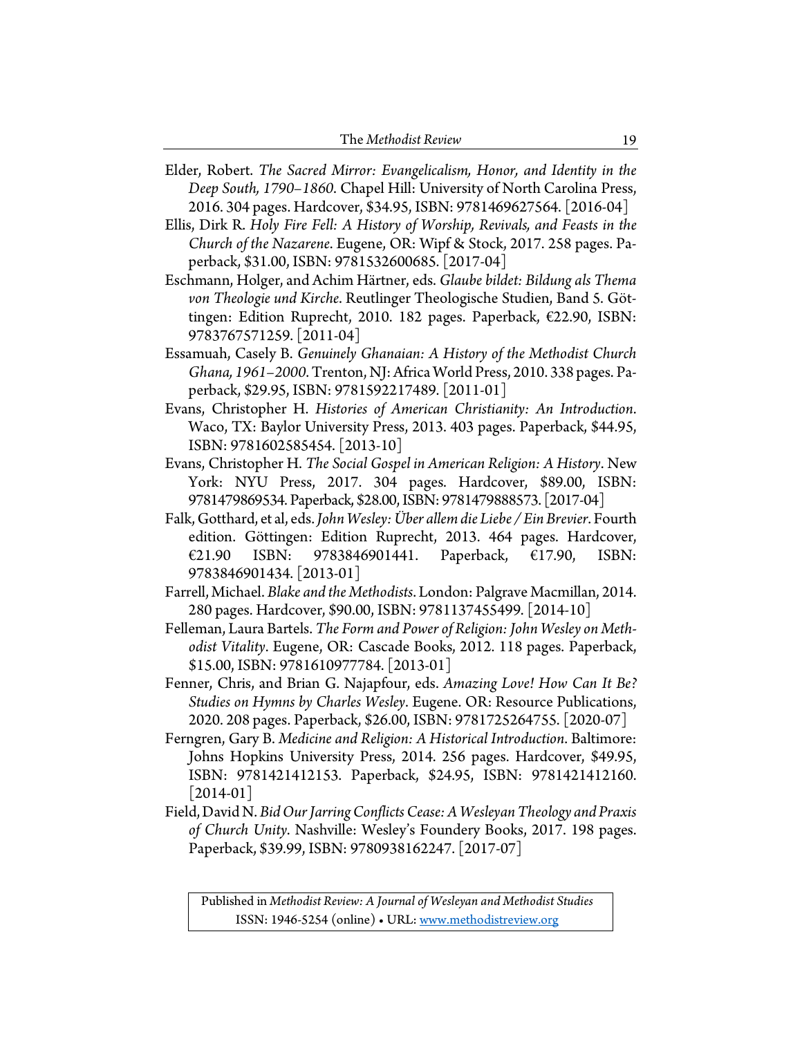Elder, Robert. *The Sacred Mirror: Evangelicalism, Honor, and Identity in the Deep South, 1790–1860*. Chapel Hill: University of North Carolina Press, 2016. 304 pages. Hardcover, $34.95, ISBN: 9781469627564. [2016-04]

Ellis, Dirk R. *Holy Fire Fell: A History of Worship, Revivals, and Feasts in the Church of the Nazarene*. Eugene, OR: Wipf & Stock, 2017. 258 pages. Paperback, $31.00, ISBN: 9781532600685. [2017-04]

Eschmann, Holger, and Achim Härtner, eds. *Glaube bildet: Bildung als Thema von Theologie und Kirche*. Reutlinger Theologische Studien, Band 5. Göttingen: Edition Ruprecht, 2010. 182 pages. Paperback, €22.90, ISBN: 9783767571259. [2011-04]

Essamuah, Casely B. *Genuinely Ghanaian: A History of the Methodist Church Ghana, 1961–2000*. Trenton, NJ: Africa World Press, 2010. 338 pages. Paperback, $29.95, ISBN: 9781592217489. [2011-01]

Evans, Christopher H. *Histories of American Christianity: An Introduction*. Waco, TX: Baylor University Press, 2013. 403 pages. Paperback, $44.95, ISBN: 9781602585454. [2013-10]

Evans, Christopher H. *The Social Gospel in American Religion: A History*. New York: NYU Press, 2017. 304 pages. Hardcover, $89.00, ISBN: 9781479869534. Paperback, $28.00, ISBN: 9781479888573. [2017-04]

Falk, Gotthard, et al, eds. *John Wesley: Über allem die Liebe / Ein Brevier*. Fourth edition. Göttingen: Edition Ruprecht, 2013. 464 pages. Hardcover, €21.90 ISBN: 9783846901441. Paperback, €17.90, ISBN: 9783846901434. [2013-01]

Farrell, Michael. *Blake and the Methodists*. London: Palgrave Macmillan, 2014. 280 pages. Hardcover, $90.00, ISBN: 9781137455499. [2014-10]

Felleman, Laura Bartels. *The Form and Power of Religion: John Wesley on Methodist Vitality*. Eugene, OR: Cascade Books, 2012. 118 pages. Paperback, $15.00, ISBN: 9781610977784. [2013-01]

Fenner, Chris, and Brian G. Najapfour, eds. *Amazing Love! How Can It Be? Studies on Hymns by Charles Wesley*. Eugene. OR: Resource Publications, 2020. 208 pages. Paperback, $26.00, ISBN: 9781725264755. [2020-07]

Ferngren, Gary B. *Medicine and Religion: A Historical Introduction*. Baltimore: Johns Hopkins University Press, 2014. 256 pages. Hardcover, $49.95, ISBN: 9781421412153. Paperback, $24.95, ISBN: 9781421412160. [2014-01]

Field, David N. *Bid Our Jarring Conflicts Cease: A Wesleyan Theology and Praxis of Church Unity*. Nashville: Wesley's Foundery Books, 2017. 198 pages. Paperback, $39.99, ISBN: 9780938162247. [2017-07]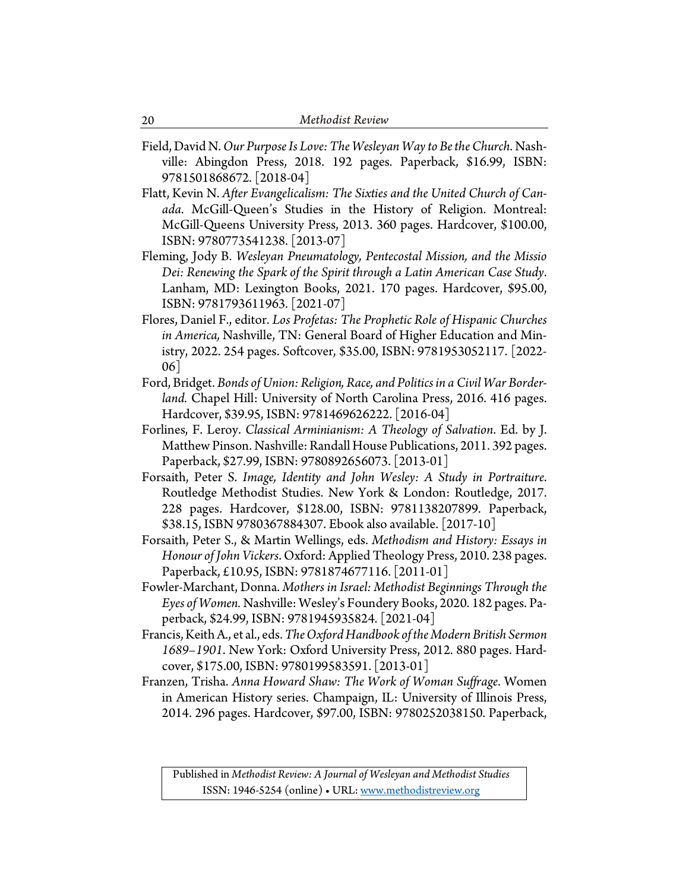Field, David N. *Our Purpose Is Love: The Wesleyan Way to Be the Church*. Nashville: Abingdon Press, 2018. 192 pages. Paperback, $16.99, ISBN: 9781501868672. [2018-04]

Flatt, Kevin N. *After Evangelicalism: The Sixties and the United Church of Canada*. McGill-Queen's Studies in the History of Religion. Montreal: McGill-Queens University Press, 2013. 360 pages. Hardcover, $100.00, ISBN: 9780773541238. [2013-07]

Fleming, Jody B. *Wesleyan Pneumatology, Pentecostal Mission, and the Missio Dei: Renewing the Spark of the Spirit through a Latin American Case Study*. Lanham, MD: Lexington Books, 2021. 170 pages. Hardcover, $95.00, ISBN: 9781793611963. [2021-07]

Flores, Daniel F., editor. *Los Profetas: The Prophetic Role of Hispanic Churches in America,* Nashville, TN: General Board of Higher Education and Ministry, 2022. 254 pages. Softcover, $35.00, ISBN: 9781953052117. [2022-06]

Ford, Bridget. *Bonds of Union: Religion, Race, and Politics in a Civil War Borderland.* Chapel Hill: University of North Carolina Press, 2016. 416 pages. Hardcover, $39.95, ISBN: 9781469626222. [2016-04]

Forlines, F. Leroy. *Classical Arminianism: A Theology of Salvation*. Ed. by J. Matthew Pinson. Nashville: Randall House Publications, 2011. 392 pages. Paperback, $27.99, ISBN: 9780892656073. [2013-01]

Forsaith, Peter S. *Image, Identity and John Wesley: A Study in Portraiture*. Routledge Methodist Studies. New York & London: Routledge, 2017. 228 pages. Hardcover, $128.00, ISBN: 9781138207899. Paperback, $38.15, ISBN 9780367884307. Ebook also available. [2017-10]

Forsaith, Peter S., & Martin Wellings, eds. *Methodism and History: Essays in Honour of John Vickers*. Oxford: Applied Theology Press, 2010. 238 pages. Paperback, £10.95, ISBN: 9781874677116. [2011-01]

Fowler-Marchant, Donna. *Mothers in Israel: Methodist Beginnings Through the Eyes of Women.* Nashville: Wesley's Foundery Books, 2020. 182 pages. Paperback, $24.99, ISBN: 9781945935824. [2021-04]

Francis, Keith A., et al., eds. *The Oxford Handbook of the Modern British Sermon 1689–1901*. New York: Oxford University Press, 2012. 880 pages. Hardcover, $175.00, ISBN: 9780199583591. [2013-01]

Franzen, Trisha. *Anna Howard Shaw: The Work of Woman Suffrage*. Women in American History series. Champaign, IL: University of Illinois Press, 2014. 296 pages. Hardcover, $97.00, ISBN: 9780252038150. Paperback,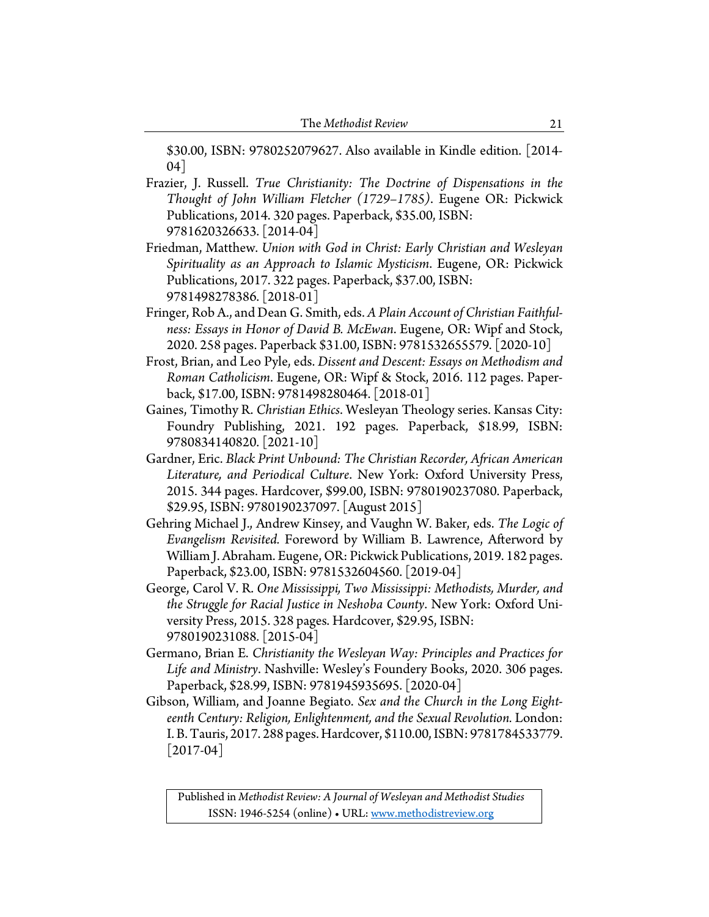$30.00, ISBN: 9780252079627. Also available in Kindle edition. [2014-04]

Frazier, J. Russell. *True Christianity: The Doctrine of Dispensations in the Thought of John William Fletcher (1729–1785)*. Eugene OR: Pickwick Publications, 2014. 320 pages. Paperback, $35.00, ISBN: 9781620326633. [2014-04]

Friedman, Matthew. *Union with God in Christ: Early Christian and Wesleyan Spirituality as an Approach to Islamic Mysticism*. Eugene, OR: Pickwick Publications, 2017. 322 pages. Paperback, $37.00, ISBN: 9781498278386. [2018-01]

Fringer, Rob A., and Dean G. Smith, eds. *A Plain Account of Christian Faithfulness: Essays in Honor of David B. McEwan*. Eugene, OR: Wipf and Stock, 2020. 258 pages. Paperback $31.00, ISBN: 9781532655579. [2020-10]

Frost, Brian, and Leo Pyle, eds. *Dissent and Descent: Essays on Methodism and Roman Catholicism*. Eugene, OR: Wipf & Stock, 2016. 112 pages. Paperback, $17.00, ISBN: 9781498280464. [2018-01]

Gaines, Timothy R. *Christian Ethics*. Wesleyan Theology series. Kansas City: Foundry Publishing, 2021. 192 pages. Paperback, $18.99, ISBN: 9780834140820. [2021-10]

Gardner, Eric. *Black Print Unbound: The Christian Recorder, African American Literature, and Periodical Culture*. New York: Oxford University Press, 2015. 344 pages. Hardcover, $99.00, ISBN: 9780190237080. Paperback, $29.95, ISBN: 9780190237097. [August 2015]

Gehring Michael J., Andrew Kinsey, and Vaughn W. Baker, eds. *The Logic of Evangelism Revisited.* Foreword by William B. Lawrence, Afterword by William J. Abraham. Eugene, OR: Pickwick Publications, 2019. 182 pages. Paperback, $23.00, ISBN: 9781532604560. [2019-04]

George, Carol V. R. *One Mississippi, Two Mississippi: Methodists, Murder, and the Struggle for Racial Justice in Neshoba County*. New York: Oxford University Press, 2015. 328 pages. Hardcover, $29.95, ISBN: 9780190231088. [2015-04]

Germano, Brian E. *Christianity the Wesleyan Way: Principles and Practices for Life and Ministry*. Nashville: Wesley's Foundery Books, 2020. 306 pages. Paperback, $28.99, ISBN: 9781945935695. [2020-04]

Gibson, William, and Joanne Begiato. *Sex and the Church in the Long Eighteenth Century: Religion, Enlightenment, and the Sexual Revolution.* London: I. B. Tauris, 2017. 288 pages. Hardcover, $110.00, ISBN: 9781784533779. [2017-04]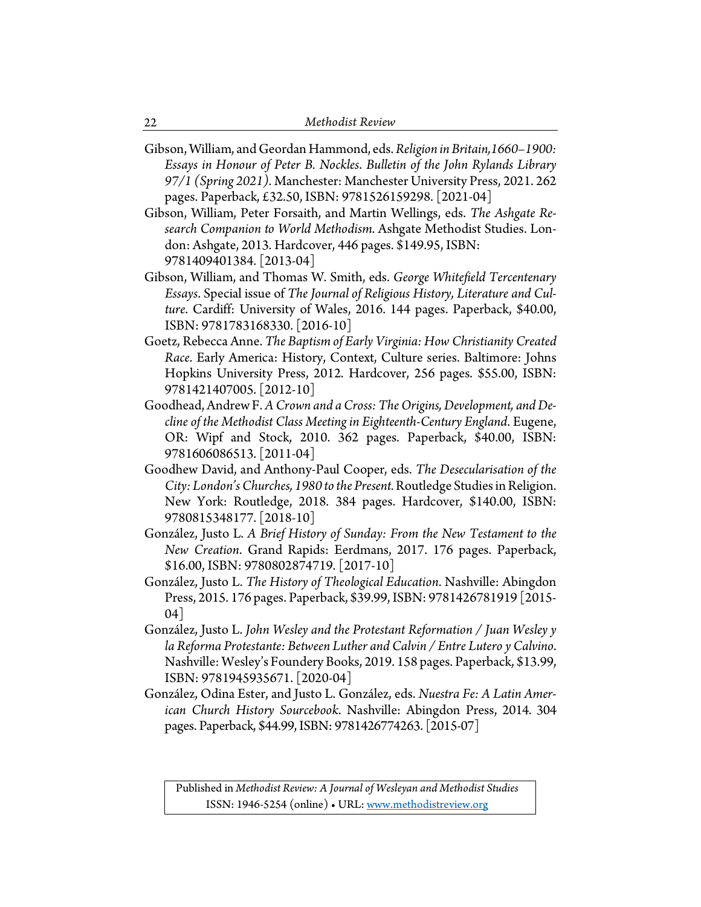Gibson, William, and Geordan Hammond, eds. *Religion in Britain,1660–1900: Essays in Honour of Peter B. Nockles. Bulletin of the John Rylands Library 97/1 (Spring 2021)*. Manchester: Manchester University Press, 2021. 262 pages. Paperback, £32.50, ISBN: 9781526159298. [2021-04]

Gibson, William, Peter Forsaith, and Martin Wellings, eds. *The Ashgate Research Companion to World Methodism*. Ashgate Methodist Studies. London: Ashgate, 2013. Hardcover, 446 pages. $149.95, ISBN: 9781409401384. [2013-04]

Gibson, William, and Thomas W. Smith, eds. *George Whitefield Tercentenary Essays*. Special issue of *The Journal of Religious History, Literature and Culture*. Cardiff: University of Wales, 2016. 144 pages. Paperback, $40.00, ISBN: 9781783168330. [2016-10]

Goetz, Rebecca Anne. *The Baptism of Early Virginia: How Christianity Created Race*. Early America: History, Context, Culture series. Baltimore: Johns Hopkins University Press, 2012. Hardcover, 256 pages. $55.00, ISBN: 9781421407005. [2012-10]

Goodhead, Andrew F. *A Crown and a Cross: The Origins, Development, and Decline of the Methodist Class Meeting in Eighteenth-Century England*. Eugene, OR: Wipf and Stock, 2010. 362 pages. Paperback, $40.00, ISBN: 9781606086513. [2011-04]

Goodhew David, and Anthony-Paul Cooper, eds. *The Desecularisation of the City: London's Churches, 1980 to the Present.* Routledge Studies in Religion. New York: Routledge, 2018. 384 pages. Hardcover, $140.00, ISBN: 9780815348177. [2018-10]

González, Justo L. *A Brief History of Sunday: From the New Testament to the New Creation*. Grand Rapids: Eerdmans, 2017. 176 pages. Paperback, $16.00, ISBN: 9780802874719. [2017-10]

González, Justo L. *The History of Theological Education*. Nashville: Abingdon Press, 2015. 176 pages. Paperback, $39.99, ISBN: 9781426781919 [2015-04]

González, Justo L. *John Wesley and the Protestant Reformation / Juan Wesley y la Reforma Protestante: Between Luther and Calvin / Entre Lutero y Calvino*. Nashville: Wesley's Foundery Books, 2019. 158 pages. Paperback, $13.99, ISBN: 9781945935671. [2020-04]

González, Odina Ester, and Justo L. González, eds. *Nuestra Fe: A Latin American Church History Sourcebook*. Nashville: Abingdon Press, 2014. 304 pages. Paperback, $44.99, ISBN: 9781426774263. [2015-07]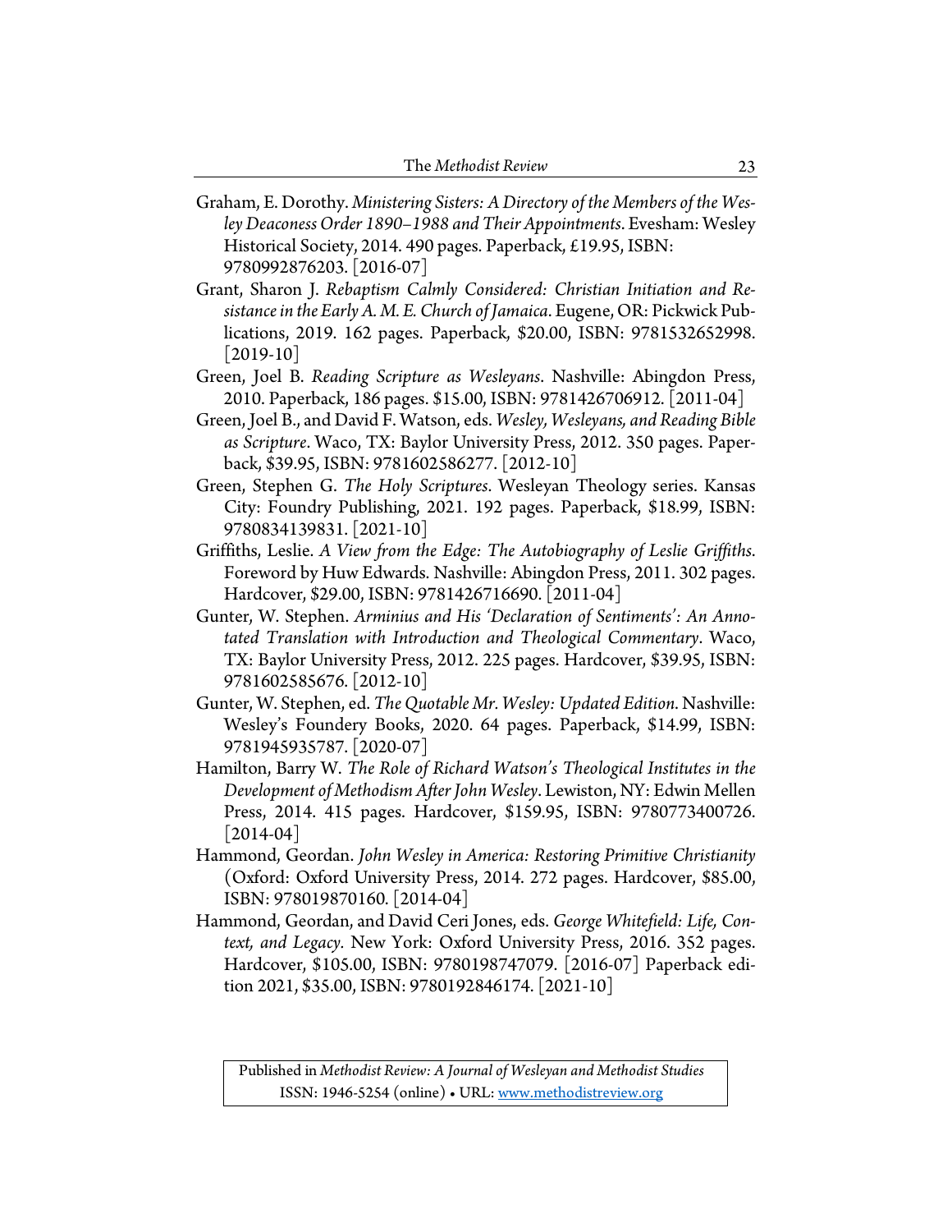Graham, E. Dorothy. *Ministering Sisters: A Directory of the Members of the Wesley Deaconess Order 1890–1988 and Their Appointments*. Evesham: Wesley Historical Society, 2014. 490 pages. Paperback, £19.95, ISBN: 9780992876203. [2016-07]

Grant, Sharon J. *Rebaptism Calmly Considered: Christian Initiation and Resistance in the Early A. M. E. Church of Jamaica*. Eugene, OR: Pickwick Publications, 2019. 162 pages. Paperback, $20.00, ISBN: 9781532652998. [2019-10]

Green, Joel B. *Reading Scripture as Wesleyans*. Nashville: Abingdon Press, 2010. Paperback, 186 pages. $15.00, ISBN: 9781426706912. [2011-04]

Green, Joel B., and David F. Watson, eds. *Wesley, Wesleyans, and Reading Bible as Scripture*. Waco, TX: Baylor University Press, 2012. 350 pages. Paperback, $39.95, ISBN: 9781602586277. [2012-10]

Green, Stephen G. *The Holy Scriptures*. Wesleyan Theology series. Kansas City: Foundry Publishing, 2021. 192 pages. Paperback, $18.99, ISBN: 9780834139831. [2021-10]

Griffiths, Leslie. *A View from the Edge: The Autobiography of Leslie Griffiths*. Foreword by Huw Edwards. Nashville: Abingdon Press, 2011. 302 pages. Hardcover, $29.00, ISBN: 9781426716690. [2011-04]

Gunter, W. Stephen. *Arminius and His 'Declaration of Sentiments': An Annotated Translation with Introduction and Theological Commentary*. Waco, TX: Baylor University Press, 2012. 225 pages. Hardcover, $39.95, ISBN: 9781602585676. [2012-10]

Gunter, W. Stephen, ed. *The Quotable Mr. Wesley: Updated Edition*. Nashville: Wesley's Foundery Books, 2020. 64 pages. Paperback, $14.99, ISBN: 9781945935787. [2020-07]

Hamilton, Barry W. *The Role of Richard Watson's Theological Institutes in the Development of Methodism After John Wesley*. Lewiston, NY: Edwin Mellen Press, 2014. 415 pages. Hardcover, $159.95, ISBN: 9780773400726. [2014-04]

Hammond, Geordan. *John Wesley in America: Restoring Primitive Christianity* (Oxford: Oxford University Press, 2014. 272 pages. Hardcover, $85.00, ISBN: 978019870160. [2014-04]

Hammond, Geordan, and David Ceri Jones, eds. *George Whitefield: Life, Context, and Legacy*. New York: Oxford University Press, 2016. 352 pages. Hardcover, $105.00, ISBN: 9780198747079. [2016-07] Paperback edition 2021, $35.00, ISBN: 9780192846174. [2021-10]

Published in *Methodist Review: A Journal of Wesleyan and Methodist Studies*
ISSN: 1946-5254 (online) • URL: www.methodistreview.org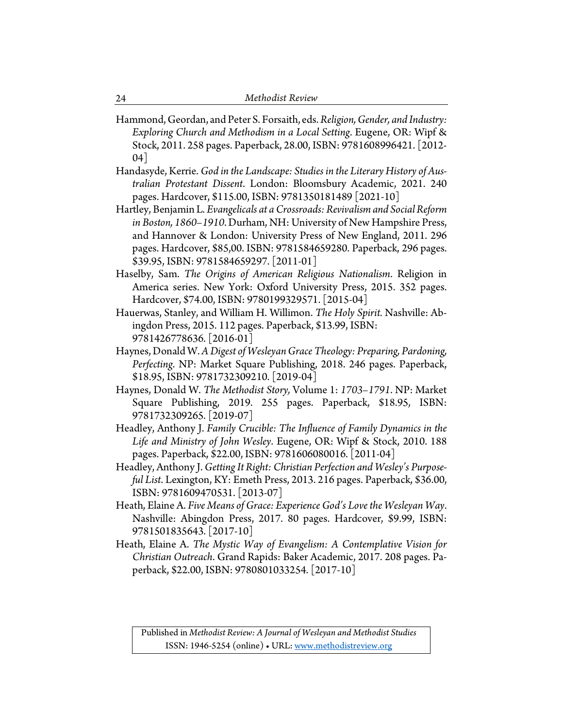Hammond, Geordan, and Peter S. Forsaith, eds. *Religion, Gender, and Industry: Exploring Church and Methodism in a Local Setting*. Eugene, OR: Wipf & Stock, 2011. 258 pages. Paperback, 28.00, ISBN: 9781608996421. [2012-04]

Handasyde, Kerrie. *God in the Landscape: Studies in the Literary History of Australian Protestant Dissent*. London: Bloomsbury Academic, 2021. 240 pages. Hardcover, $115.00, ISBN: 9781350181489 [2021-10]

Hartley, Benjamin L. *Evangelicals at a Crossroads: Revivalism and Social Reform in Boston, 1860–1910*. Durham, NH: University of New Hampshire Press, and Hannover & London: University Press of New England, 2011. 296 pages. Hardcover, $85,00. ISBN: 9781584659280. Paperback, 296 pages. $39.95, ISBN: 9781584659297. [2011-01]

Haselby, Sam. *The Origins of American Religious Nationalism*. Religion in America series. New York: Oxford University Press, 2015. 352 pages. Hardcover, $74.00, ISBN: 9780199329571. [2015-04]

Hauerwas, Stanley, and William H. Willimon. *The Holy Spirit.* Nashville: Abingdon Press, 2015. 112 pages. Paperback, $13.99, ISBN: 9781426778636. [2016-01]

Haynes, Donald W. *A Digest of Wesleyan Grace Theology: Preparing, Pardoning, Perfecting*. NP: Market Square Publishing, 2018. 246 pages. Paperback, $18.95, ISBN: 9781732309210. [2019-04]

Haynes, Donald W. *The Methodist Story,* Volume 1: *1703–1791*. NP: Market Square Publishing, 2019. 255 pages. Paperback, $18.95, ISBN: 9781732309265. [2019-07]

Headley, Anthony J. *Family Crucible: The Influence of Family Dynamics in the Life and Ministry of John Wesley*. Eugene, OR: Wipf & Stock, 2010. 188 pages. Paperback, $22.00, ISBN: 9781606080016. [2011-04]

Headley, Anthony J. *Getting It Right: Christian Perfection and Wesley's Purposeful List*. Lexington, KY: Emeth Press, 2013. 216 pages. Paperback, $36.00, ISBN: 9781609470531. [2013-07]

Heath, Elaine A. *Five Means of Grace: Experience God's Love the Wesleyan Way*. Nashville: Abingdon Press, 2017. 80 pages. Hardcover, $9.99, ISBN: 9781501835643. [2017-10]

Heath, Elaine A. *The Mystic Way of Evangelism: A Contemplative Vision for Christian Outreach*. Grand Rapids: Baker Academic, 2017. 208 pages. Paperback, $22.00, ISBN: 9780801033254. [2017-10]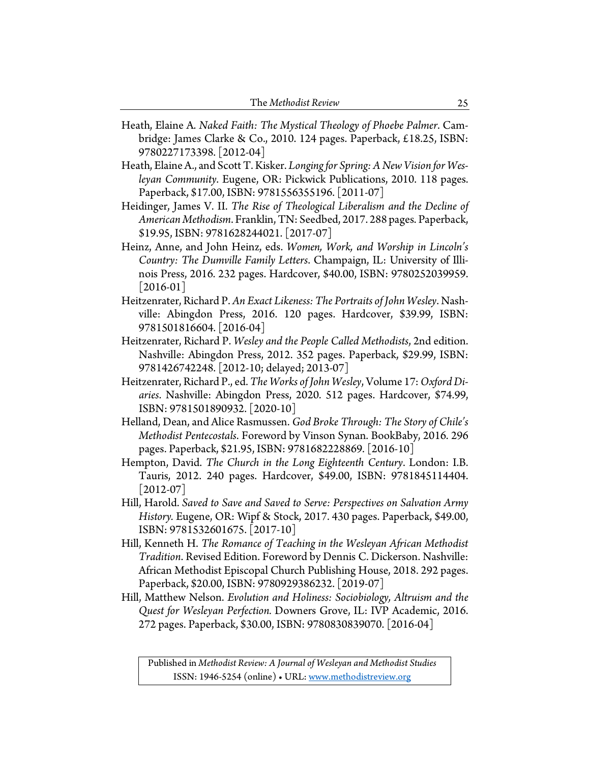Heath, Elaine A. *Naked Faith: The Mystical Theology of Phoebe Palmer*. Cambridge: James Clarke & Co., 2010. 124 pages. Paperback, £18.25, ISBN: 9780227173398. [2012-04]

Heath, Elaine A., and Scott T. Kisker. *Longing for Spring: A New Vision for Wesleyan Community*. Eugene, OR: Pickwick Publications, 2010. 118 pages. Paperback, $17.00, ISBN: 9781556355196. [2011-07]

Heidinger, James V. II. *The Rise of Theological Liberalism and the Decline of American Methodism*. Franklin, TN: Seedbed, 2017. 288 pages. Paperback, $19.95, ISBN: 9781628244021. [2017-07]

Heinz, Anne, and John Heinz, eds. *Women, Work, and Worship in Lincoln's Country: The Dumville Family Letters*. Champaign, IL: University of Illinois Press, 2016. 232 pages. Hardcover, $40.00, ISBN: 9780252039959. [2016-01]

Heitzenrater, Richard P. *An Exact Likeness: The Portraits of John Wesley*. Nashville: Abingdon Press, 2016. 120 pages. Hardcover, $39.99, ISBN: 9781501816604. [2016-04]

Heitzenrater, Richard P. *Wesley and the People Called Methodists*, 2nd edition. Nashville: Abingdon Press, 2012. 352 pages. Paperback, $29.99, ISBN: 9781426742248. [2012-10; delayed; 2013-07]

Heitzenrater, Richard P., ed. *The Works of John Wesley*, Volume 17: *Oxford Diaries*. Nashville: Abingdon Press, 2020. 512 pages. Hardcover, $74.99, ISBN: 9781501890932. [2020-10]

Helland, Dean, and Alice Rasmussen. *God Broke Through: The Story of Chile's Methodist Pentecostals*. Foreword by Vinson Synan. BookBaby, 2016. 296 pages. Paperback, $21.95, ISBN: 9781682228869. [2016-10]

Hempton, David. *The Church in the Long Eighteenth Century*. London: I.B. Tauris, 2012. 240 pages. Hardcover, $49.00, ISBN: 9781845114404. [2012-07]

Hill, Harold. *Saved to Save and Saved to Serve: Perspectives on Salvation Army History.* Eugene, OR: Wipf & Stock, 2017. 430 pages. Paperback, $49.00, ISBN: 9781532601675. [2017-10]

Hill, Kenneth H. *The Romance of Teaching in the Wesleyan African Methodist Tradition*. Revised Edition. Foreword by Dennis C. Dickerson. Nashville: African Methodist Episcopal Church Publishing House, 2018. 292 pages. Paperback, $20.00, ISBN: 9780929386232. [2019-07]

Hill, Matthew Nelson. *Evolution and Holiness: Sociobiology, Altruism and the Quest for Wesleyan Perfection.* Downers Grove, IL: IVP Academic, 2016. 272 pages. Paperback, $30.00, ISBN: 9780830839070. [2016-04]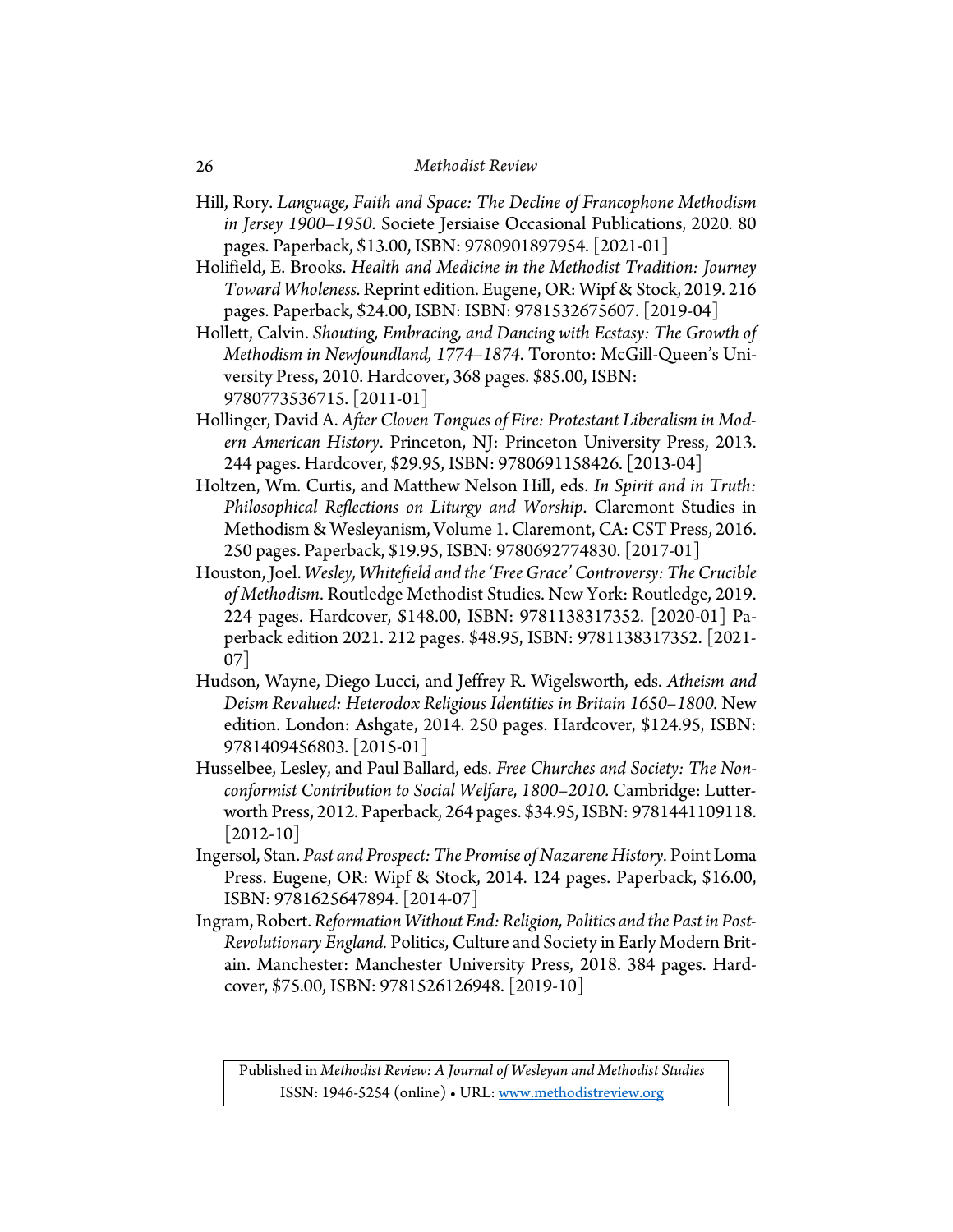Hill, Rory. *Language, Faith and Space: The Decline of Francophone Methodism in Jersey 1900–1950.* Societe Jersiaise Occasional Publications, 2020. 80 pages. Paperback, $13.00, ISBN: 9780901897954. [2021-01]

Holifield, E. Brooks. *Health and Medicine in the Methodist Tradition: Journey Toward Wholeness.* Reprint edition. Eugene, OR: Wipf & Stock, 2019. 216 pages. Paperback, $24.00, ISBN: ISBN: 9781532675607. [2019-04]

Hollett, Calvin. *Shouting, Embracing, and Dancing with Ecstasy: The Growth of Methodism in Newfoundland, 1774–1874.* Toronto: McGill-Queen's University Press, 2010. Hardcover, 368 pages. $85.00, ISBN: 9780773536715. [2011-01]

Hollinger, David A. *After Cloven Tongues of Fire: Protestant Liberalism in Modern American History*. Princeton, NJ: Princeton University Press, 2013. 244 pages. Hardcover, $29.95, ISBN: 9780691158426. [2013-04]

Holtzen, Wm. Curtis, and Matthew Nelson Hill, eds. *In Spirit and in Truth: Philosophical Reflections on Liturgy and Worship.* Claremont Studies in Methodism & Wesleyanism, Volume 1. Claremont, CA: CST Press, 2016. 250 pages. Paperback, $19.95, ISBN: 9780692774830. [2017-01]

Houston, Joel. *Wesley, Whitefield and the 'Free Grace' Controversy: The Crucible of Methodism*. Routledge Methodist Studies. New York: Routledge, 2019. 224 pages. Hardcover, $148.00, ISBN: 9781138317352. [2020-01] Paperback edition 2021. 212 pages. $48.95, ISBN: 9781138317352. [2021-07]

Hudson, Wayne, Diego Lucci, and Jeffrey R. Wigelsworth, eds. *Atheism and Deism Revalued: Heterodox Religious Identities in Britain 1650–1800.* New edition. London: Ashgate, 2014. 250 pages. Hardcover, $124.95, ISBN: 9781409456803. [2015-01]

Husselbee, Lesley, and Paul Ballard, eds. *Free Churches and Society: The Nonconformist Contribution to Social Welfare, 1800–2010.* Cambridge: Lutterworth Press, 2012. Paperback, 264 pages. $34.95, ISBN: 9781441109118. [2012-10]

Ingersol, Stan. *Past and Prospect: The Promise of Nazarene History*. Point Loma Press. Eugene, OR: Wipf & Stock, 2014. 124 pages. Paperback, $16.00, ISBN: 9781625647894. [2014-07]

Ingram, Robert. *Reformation Without End: Religion, Politics and the Past in Post-Revolutionary England.* Politics, Culture and Society in Early Modern Britain. Manchester: Manchester University Press, 2018. 384 pages. Hardcover, $75.00, ISBN: 9781526126948. [2019-10]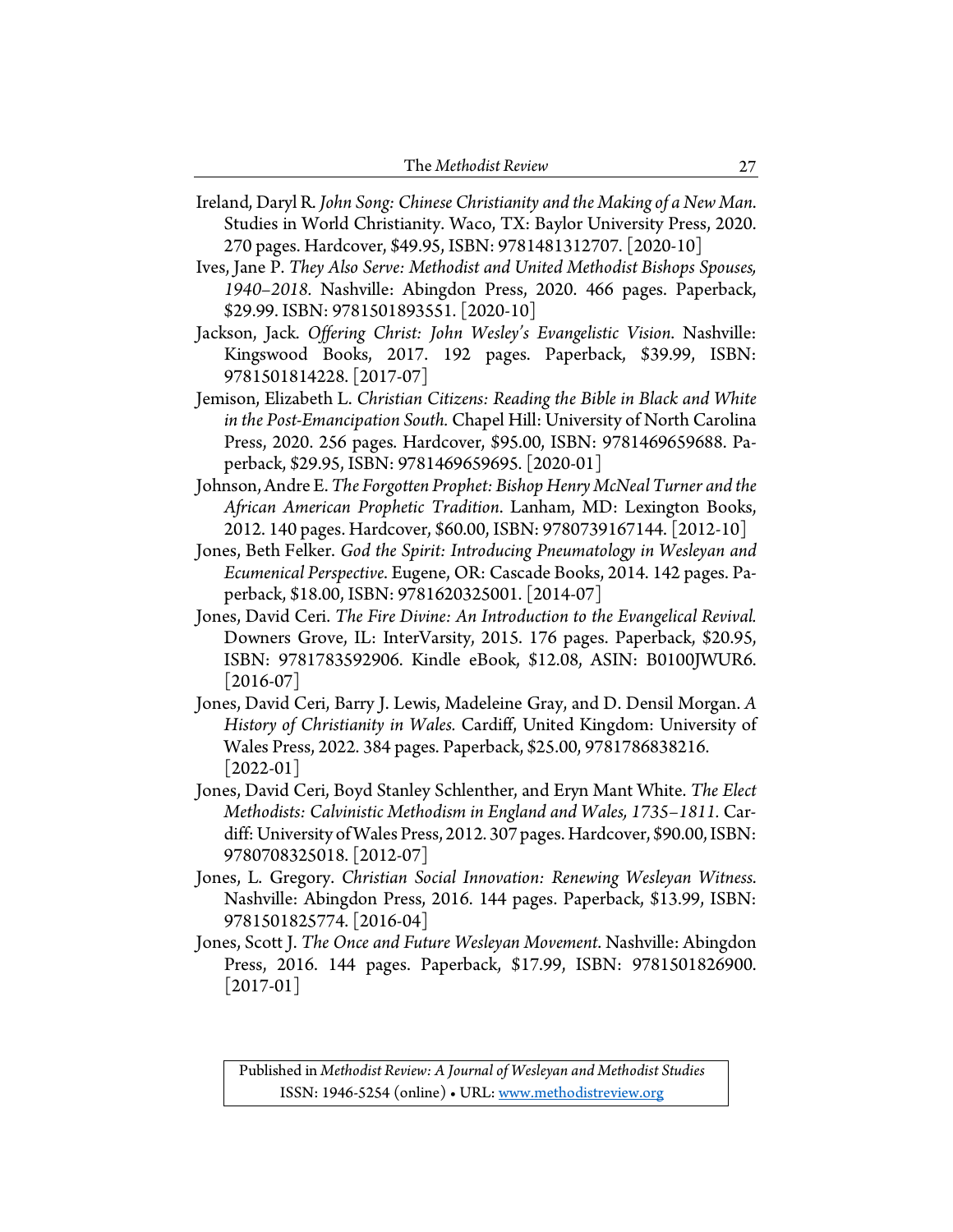Ireland, Daryl R. *John Song: Chinese Christianity and the Making of a New Man*. Studies in World Christianity. Waco, TX: Baylor University Press, 2020. 270 pages. Hardcover, $49.95, ISBN: 9781481312707. [2020-10]

Ives, Jane P. *They Also Serve: Methodist and United Methodist Bishops Spouses, 1940–2018*. Nashville: Abingdon Press, 2020. 466 pages. Paperback, $29.99. ISBN: 9781501893551. [2020-10]

Jackson, Jack. *Offering Christ: John Wesley's Evangelistic Vision*. Nashville: Kingswood Books, 2017. 192 pages. Paperback, $39.99, ISBN: 9781501814228. [2017-07]

Jemison, Elizabeth L. *Christian Citizens: Reading the Bible in Black and White in the Post-Emancipation South*. Chapel Hill: University of North Carolina Press, 2020. 256 pages. Hardcover, $95.00, ISBN: 9781469659688. Paperback, $29.95, ISBN: 9781469659695. [2020-01]

Johnson, Andre E. *The Forgotten Prophet: Bishop Henry McNeal Turner and the African American Prophetic Tradition*. Lanham, MD: Lexington Books, 2012. 140 pages. Hardcover, $60.00, ISBN: 9780739167144. [2012-10]

Jones, Beth Felker. *God the Spirit: Introducing Pneumatology in Wesleyan and Ecumenical Perspective*. Eugene, OR: Cascade Books, 2014. 142 pages. Paperback, $18.00, ISBN: 9781620325001. [2014-07]

Jones, David Ceri. *The Fire Divine: An Introduction to the Evangelical Revival*. Downers Grove, IL: InterVarsity, 2015. 176 pages. Paperback, $20.95, ISBN: 9781783592906. Kindle eBook, $12.08, ASIN: B0100JWUR6. [2016-07]

Jones, David Ceri, Barry J. Lewis, Madeleine Gray, and D. Densil Morgan. *A History of Christianity in Wales*. Cardiff, United Kingdom: University of Wales Press, 2022. 384 pages. Paperback, $25.00, 9781786838216. [2022-01]

Jones, David Ceri, Boyd Stanley Schlenther, and Eryn Mant White. *The Elect Methodists: Calvinistic Methodism in England and Wales, 1735–1811*. Cardiff: University of Wales Press, 2012. 307 pages. Hardcover, $90.00, ISBN: 9780708325018. [2012-07]

Jones, L. Gregory. *Christian Social Innovation: Renewing Wesleyan Witness*. Nashville: Abingdon Press, 2016. 144 pages. Paperback, $13.99, ISBN: 9781501825774. [2016-04]

Jones, Scott J. *The Once and Future Wesleyan Movement*. Nashville: Abingdon Press, 2016. 144 pages. Paperback, $17.99, ISBN: 9781501826900. [2017-01]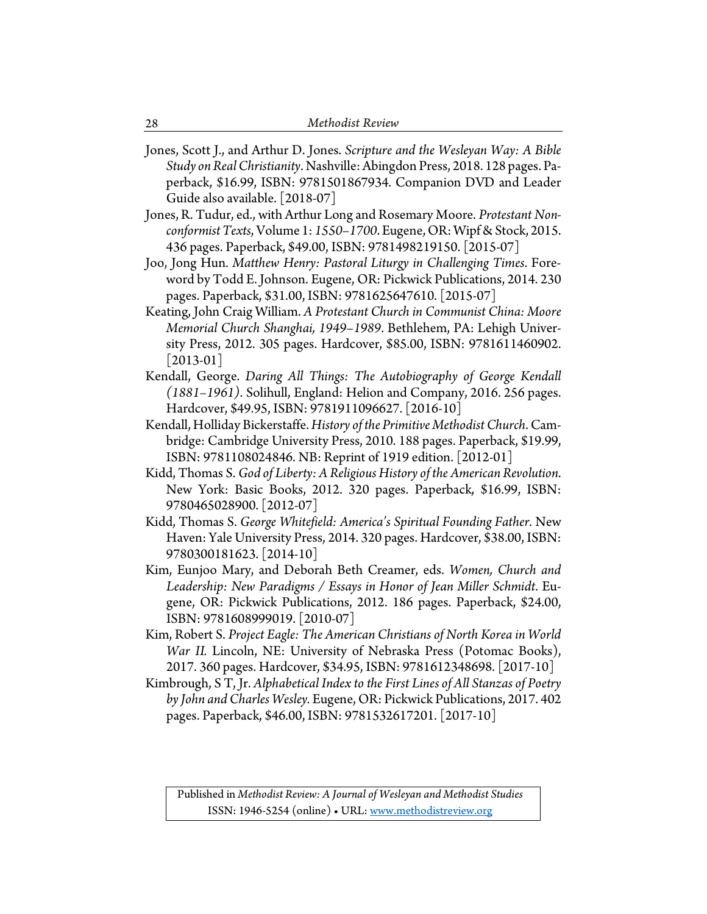Jones, Scott J., and Arthur D. Jones. *Scripture and the Wesleyan Way: A Bible Study on Real Christianity*. Nashville: Abingdon Press, 2018. 128 pages. Paperback, $16.99, ISBN: 9781501867934. Companion DVD and Leader Guide also available. [2018-07]

Jones, R. Tudur, ed., with Arthur Long and Rosemary Moore. *Protestant Nonconformist Texts*, Volume 1: *1550–1700*. Eugene, OR: Wipf & Stock, 2015. 436 pages. Paperback, $49.00, ISBN: 9781498219150. [2015-07]

Joo, Jong Hun. *Matthew Henry: Pastoral Liturgy in Challenging Times*. Foreword by Todd E. Johnson. Eugene, OR: Pickwick Publications, 2014. 230 pages. Paperback, $31.00, ISBN: 9781625647610. [2015-07]

Keating, John Craig William. *A Protestant Church in Communist China: Moore Memorial Church Shanghai, 1949–1989*. Bethlehem, PA: Lehigh University Press, 2012. 305 pages. Hardcover, $85.00, ISBN: 9781611460902. [2013-01]

Kendall, George. *Daring All Things: The Autobiography of George Kendall (1881–1961)*. Solihull, England: Helion and Company, 2016. 256 pages. Hardcover, $49.95, ISBN: 9781911096627. [2016-10]

Kendall, Holliday Bickerstaffe. *History of the Primitive Methodist Church*. Cambridge: Cambridge University Press, 2010. 188 pages. Paperback, $19.99, ISBN: 9781108024846. NB: Reprint of 1919 edition. [2012-01]

Kidd, Thomas S. *God of Liberty: A Religious History of the American Revolution*. New York: Basic Books, 2012. 320 pages. Paperback, $16.99, ISBN: 9780465028900. [2012-07]

Kidd, Thomas S. *George Whitefield: America's Spiritual Founding Father*. New Haven: Yale University Press, 2014. 320 pages. Hardcover, $38.00, ISBN: 9780300181623. [2014-10]

Kim, Eunjoo Mary, and Deborah Beth Creamer, eds. *Women, Church and Leadership: New Paradigms / Essays in Honor of Jean Miller Schmidt*. Eugene, OR: Pickwick Publications, 2012. 186 pages. Paperback, $24.00, ISBN: 9781608999019. [2010-07]

Kim, Robert S. *Project Eagle: The American Christians of North Korea in World War II*. Lincoln, NE: University of Nebraska Press (Potomac Books), 2017. 360 pages. Hardcover, $34.95, ISBN: 9781612348698. [2017-10]

Kimbrough, S T, Jr. *Alphabetical Index to the First Lines of All Stanzas of Poetry by John and Charles Wesley*. Eugene, OR: Pickwick Publications, 2017. 402 pages. Paperback, $46.00, ISBN: 9781532617201. [2017-10]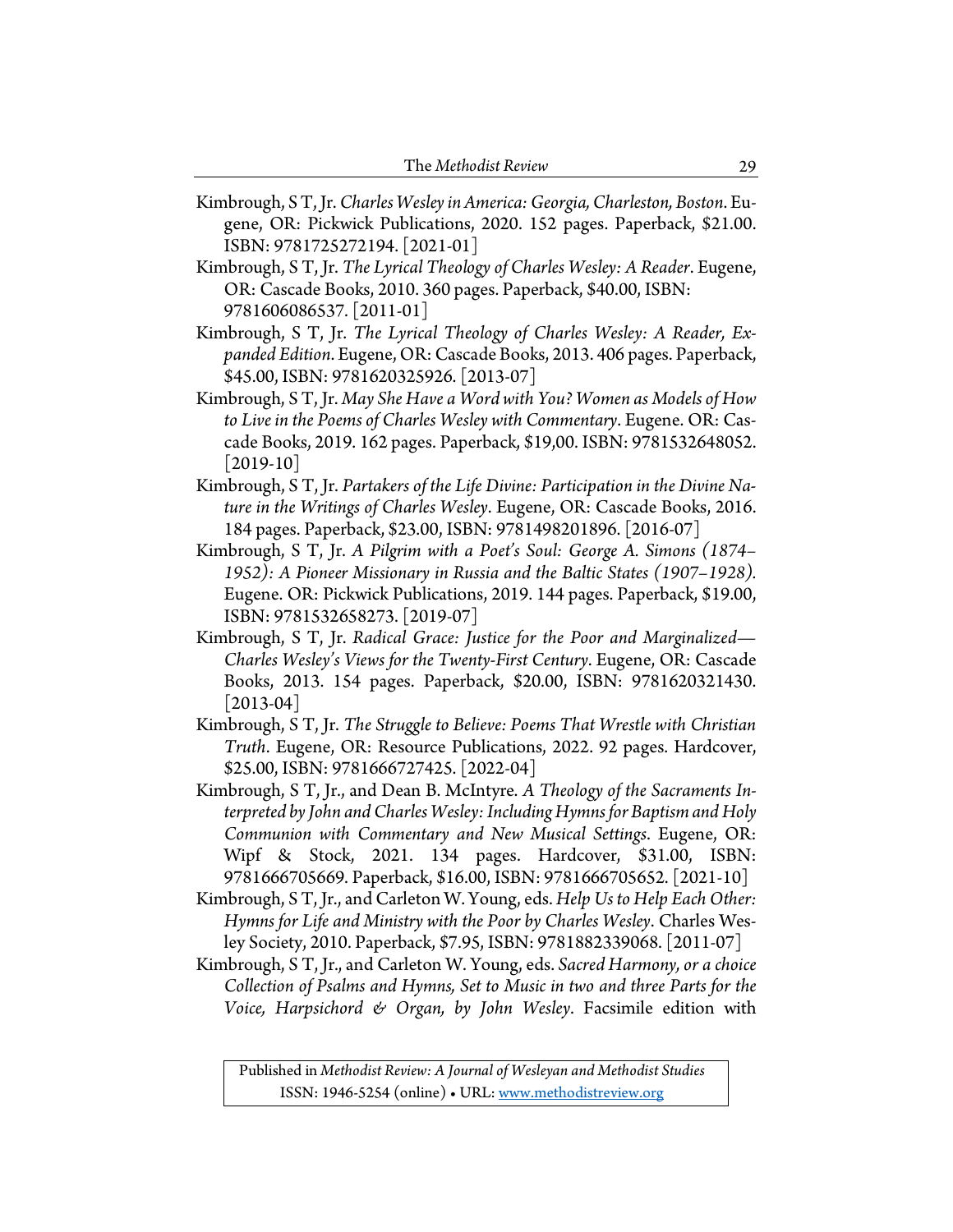Kimbrough, S T, Jr. *Charles Wesley in America: Georgia, Charleston, Boston*. Eugene, OR: Pickwick Publications, 2020. 152 pages. Paperback, $21.00. ISBN: 9781725272194. [2021-01]

Kimbrough, S T, Jr. *The Lyrical Theology of Charles Wesley: A Reader*. Eugene, OR: Cascade Books, 2010. 360 pages. Paperback, $40.00, ISBN: 9781606086537. [2011-01]

Kimbrough, S T, Jr. *The Lyrical Theology of Charles Wesley: A Reader, Expanded Edition*. Eugene, OR: Cascade Books, 2013. 406 pages. Paperback, $45.00, ISBN: 9781620325926. [2013-07]

Kimbrough, S T, Jr. *May She Have a Word with You? Women as Models of How to Live in the Poems of Charles Wesley with Commentary*. Eugene. OR: Cascade Books, 2019. 162 pages. Paperback, $19,00. ISBN: 9781532648052. [2019-10]

Kimbrough, S T, Jr. *Partakers of the Life Divine: Participation in the Divine Nature in the Writings of Charles Wesley*. Eugene, OR: Cascade Books, 2016. 184 pages. Paperback, $23.00, ISBN: 9781498201896. [2016-07]

Kimbrough, S T, Jr. *A Pilgrim with a Poet's Soul: George A. Simons (1874–1952): A Pioneer Missionary in Russia and the Baltic States (1907–1928).* Eugene. OR: Pickwick Publications, 2019. 144 pages. Paperback, $19.00, ISBN: 9781532658273. [2019-07]

Kimbrough, S T, Jr. *Radical Grace: Justice for the Poor and Marginalized—Charles Wesley's Views for the Twenty-First Century*. Eugene, OR: Cascade Books, 2013. 154 pages. Paperback, $20.00, ISBN: 9781620321430. [2013-04]

Kimbrough, S T, Jr. *The Struggle to Believe: Poems That Wrestle with Christian Truth*. Eugene, OR: Resource Publications, 2022. 92 pages. Hardcover, $25.00, ISBN: 9781666727425. [2022-04]

Kimbrough, S T, Jr., and Dean B. McIntyre. *A Theology of the Sacraments Interpreted by John and Charles Wesley: Including Hymns for Baptism and Holy Communion with Commentary and New Musical Settings*. Eugene, OR: Wipf & Stock, 2021. 134 pages. Hardcover, $31.00, ISBN: 9781666705669. Paperback, $16.00, ISBN: 9781666705652. [2021-10]

Kimbrough, S T, Jr., and Carleton W. Young, eds. *Help Us to Help Each Other: Hymns for Life and Ministry with the Poor by Charles Wesley*. Charles Wesley Society, 2010. Paperback, $7.95, ISBN: 9781882339068. [2011-07]

Kimbrough, S T, Jr., and Carleton W. Young, eds. *Sacred Harmony, or a choice Collection of Psalms and Hymns, Set to Music in two and three Parts for the Voice, Harpsichord & Organ, by John Wesley*. Facsimile edition with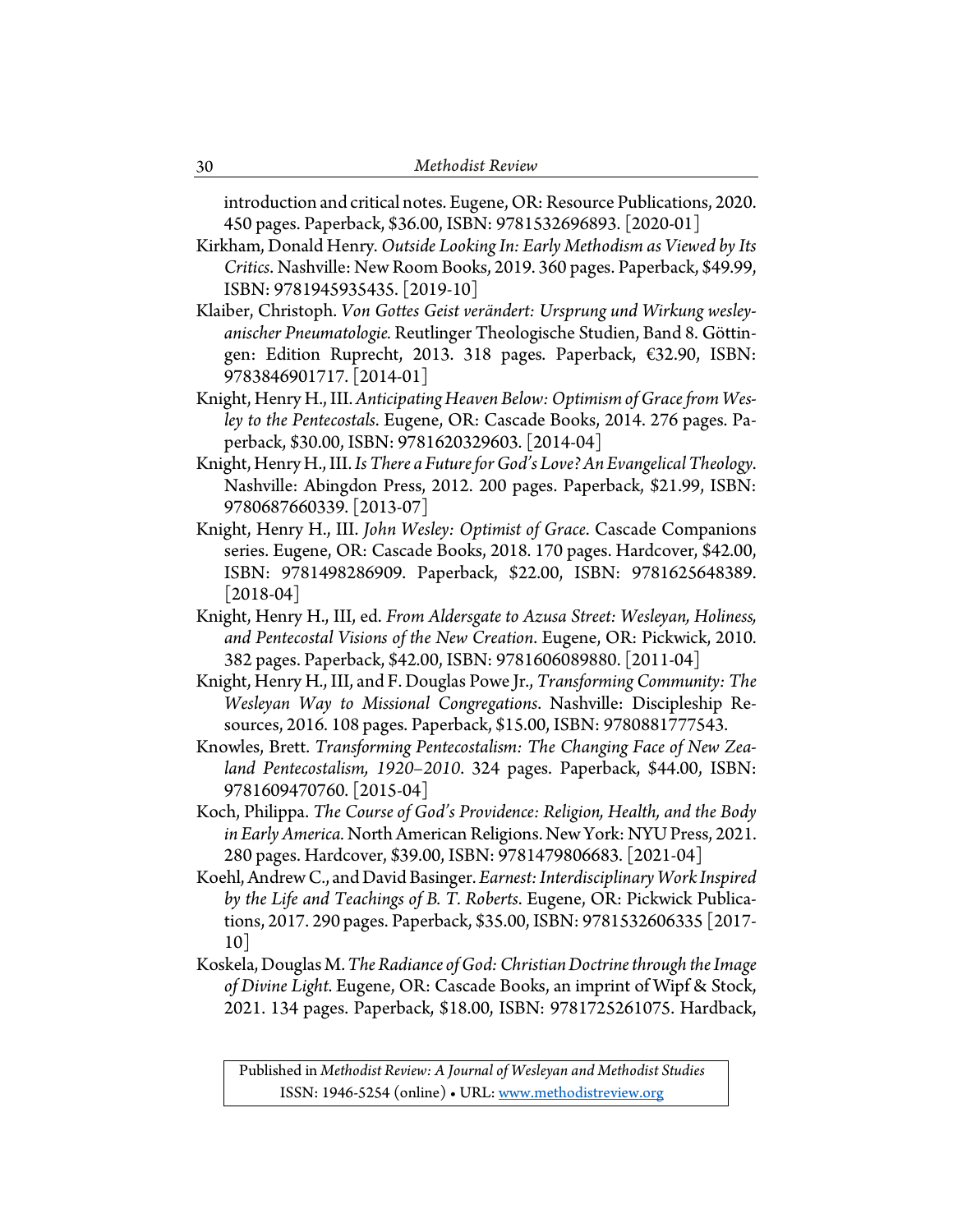introduction and critical notes. Eugene, OR: Resource Publications, 2020. 450 pages. Paperback, $36.00, ISBN: 9781532696893. [2020-01]

Kirkham, Donald Henry. *Outside Looking In: Early Methodism as Viewed by Its Critics*. Nashville: New Room Books, 2019. 360 pages. Paperback, $49.99, ISBN: 9781945935435. [2019-10]

Klaiber, Christoph. *Von Gottes Geist verändert: Ursprung und Wirkung wesleyanischer Pneumatologie*. Reutlinger Theologische Studien, Band 8. Göttingen: Edition Ruprecht, 2013. 318 pages. Paperback, €32.90, ISBN: 9783846901717. [2014-01]

Knight, Henry H., III. *Anticipating Heaven Below: Optimism of Grace from Wesley to the Pentecostals*. Eugene, OR: Cascade Books, 2014. 276 pages. Paperback, $30.00, ISBN: 9781620329603. [2014-04]

Knight, Henry H., III. *Is There a Future for God's Love? An Evangelical Theology*. Nashville: Abingdon Press, 2012. 200 pages. Paperback, $21.99, ISBN: 9780687660339. [2013-07]

Knight, Henry H., III. *John Wesley: Optimist of Grace*. Cascade Companions series. Eugene, OR: Cascade Books, 2018. 170 pages. Hardcover, $42.00, ISBN: 9781498286909. Paperback, $22.00, ISBN: 9781625648389. [2018-04]

Knight, Henry H., III, ed. *From Aldersgate to Azusa Street: Wesleyan, Holiness, and Pentecostal Visions of the New Creation*. Eugene, OR: Pickwick, 2010. 382 pages. Paperback, $42.00, ISBN: 9781606089880. [2011-04]

Knight, Henry H., III, and F. Douglas Powe Jr., *Transforming Community: The Wesleyan Way to Missional Congregations*. Nashville: Discipleship Resources, 2016. 108 pages. Paperback, $15.00, ISBN: 9780881777543.

Knowles, Brett. *Transforming Pentecostalism: The Changing Face of New Zealand Pentecostalism, 1920–2010*. 324 pages. Paperback, $44.00, ISBN: 9781609470760. [2015-04]

Koch, Philippa. *The Course of God's Providence: Religion, Health, and the Body in Early America*. North American Religions. New York: NYU Press, 2021. 280 pages. Hardcover, $39.00, ISBN: 9781479806683. [2021-04]

Koehl, Andrew C., and David Basinger. *Earnest: Interdisciplinary Work Inspired by the Life and Teachings of B. T. Roberts*. Eugene, OR: Pickwick Publications, 2017. 290 pages. Paperback, $35.00, ISBN: 9781532606335 [2017-10]

Koskela, Douglas M. *The Radiance of God: Christian Doctrine through the Image of Divine Light*. Eugene, OR: Cascade Books, an imprint of Wipf & Stock, 2021. 134 pages. Paperback, $18.00, ISBN: 9781725261075. Hardback,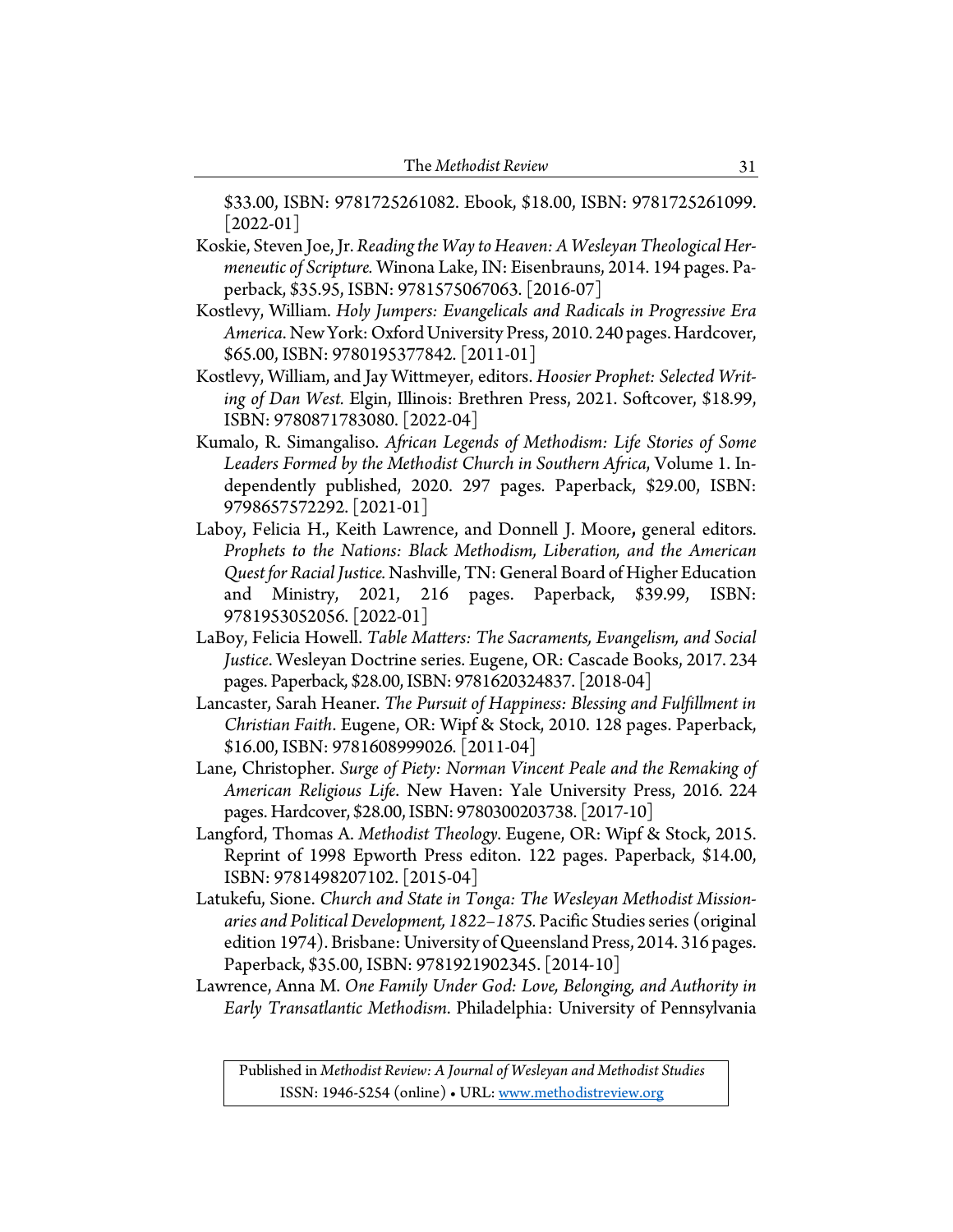$33.00, ISBN: 9781725261082. Ebook, $18.00, ISBN: 9781725261099. [2022-01]

Koskie, Steven Joe, Jr. *Reading the Way to Heaven: A Wesleyan Theological Hermeneutic of Scripture.* Winona Lake, IN: Eisenbrauns, 2014. 194 pages. Paperback, $35.95, ISBN: 9781575067063. [2016-07]

Kostlevy, William. *Holy Jumpers: Evangelicals and Radicals in Progressive Era America*. New York: Oxford University Press, 2010. 240 pages. Hardcover, $65.00, ISBN: 9780195377842. [2011-01]

Kostlevy, William, and Jay Wittmeyer, editors. *Hoosier Prophet: Selected Writing of Dan West.* Elgin, Illinois: Brethren Press, 2021. Softcover, $18.99, ISBN: 9780871783080. [2022-04]

Kumalo, R. Simangaliso. *African Legends of Methodism: Life Stories of Some Leaders Formed by the Methodist Church in Southern Africa*, Volume 1. Independently published, 2020. 297 pages. Paperback, $29.00, ISBN: 9798657572292. [2021-01]

Laboy, Felicia H., Keith Lawrence, and Donnell J. Moore, general editors. *Prophets to the Nations: Black Methodism, Liberation, and the American Quest for Racial Justice.* Nashville, TN: General Board of Higher Education and Ministry, 2021, 216 pages. Paperback, $39.99, ISBN: 9781953052056. [2022-01]

LaBoy, Felicia Howell. *Table Matters: The Sacraments, Evangelism, and Social Justice*. Wesleyan Doctrine series. Eugene, OR: Cascade Books, 2017. 234 pages. Paperback, $28.00, ISBN: 9781620324837. [2018-04]

Lancaster, Sarah Heaner. *The Pursuit of Happiness: Blessing and Fulfillment in Christian Faith*. Eugene, OR: Wipf & Stock, 2010. 128 pages. Paperback, $16.00, ISBN: 9781608999026. [2011-04]

Lane, Christopher. *Surge of Piety: Norman Vincent Peale and the Remaking of American Religious Life*. New Haven: Yale University Press, 2016. 224 pages. Hardcover, $28.00, ISBN: 9780300203738. [2017-10]

Langford, Thomas A. *Methodist Theology*. Eugene, OR: Wipf & Stock, 2015. Reprint of 1998 Epworth Press editon. 122 pages. Paperback, $14.00, ISBN: 9781498207102. [2015-04]

Latukefu, Sione. *Church and State in Tonga: The Wesleyan Methodist Missionaries and Political Development, 1822–1875.* Pacific Studies series (original edition 1974). Brisbane: University of Queensland Press, 2014. 316 pages. Paperback, $35.00, ISBN: 9781921902345. [2014-10]

Lawrence, Anna M. *One Family Under God: Love, Belonging, and Authority in Early Transatlantic Methodism.* Philadelphia: University of Pennsylvania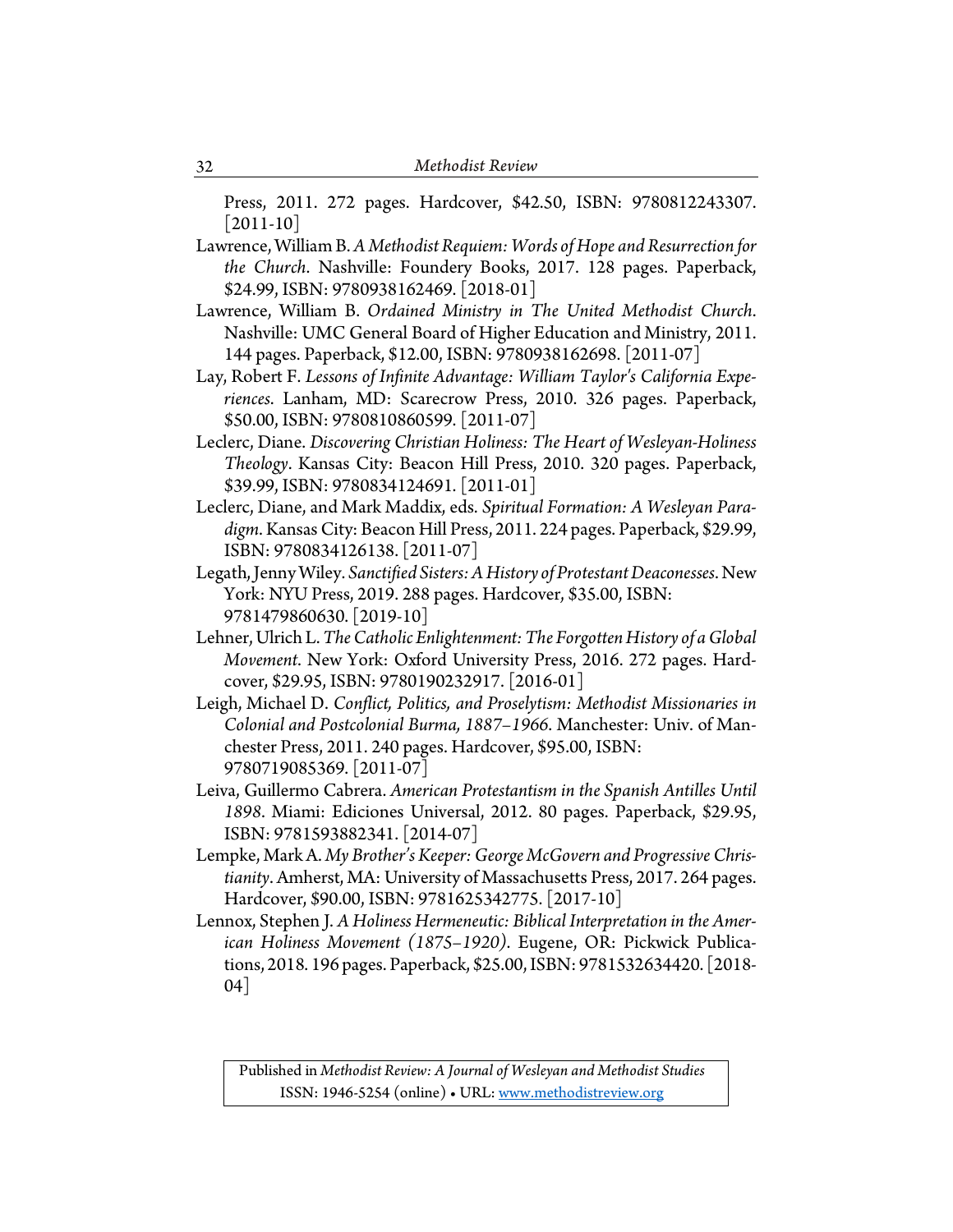Press, 2011. 272 pages. Hardcover, $42.50, ISBN: 9780812243307. [2011-10]

Lawrence, William B. *A Methodist Requiem: Words of Hope and Resurrection for the Church*. Nashville: Foundery Books, 2017. 128 pages. Paperback, $24.99, ISBN: 9780938162469. [2018-01]

Lawrence, William B. *Ordained Ministry in The United Methodist Church*. Nashville: UMC General Board of Higher Education and Ministry, 2011. 144 pages. Paperback, $12.00, ISBN: 9780938162698. [2011-07]

Lay, Robert F. *Lessons of Infinite Advantage: William Taylor's California Experiences*. Lanham, MD: Scarecrow Press, 2010. 326 pages. Paperback, $50.00, ISBN: 9780810860599. [2011-07]

Leclerc, Diane. *Discovering Christian Holiness: The Heart of Wesleyan-Holiness Theology*. Kansas City: Beacon Hill Press, 2010. 320 pages. Paperback, $39.99, ISBN: 9780834124691. [2011-01]

Leclerc, Diane, and Mark Maddix, eds. *Spiritual Formation: A Wesleyan Paradigm*. Kansas City: Beacon Hill Press, 2011. 224 pages. Paperback, $29.99, ISBN: 9780834126138. [2011-07]

Legath, Jenny Wiley. *Sanctified Sisters: A History of Protestant Deaconesses*. New York: NYU Press, 2019. 288 pages. Hardcover, $35.00, ISBN: 9781479860630. [2019-10]

Lehner, Ulrich L. *The Catholic Enlightenment: The Forgotten History of a Global Movement*. New York: Oxford University Press, 2016. 272 pages. Hardcover, $29.95, ISBN: 9780190232917. [2016-01]

Leigh, Michael D. *Conflict, Politics, and Proselytism: Methodist Missionaries in Colonial and Postcolonial Burma, 1887–1966*. Manchester: Univ. of Manchester Press, 2011. 240 pages. Hardcover, $95.00, ISBN: 9780719085369. [2011-07]

Leiva, Guillermo Cabrera. *American Protestantism in the Spanish Antilles Until 1898*. Miami: Ediciones Universal, 2012. 80 pages. Paperback, $29.95, ISBN: 9781593882341. [2014-07]

Lempke, Mark A. *My Brother's Keeper: George McGovern and Progressive Christianity*. Amherst, MA: University of Massachusetts Press, 2017. 264 pages. Hardcover, $90.00, ISBN: 9781625342775. [2017-10]

Lennox, Stephen J. *A Holiness Hermeneutic: Biblical Interpretation in the American Holiness Movement (1875–1920)*. Eugene, OR: Pickwick Publications, 2018. 196 pages. Paperback, $25.00, ISBN: 9781532634420. [2018-04]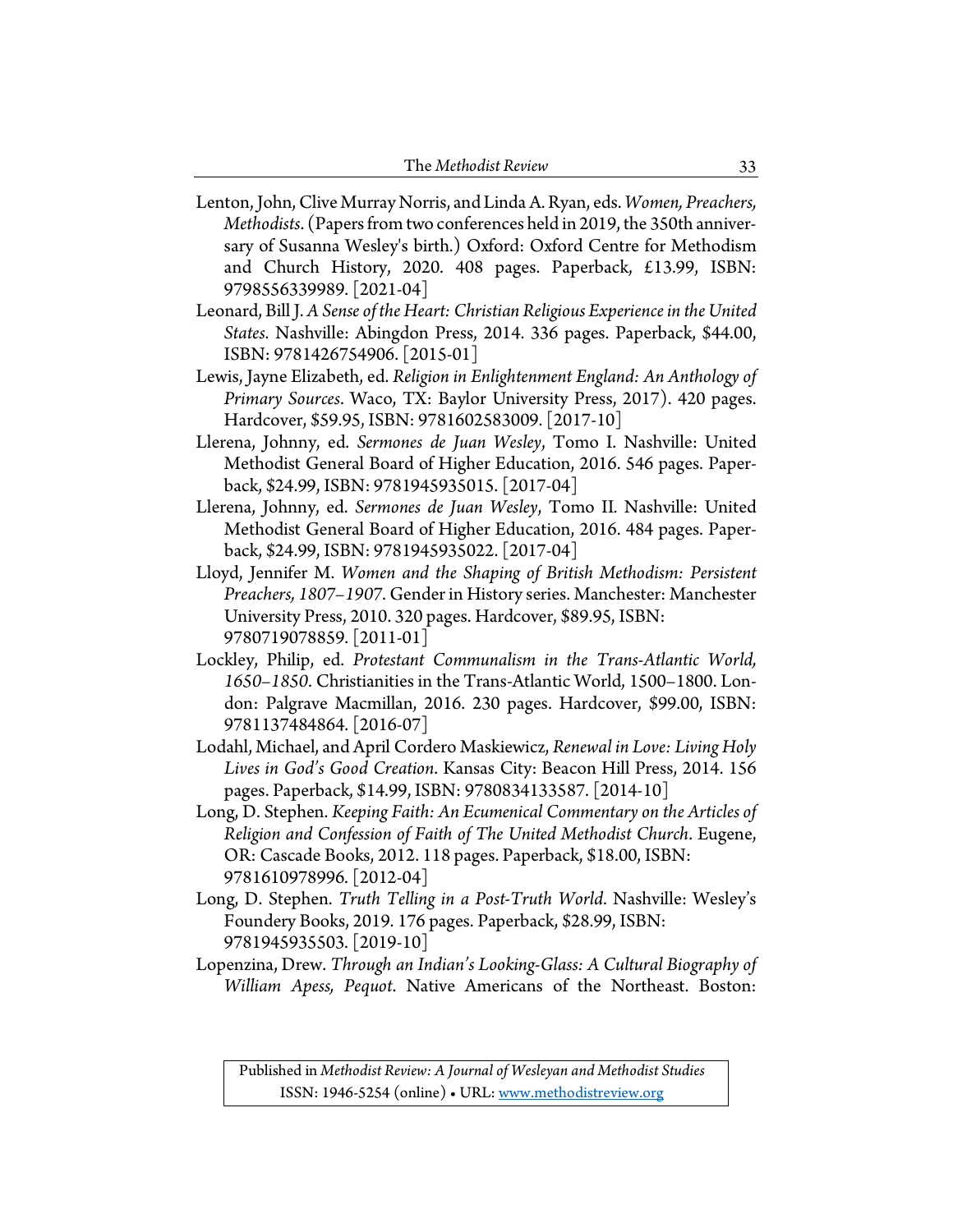Lenton, John, Clive Murray Norris, and Linda A. Ryan, eds. *Women, Preachers, Methodists*. (Papers from two conferences held in 2019, the 350th anniversary of Susanna Wesley's birth.) Oxford: Oxford Centre for Methodism and Church History, 2020. 408 pages. Paperback, £13.99, ISBN: 9798556339989. [2021-04]

Leonard, Bill J. *A Sense of the Heart: Christian Religious Experience in the United States*. Nashville: Abingdon Press, 2014. 336 pages. Paperback, $44.00, ISBN: 9781426754906. [2015-01]

Lewis, Jayne Elizabeth, ed. *Religion in Enlightenment England: An Anthology of Primary Sources*. Waco, TX: Baylor University Press, 2017). 420 pages. Hardcover, $59.95, ISBN: 9781602583009. [2017-10]

Llerena, Johnny, ed. *Sermones de Juan Wesley*, Tomo I. Nashville: United Methodist General Board of Higher Education, 2016. 546 pages. Paperback, $24.99, ISBN: 9781945935015. [2017-04]

Llerena, Johnny, ed. *Sermones de Juan Wesley*, Tomo II. Nashville: United Methodist General Board of Higher Education, 2016. 484 pages. Paperback, $24.99, ISBN: 9781945935022. [2017-04]

Lloyd, Jennifer M. *Women and the Shaping of British Methodism: Persistent Preachers, 1807–1907*. Gender in History series. Manchester: Manchester University Press, 2010. 320 pages. Hardcover, $89.95, ISBN: 9780719078859. [2011-01]

Lockley, Philip, ed. *Protestant Communalism in the Trans-Atlantic World, 1650–1850*. Christianities in the Trans-Atlantic World, 1500–1800. London: Palgrave Macmillan, 2016. 230 pages. Hardcover, $99.00, ISBN: 9781137484864. [2016-07]

Lodahl, Michael, and April Cordero Maskiewicz, *Renewal in Love: Living Holy Lives in God's Good Creation*. Kansas City: Beacon Hill Press, 2014. 156 pages. Paperback, $14.99, ISBN: 9780834133587. [2014-10]

Long, D. Stephen. *Keeping Faith: An Ecumenical Commentary on the Articles of Religion and Confession of Faith of The United Methodist Church*. Eugene, OR: Cascade Books, 2012. 118 pages. Paperback, $18.00, ISBN: 9781610978996. [2012-04]

Long, D. Stephen. *Truth Telling in a Post-Truth World*. Nashville: Wesley's Foundery Books, 2019. 176 pages. Paperback, $28.99, ISBN: 9781945935503. [2019-10]

Lopenzina, Drew. *Through an Indian's Looking-Glass: A Cultural Biography of William Apess, Pequot*. Native Americans of the Northeast. Boston: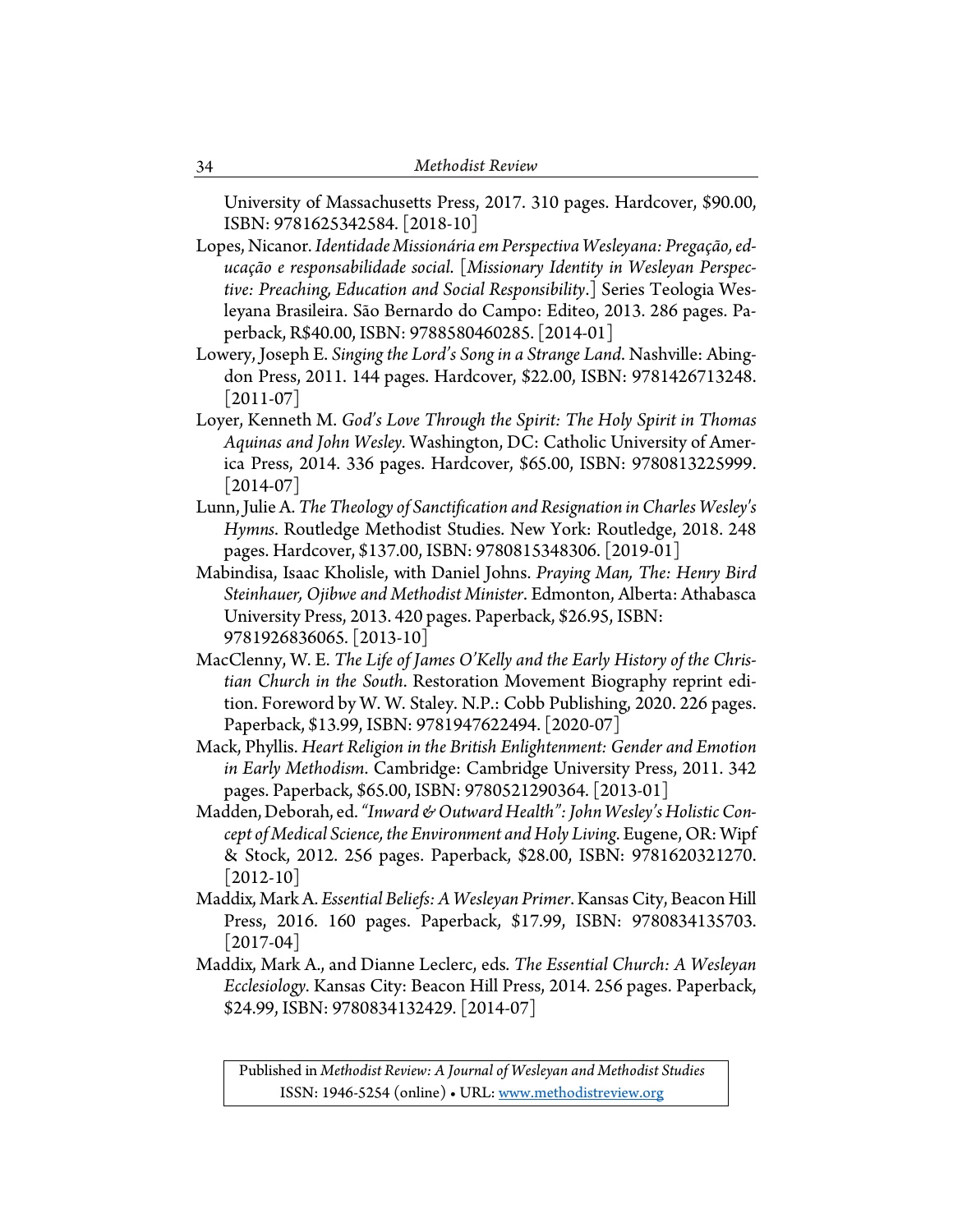University of Massachusetts Press, 2017. 310 pages. Hardcover, $90.00, ISBN: 9781625342584. [2018-10]

Lopes, Nicanor. *Identidade Missionária em Perspectiva Wesleyana: Pregação, educação e responsabilidade social*. [*Missionary Identity in Wesleyan Perspective: Preaching, Education and Social Responsibility*.] Series Teologia Wesleyana Brasileira. São Bernardo do Campo: Editeo, 2013. 286 pages. Paperback, R$40.00, ISBN: 9788580460285. [2014-01]

Lowery, Joseph E. *Singing the Lord's Song in a Strange Land*. Nashville: Abingdon Press, 2011. 144 pages. Hardcover, $22.00, ISBN: 9781426713248. [2011-07]

Loyer, Kenneth M. *God's Love Through the Spirit: The Holy Spirit in Thomas Aquinas and John Wesley*. Washington, DC: Catholic University of America Press, 2014. 336 pages. Hardcover, $65.00, ISBN: 9780813225999. [2014-07]

Lunn, Julie A. *The Theology of Sanctification and Resignation in Charles Wesley's Hymns*. Routledge Methodist Studies. New York: Routledge, 2018. 248 pages. Hardcover, $137.00, ISBN: 9780815348306. [2019-01]

Mabindisa, Isaac Kholisile, with Daniel Johns. *Praying Man, The: Henry Bird Steinhauer, Ojibwe and Methodist Minister*. Edmonton, Alberta: Athabasca University Press, 2013. 420 pages. Paperback, $26.95, ISBN: 9781926836065. [2013-10]

MacClenny, W. E. *The Life of James O'Kelly and the Early History of the Christian Church in the South*. Restoration Movement Biography reprint edition. Foreword by W. W. Staley. N.P.: Cobb Publishing, 2020. 226 pages. Paperback, $13.99, ISBN: 9781947622494. [2020-07]

Mack, Phyllis. *Heart Religion in the British Enlightenment: Gender and Emotion in Early Methodism*. Cambridge: Cambridge University Press, 2011. 342 pages. Paperback, $65.00, ISBN: 9780521290364. [2013-01]

Madden, Deborah, ed. *"Inward & Outward Health": John Wesley's Holistic Concept of Medical Science, the Environment and Holy Living*. Eugene, OR: Wipf & Stock, 2012. 256 pages. Paperback, $28.00, ISBN: 9781620321270. [2012-10]

Maddix, Mark A. *Essential Beliefs: A Wesleyan Primer*. Kansas City, Beacon Hill Press, 2016. 160 pages. Paperback, $17.99, ISBN: 9780834135703. [2017-04]

Maddix, Mark A., and Dianne Leclerc, eds. *The Essential Church: A Wesleyan Ecclesiology*. Kansas City: Beacon Hill Press, 2014. 256 pages. Paperback, $24.99, ISBN: 9780834132429. [2014-07]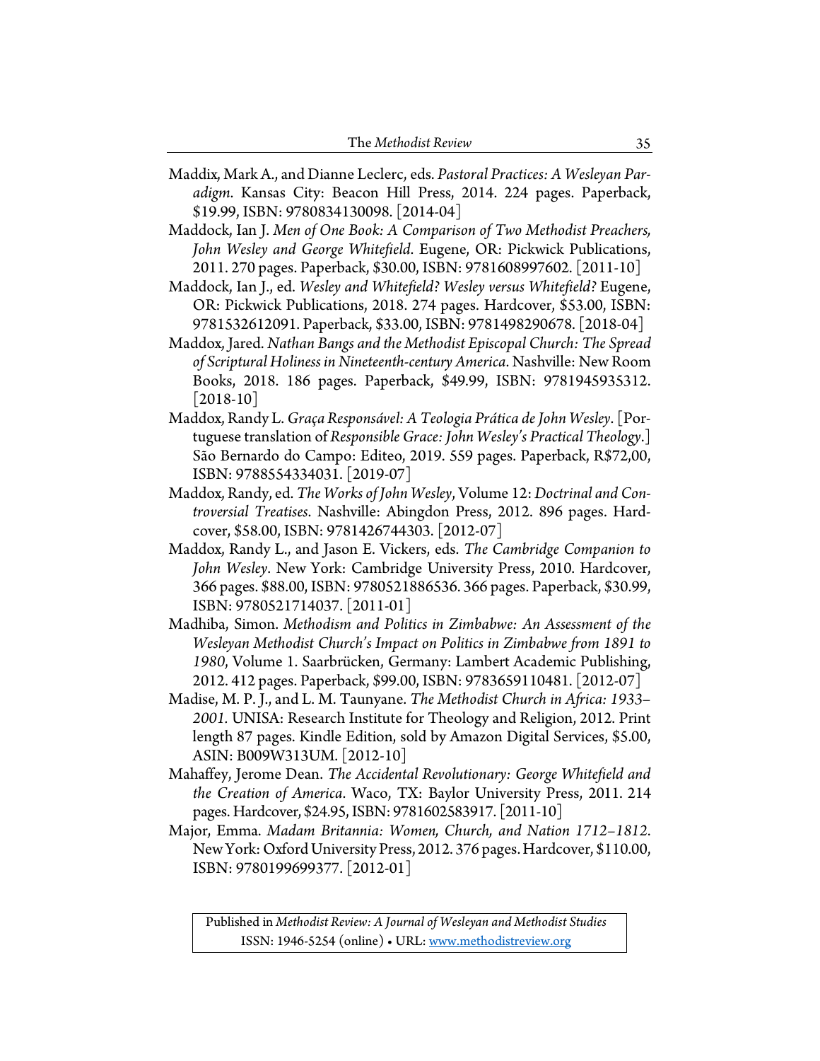Maddix, Mark A., and Dianne Leclerc, eds. *Pastoral Practices: A Wesleyan Paradigm*. Kansas City: Beacon Hill Press, 2014. 224 pages. Paperback, $19.99, ISBN: 9780834130098. [2014-04]

Maddock, Ian J. *Men of One Book: A Comparison of Two Methodist Preachers, John Wesley and George Whitefield*. Eugene, OR: Pickwick Publications, 2011. 270 pages. Paperback, $30.00, ISBN: 9781608997602. [2011-10]

Maddock, Ian J., ed. *Wesley and Whitefield? Wesley versus Whitefield?* Eugene, OR: Pickwick Publications, 2018. 274 pages. Hardcover, $53.00, ISBN: 9781532612091. Paperback, $33.00, ISBN: 9781498290678. [2018-04]

Maddox, Jared. *Nathan Bangs and the Methodist Episcopal Church: The Spread of Scriptural Holiness in Nineteenth-century America*. Nashville: New Room Books, 2018. 186 pages. Paperback, $49.99, ISBN: 9781945935312. [2018-10]

Maddox, Randy L. *Graça Responsável: A Teologia Prática de John Wesley*. [Portuguese translation of *Responsible Grace: John Wesley's Practical Theology*.] São Bernardo do Campo: Editeo, 2019. 559 pages. Paperback, R$72,00, ISBN: 9788554334031. [2019-07]

Maddox, Randy, ed. *The Works of John Wesley*, Volume 12: *Doctrinal and Controversial Treatises*. Nashville: Abingdon Press, 2012. 896 pages. Hardcover, $58.00, ISBN: 9781426744303. [2012-07]

Maddox, Randy L., and Jason E. Vickers, eds. *The Cambridge Companion to John Wesley*. New York: Cambridge University Press, 2010. Hardcover, 366 pages. $88.00, ISBN: 9780521886536. 366 pages. Paperback, $30.99, ISBN: 9780521714037. [2011-01]

Madhiba, Simon. *Methodism and Politics in Zimbabwe: An Assessment of the Wesleyan Methodist Church's Impact on Politics in Zimbabwe from 1891 to 1980*, Volume 1. Saarbrücken, Germany: Lambert Academic Publishing, 2012. 412 pages. Paperback, $99.00, ISBN: 9783659110481. [2012-07]

Madise, M. P. J., and L. M. Taunyane. *The Methodist Church in Africa: 1933–2001.* UNISA: Research Institute for Theology and Religion, 2012. Print length 87 pages. Kindle Edition, sold by Amazon Digital Services, $5.00, ASIN: B009W313UM. [2012-10]

Mahaffey, Jerome Dean. *The Accidental Revolutionary: George Whitefield and the Creation of America*. Waco, TX: Baylor University Press, 2011. 214 pages. Hardcover, $24.95, ISBN: 9781602583917. [2011-10]

Major, Emma. *Madam Britannia: Women, Church, and Nation 1712–1812*. New York: Oxford University Press, 2012. 376 pages. Hardcover, $110.00, ISBN: 9780199699377. [2012-01]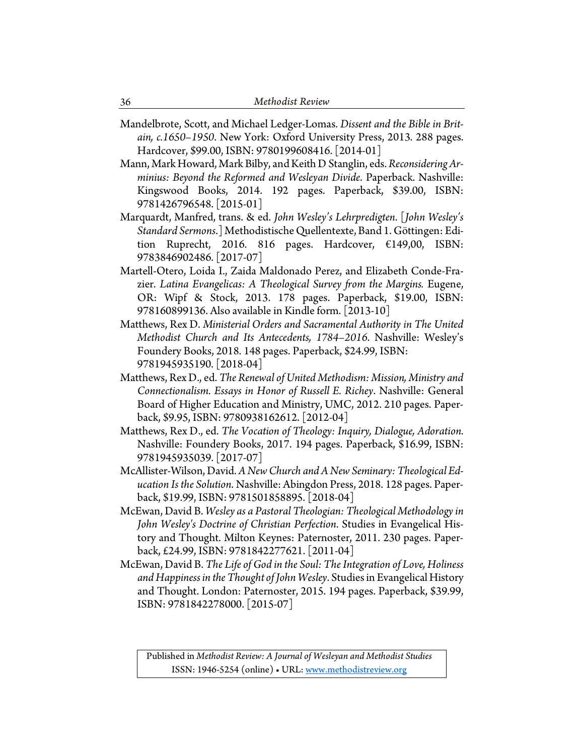Mandelbrote, Scott, and Michael Ledger-Lomas. *Dissent and the Bible in Britain, c.1650–1950*. New York: Oxford University Press, 2013. 288 pages. Hardcover, $99.00, ISBN: 9780199608416. [2014-01]

Mann, Mark Howard, Mark Bilby, and Keith D Stanglin, eds. *Reconsidering Arminius: Beyond the Reformed and Wesleyan Divide*. Paperback. Nashville: Kingswood Books, 2014. 192 pages. Paperback, $39.00, ISBN: 9781426796548. [2015-01]

Marquardt, Manfred, trans. & ed. *John Wesley's Lehrpredigten*. [*John Wesley's Standard Sermons*.] Methodistische Quellentexte, Band 1. Göttingen: Edition Ruprecht, 2016. 816 pages. Hardcover, €149,00, ISBN: 9783846902486. [2017-07]

Martell-Otero, Loida I., Zaida Maldonado Perez, and Elizabeth Conde-Frazier. *Latina Evangelicas: A Theological Survey from the Margins.* Eugene, OR: Wipf & Stock, 2013. 178 pages. Paperback, $19.00, ISBN: 978160899136. Also available in Kindle form. [2013-10]

Matthews, Rex D. *Ministerial Orders and Sacramental Authority in The United Methodist Church and Its Antecedents, 1784–2016*. Nashville: Wesley's Foundery Books, 2018. 148 pages. Paperback, $24.99, ISBN: 9781945935190. [2018-04]

Matthews, Rex D., ed. *The Renewal of United Methodism: Mission, Ministry and Connectionalism. Essays in Honor of Russell E. Richey*. Nashville: General Board of Higher Education and Ministry, UMC, 2012. 210 pages. Paperback, $9.95, ISBN: 9780938162612. [2012-04]

Matthews, Rex D., ed. *The Vocation of Theology: Inquiry, Dialogue, Adoration.* Nashville: Foundery Books, 2017. 194 pages. Paperback, $16.99, ISBN: 9781945935039. [2017-07]

McAllister-Wilson, David. *A New Church and A New Seminary: Theological Education Is the Solution*. Nashville: Abingdon Press, 2018. 128 pages. Paperback, $19.99, ISBN: 9781501858895. [2018-04]

McEwan, David B. *Wesley as a Pastoral Theologian: Theological Methodology in John Wesley's Doctrine of Christian Perfection.* Studies in Evangelical History and Thought. Milton Keynes: Paternoster, 2011. 230 pages. Paperback, £24.99, ISBN: 9781842277621. [2011-04]

McEwan, David B. *The Life of God in the Soul: The Integration of Love, Holiness and Happiness in the Thought of John Wesley*. Studies in Evangelical History and Thought. London: Paternoster, 2015. 194 pages. Paperback, $39.99, ISBN: 9781842278000. [2015-07]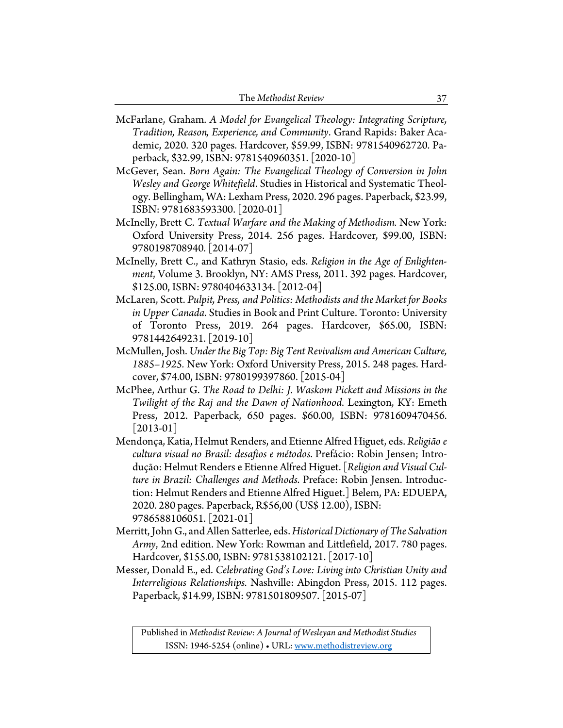McFarlane, Graham. *A Model for Evangelical Theology: Integrating Scripture, Tradition, Reason, Experience, and Community*. Grand Rapids: Baker Academic, 2020. 320 pages. Hardcover, $59.99, ISBN: 9781540962720. Paperback, $32.99, ISBN: 9781540960351. [2020-10]

McGever, Sean. *Born Again: The Evangelical Theology of Conversion in John Wesley and George Whitefield*. Studies in Historical and Systematic Theology. Bellingham, WA: Lexham Press, 2020. 296 pages. Paperback, $23.99, ISBN: 9781683593300. [2020-01]

McInelly, Brett C. *Textual Warfare and the Making of Methodism.* New York: Oxford University Press, 2014. 256 pages. Hardcover, $99.00, ISBN: 9780198708940. [2014-07]

McInelly, Brett C., and Kathryn Stasio, eds. *Religion in the Age of Enlightenment*, Volume 3. Brooklyn, NY: AMS Press, 2011. 392 pages. Hardcover, $125.00, ISBN: 9780404633134. [2012-04]

McLaren, Scott. *Pulpit, Press, and Politics: Methodists and the Market for Books in Upper Canada*. Studies in Book and Print Culture. Toronto: University of Toronto Press, 2019. 264 pages. Hardcover, $65.00, ISBN: 9781442649231. [2019-10]

McMullen, Josh. *Under the Big Top: Big Tent Revivalism and American Culture, 1885–1925.* New York: Oxford University Press, 2015. 248 pages. Hardcover, $74.00, ISBN: 9780199397860. [2015-04]

McPhee, Arthur G. *The Road to Delhi: J. Waskom Pickett and Missions in the Twilight of the Raj and the Dawn of Nationhood*. Lexington, KY: Emeth Press, 2012. Paperback, 650 pages. $60.00, ISBN: 9781609470456. [2013-01]

Mendonça, Katia, Helmut Renders, and Etienne Alfred Higuet, eds. *Religião e cultura visual no Brasil: desafios e métodos*. Prefácio: Robin Jensen; Introdução: Helmut Renders e Etienne Alfred Higuet. [*Religion and Visual Culture in Brazil: Challenges and Methods.* Preface: Robin Jensen. Introduction: Helmut Renders and Etienne Alfred Higuet.] Belem, PA: EDUEPA, 2020. 280 pages. Paperback, R$56,00 (US$ 12.00), ISBN: 9786588106051. [2021-01]

Merritt, John G., and Allen Satterlee, eds. *Historical Dictionary of The Salvation Army*, 2nd edition. New York: Rowman and Littlefield, 2017. 780 pages. Hardcover, $155.00, ISBN: 9781538102121. [2017-10]

Messer, Donald E., ed. *Celebrating God's Love: Living into Christian Unity and Interreligious Relationships.* Nashville: Abingdon Press, 2015. 112 pages. Paperback, $14.99, ISBN: 9781501809507. [2015-07]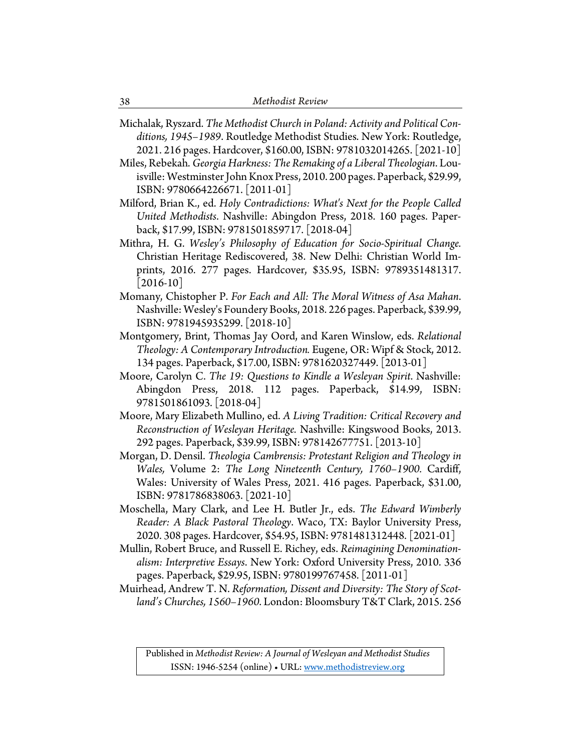Michalak, Ryszard. *The Methodist Church in Poland: Activity and Political Conditions, 1945–1989*. Routledge Methodist Studies. New York: Routledge, 2021. 216 pages. Hardcover, $160.00, ISBN: 9781032014265. [2021-10]

Miles, Rebekah. *Georgia Harkness: The Remaking of a Liberal Theologian*. Louisville: Westminster John Knox Press, 2010. 200 pages. Paperback, $29.99, ISBN: 9780664226671. [2011-01]

Milford, Brian K., ed. *Holy Contradictions: What's Next for the People Called United Methodists*. Nashville: Abingdon Press, 2018. 160 pages. Paperback, $17.99, ISBN: 9781501859717. [2018-04]

Mithra, H. G. *Wesley's Philosophy of Education for Socio-Spiritual Change.* Christian Heritage Rediscovered, 38. New Delhi: Christian World Imprints, 2016. 277 pages. Hardcover, $35.95, ISBN: 9789351481317. [2016-10]

Momany, Chistopher P. *For Each and All: The Moral Witness of Asa Mahan*. Nashville: Wesley's Foundery Books, 2018. 226 pages. Paperback, $39.99, ISBN: 9781945935299. [2018-10]

Montgomery, Brint, Thomas Jay Oord, and Karen Winslow, eds. *Relational Theology: A Contemporary Introduction.* Eugene, OR: Wipf & Stock, 2012. 134 pages. Paperback, $17.00, ISBN: 9781620327449. [2013-01]

Moore, Carolyn C. *The 19: Questions to Kindle a Wesleyan Spirit*. Nashville: Abingdon Press, 2018. 112 pages. Paperback, $14.99, ISBN: 9781501861093. [2018-04]

Moore, Mary Elizabeth Mullino, ed. *A Living Tradition: Critical Recovery and Reconstruction of Wesleyan Heritage.* Nashville: Kingswood Books, 2013. 292 pages. Paperback, $39.99, ISBN: 978142677751. [2013-10]

Morgan, D. Densil. *Theologia Cambrensis: Protestant Religion and Theology in Wales,* Volume 2: *The Long Nineteenth Century, 1760–1900.* Cardiff, Wales: University of Wales Press, 2021. 416 pages. Paperback, $31.00, ISBN: 9781786838063. [2021-10]

Moschella, Mary Clark, and Lee H. Butler Jr., eds. *The Edward Wimberly Reader: A Black Pastoral Theology*. Waco, TX: Baylor University Press, 2020. 308 pages. Hardcover, $54.95, ISBN: 9781481312448. [2021-01]

Mullin, Robert Bruce, and Russell E. Richey, eds. *Reimagining Denominationalism: Interpretive Essays*. New York: Oxford University Press, 2010. 336 pages. Paperback, $29.95, ISBN: 9780199767458. [2011-01]

Muirhead, Andrew T. N. *Reformation, Dissent and Diversity: The Story of Scotland's Churches, 1560–1960.* London: Bloomsbury T&T Clark, 2015. 256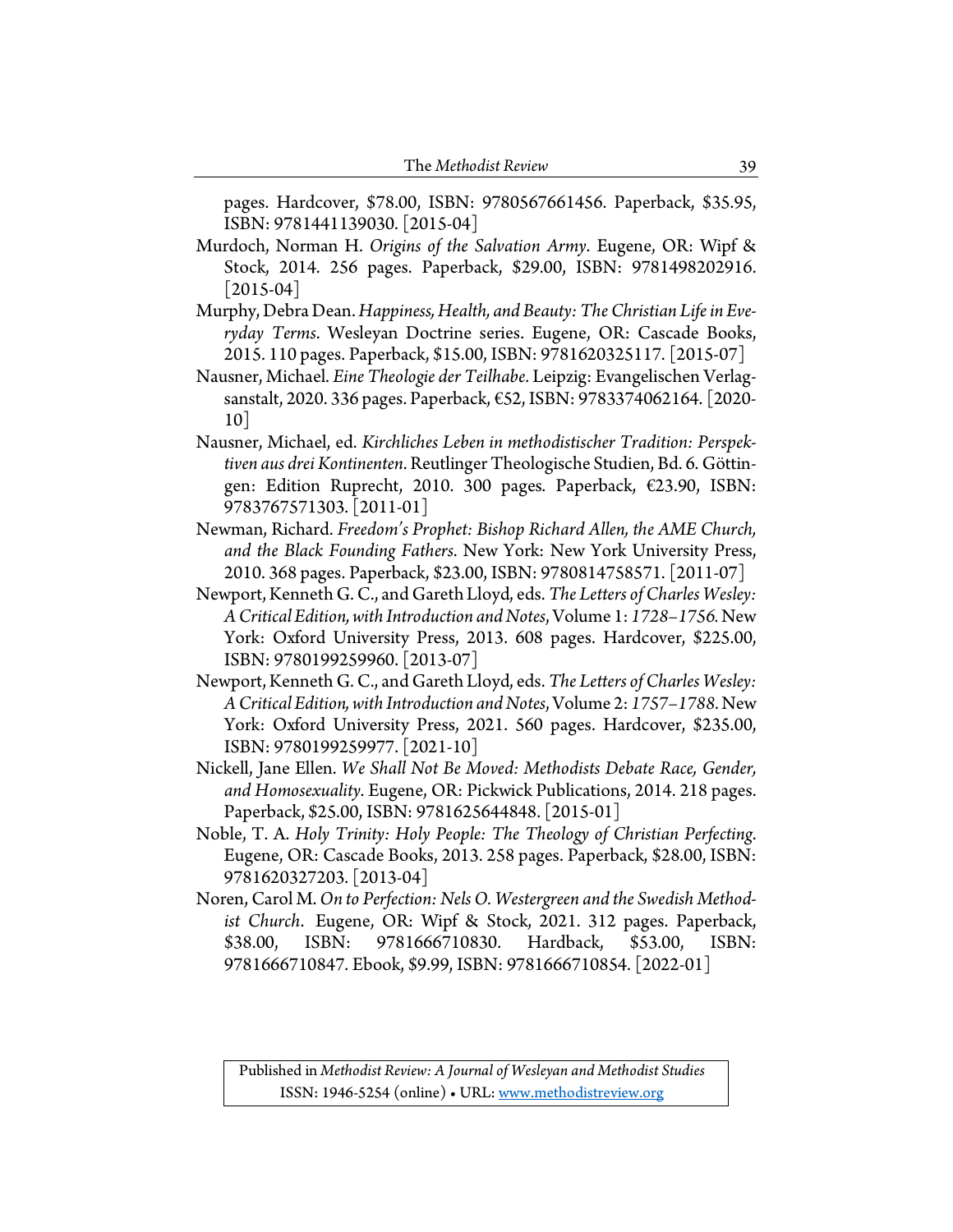pages. Hardcover, $78.00, ISBN: 9780567661456. Paperback, $35.95, ISBN: 9781441139030. [2015-04]

Murdoch, Norman H. *Origins of the Salvation Army*. Eugene, OR: Wipf & Stock, 2014. 256 pages. Paperback, $29.00, ISBN: 9781498202916. [2015-04]

Murphy, Debra Dean. *Happiness, Health, and Beauty: The Christian Life in Everyday Terms*. Wesleyan Doctrine series. Eugene, OR: Cascade Books, 2015. 110 pages. Paperback, $15.00, ISBN: 9781620325117. [2015-07]

Nausner, Michael. *Eine Theologie der Teilhabe*. Leipzig: Evangelischen Verlagsanstalt, 2020. 336 pages. Paperback, €52, ISBN: 9783374062164. [2020-10]

Nausner, Michael, ed. *Kirchliches Leben in methodistischer Tradition: Perspektiven aus drei Kontinenten*. Reutlinger Theologische Studien, Bd. 6. Göttingen: Edition Ruprecht, 2010. 300 pages. Paperback, €23.90, ISBN: 9783767571303. [2011-01]

Newman, Richard. *Freedom's Prophet: Bishop Richard Allen, the AME Church, and the Black Founding Fathers*. New York: New York University Press, 2010. 368 pages. Paperback, $23.00, ISBN: 9780814758571. [2011-07]

Newport, Kenneth G. C., and Gareth Lloyd, eds. *The Letters of Charles Wesley: A Critical Edition, with Introduction and Notes*, Volume 1: *1728–1756.* New York: Oxford University Press, 2013. 608 pages. Hardcover, $225.00, ISBN: 9780199259960. [2013-07]

Newport, Kenneth G. C., and Gareth Lloyd, eds. *The Letters of Charles Wesley: A Critical Edition, with Introduction and Notes*, Volume 2: *1757–1788.* New York: Oxford University Press, 2021. 560 pages. Hardcover, $235.00, ISBN: 9780199259977. [2021-10]

Nickell, Jane Ellen. *We Shall Not Be Moved: Methodists Debate Race, Gender, and Homosexuality*. Eugene, OR: Pickwick Publications, 2014. 218 pages. Paperback, $25.00, ISBN: 9781625644848. [2015-01]

Noble, T. A. *Holy Trinity: Holy People: The Theology of Christian Perfecting*. Eugene, OR: Cascade Books, 2013. 258 pages. Paperback, $28.00, ISBN: 9781620327203. [2013-04]

Noren, Carol M. *On to Perfection: Nels O. Westergreen and the Swedish Methodist Church*. Eugene, OR: Wipf & Stock, 2021. 312 pages. Paperback, $38.00, ISBN: 9781666710830. Hardback, $53.00, ISBN: 9781666710847. Ebook, $9.99, ISBN: 9781666710854. [2022-01]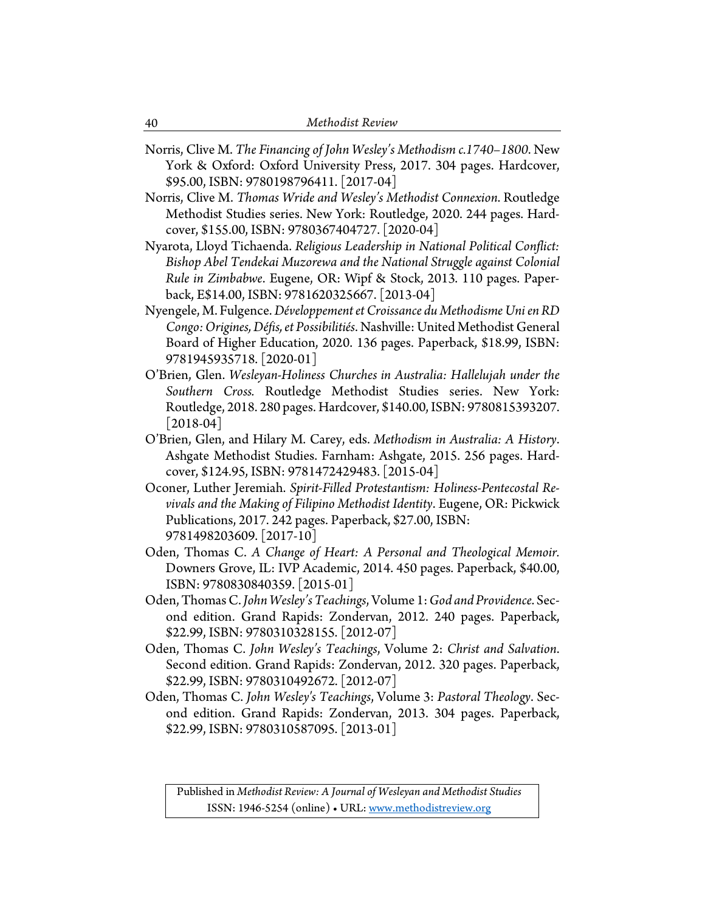Norris, Clive M. *The Financing of John Wesley's Methodism c.1740–1800*. New York & Oxford: Oxford University Press, 2017. 304 pages. Hardcover, $95.00, ISBN: 9780198796411. [2017-04]

Norris, Clive M. *Thomas Wride and Wesley's Methodist Connexion*. Routledge Methodist Studies series. New York: Routledge, 2020. 244 pages. Hardcover, $155.00, ISBN: 9780367404727. [2020-04]

Nyarota, Lloyd Tichaenda. *Religious Leadership in National Political Conflict: Bishop Abel Tendekai Muzorewa and the National Struggle against Colonial Rule in Zimbabwe*. Eugene, OR: Wipf & Stock, 2013. 110 pages. Paperback, E$14.00, ISBN: 9781620325667. [2013-04]

Nyengele, M. Fulgence. *Développement et Croissance du Methodisme Uni en RD Congo: Origines, Défis, et Possibilitiés*. Nashville: United Methodist General Board of Higher Education, 2020. 136 pages. Paperback, $18.99, ISBN: 9781945935718. [2020-01]

O'Brien, Glen. *Wesleyan-Holiness Churches in Australia: Hallelujah under the Southern Cross.* Routledge Methodist Studies series. New York: Routledge, 2018. 280 pages. Hardcover, $140.00, ISBN: 9780815393207. [2018-04]

O'Brien, Glen, and Hilary M. Carey, eds. *Methodism in Australia: A History*. Ashgate Methodist Studies. Farnham: Ashgate, 2015. 256 pages. Hardcover, $124.95, ISBN: 9781472429483. [2015-04]

Oconer, Luther Jeremiah. *Spirit-Filled Protestantism: Holiness-Pentecostal Revivals and the Making of Filipino Methodist Identity*. Eugene, OR: Pickwick Publications, 2017. 242 pages. Paperback, $27.00, ISBN: 9781498203609. [2017-10]

Oden, Thomas C. *A Change of Heart: A Personal and Theological Memoir.* Downers Grove, IL: IVP Academic, 2014. 450 pages. Paperback, $40.00, ISBN: 9780830840359. [2015-01]

Oden, Thomas C. *John Wesley's Teachings*, Volume 1: *God and Providence*. Second edition. Grand Rapids: Zondervan, 2012. 240 pages. Paperback, $22.99, ISBN: 9780310328155. [2012-07]

Oden, Thomas C. *John Wesley's Teachings*, Volume 2: *Christ and Salvation*. Second edition. Grand Rapids: Zondervan, 2012. 320 pages. Paperback, $22.99, ISBN: 9780310492672. [2012-07]

Oden, Thomas C. *John Wesley's Teachings*, Volume 3: *Pastoral Theology*. Second edition. Grand Rapids: Zondervan, 2013. 304 pages. Paperback, $22.99, ISBN: 9780310587095. [2013-01]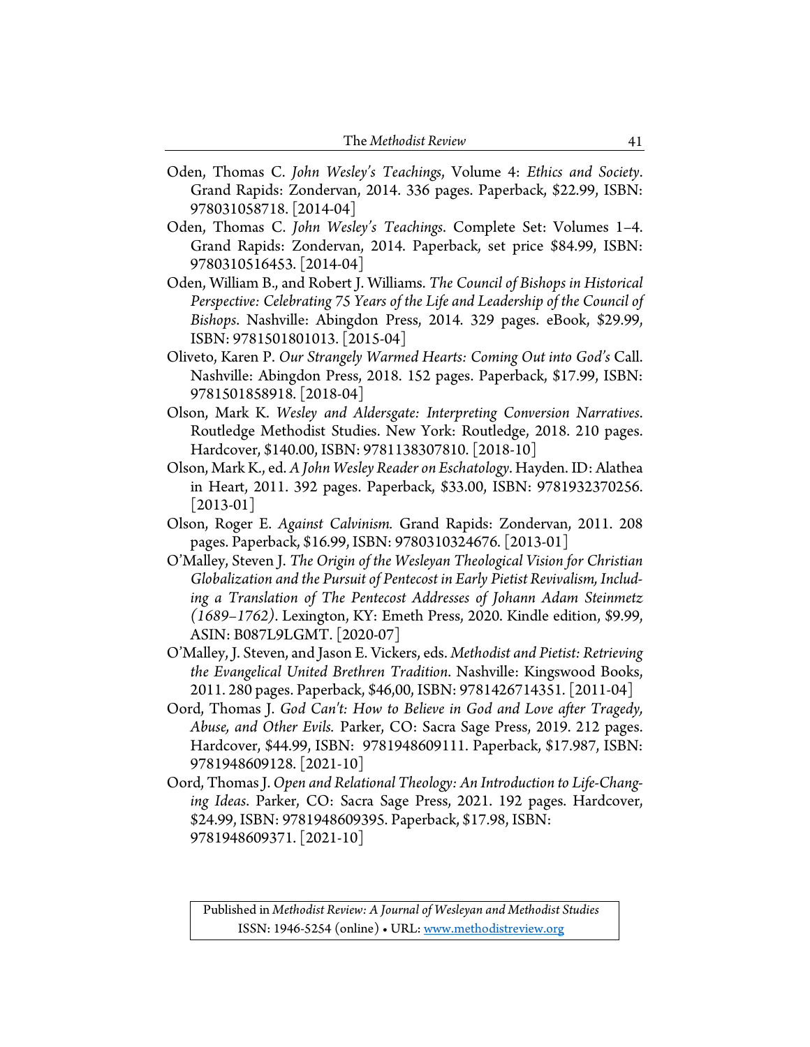Oden, Thomas C. *John Wesley's Teachings*, Volume 4: *Ethics and Society*. Grand Rapids: Zondervan, 2014. 336 pages. Paperback, $22.99, ISBN: 978031058718. [2014-04]

Oden, Thomas C. *John Wesley's Teachings*. Complete Set: Volumes 1–4. Grand Rapids: Zondervan, 2014. Paperback, set price $84.99, ISBN: 9780310516453. [2014-04]

Oden, William B., and Robert J. Williams. *The Council of Bishops in Historical Perspective: Celebrating 75 Years of the Life and Leadership of the Council of Bishops*. Nashville: Abingdon Press, 2014. 329 pages. eBook, $29.99, ISBN: 9781501801013. [2015-04]

Oliveto, Karen P. *Our Strangely Warmed Hearts: Coming Out into God's* Call. Nashville: Abingdon Press, 2018. 152 pages. Paperback, $17.99, ISBN: 9781501858918. [2018-04]

Olson, Mark K. *Wesley and Aldersgate: Interpreting Conversion Narratives*. Routledge Methodist Studies. New York: Routledge, 2018. 210 pages. Hardcover, $140.00, ISBN: 9781138307810. [2018-10]

Olson, Mark K., ed. *A John Wesley Reader on Eschatology*. Hayden. ID: Alathea in Heart, 2011. 392 pages. Paperback, $33.00, ISBN: 9781932370256. [2013-01]

Olson, Roger E. *Against Calvinism*. Grand Rapids: Zondervan, 2011. 208 pages. Paperback, $16.99, ISBN: 9780310324676. [2013-01]

O'Malley, Steven J. *The Origin of the Wesleyan Theological Vision for Christian Globalization and the Pursuit of Pentecost in Early Pietist Revivalism, Including a Translation of The Pentecost Addresses of Johann Adam Steinmetz (1689–1762)*. Lexington, KY: Emeth Press, 2020. Kindle edition, $9.99, ASIN: B087L9LGMT. [2020-07]

O'Malley, J. Steven, and Jason E. Vickers, eds. *Methodist and Pietist: Retrieving the Evangelical United Brethren Tradition*. Nashville: Kingswood Books, 2011. 280 pages. Paperback, $46,00, ISBN: 9781426714351. [2011-04]

Oord, Thomas J. *God Can't: How to Believe in God and Love after Tragedy, Abuse, and Other Evils.* Parker, CO: Sacra Sage Press, 2019. 212 pages. Hardcover, $44.99, ISBN: 9781948609111. Paperback, $17.987, ISBN: 9781948609128. [2021-10]

Oord, Thomas J. *Open and Relational Theology: An Introduction to Life-Changing Ideas*. Parker, CO: Sacra Sage Press, 2021. 192 pages. Hardcover, $24.99, ISBN: 9781948609395. Paperback, $17.98, ISBN: 9781948609371. [2021-10]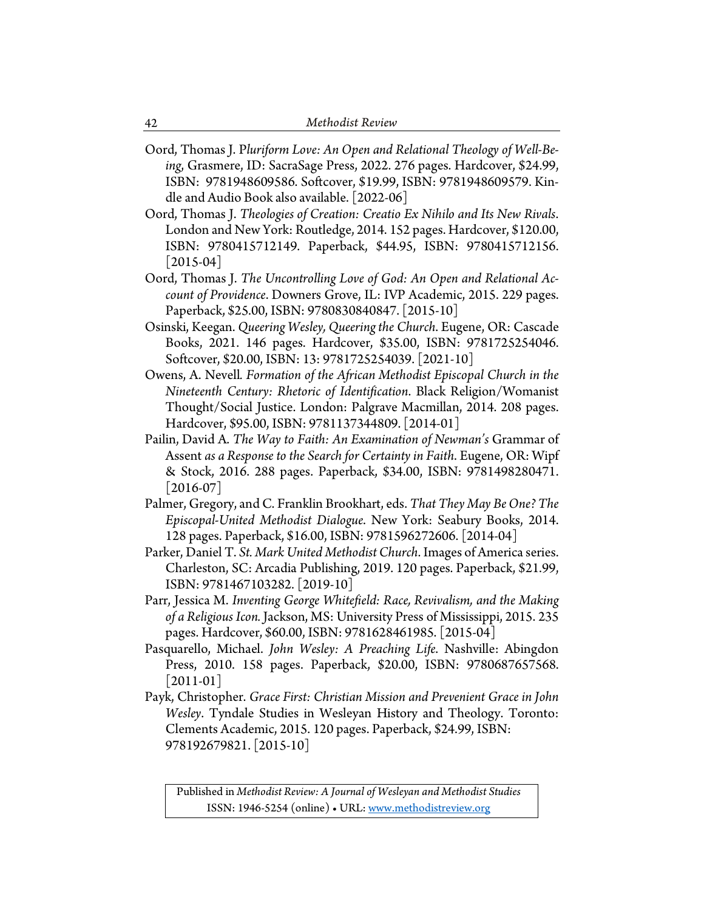Oord, Thomas J. P*luriform Love: An Open and Relational Theology of Well-Being*, Grasmere, ID: SacraSage Press, 2022. 276 pages. Hardcover, $24.99, ISBN: 9781948609586. Softcover, $19.99, ISBN: 9781948609579. Kindle and Audio Book also available. [2022-06]

Oord, Thomas J. *Theologies of Creation: Creatio Ex Nihilo and Its New Rivals*. London and New York: Routledge, 2014. 152 pages. Hardcover, $120.00, ISBN: 9780415712149. Paperback, $44.95, ISBN: 9780415712156. [2015-04]

Oord, Thomas J. *The Uncontrolling Love of God: An Open and Relational Account of Providence*. Downers Grove, IL: IVP Academic, 2015. 229 pages. Paperback, $25.00, ISBN: 9780830840847. [2015-10]

Osinski, Keegan. *Queering Wesley, Queering the Church*. Eugene, OR: Cascade Books, 2021. 146 pages. Hardcover, $35.00, ISBN: 9781725254046. Softcover, $20.00, ISBN: 13: 9781725254039. [2021-10]

Owens, A. Nevell. *Formation of the African Methodist Episcopal Church in the Nineteenth Century: Rhetoric of Identification*. Black Religion/Womanist Thought/Social Justice. London: Palgrave Macmillan, 2014. 208 pages. Hardcover, $95.00, ISBN: 9781137344809. [2014-01]

Pailin, David A. *The Way to Faith: An Examination of Newman's* Grammar of Assent *as a Response to the Search for Certainty in Faith*. Eugene, OR: Wipf & Stock, 2016. 288 pages. Paperback, $34.00, ISBN: 9781498280471. [2016-07]

Palmer, Gregory, and C. Franklin Brookhart, eds. *That They May Be One? The Episcopal-United Methodist Dialogue*. New York: Seabury Books, 2014. 128 pages. Paperback, $16.00, ISBN: 9781596272606. [2014-04]

Parker, Daniel T. *St. Mark United Methodist Church*. Images of America series. Charleston, SC: Arcadia Publishing, 2019. 120 pages. Paperback, $21.99, ISBN: 9781467103282. [2019-10]

Parr, Jessica M. *Inventing George Whitefield: Race, Revivalism, and the Making of a Religious Icon.* Jackson, MS: University Press of Mississippi, 2015. 235 pages. Hardcover, $60.00, ISBN: 9781628461985. [2015-04]

Pasquarello, Michael. *John Wesley: A Preaching Life*. Nashville: Abingdon Press, 2010. 158 pages. Paperback, $20.00, ISBN: 9780687657568. [2011-01]

Payk, Christopher. *Grace First: Christian Mission and Prevenient Grace in John Wesley*. Tyndale Studies in Wesleyan History and Theology. Toronto: Clements Academic, 2015. 120 pages. Paperback, $24.99, ISBN: 978192679821. [2015-10]

Published in *Methodist Review: A Journal of Wesleyan and Methodist Studies*
ISSN: 1946-5254 (online) • URL: www.methodistreview.org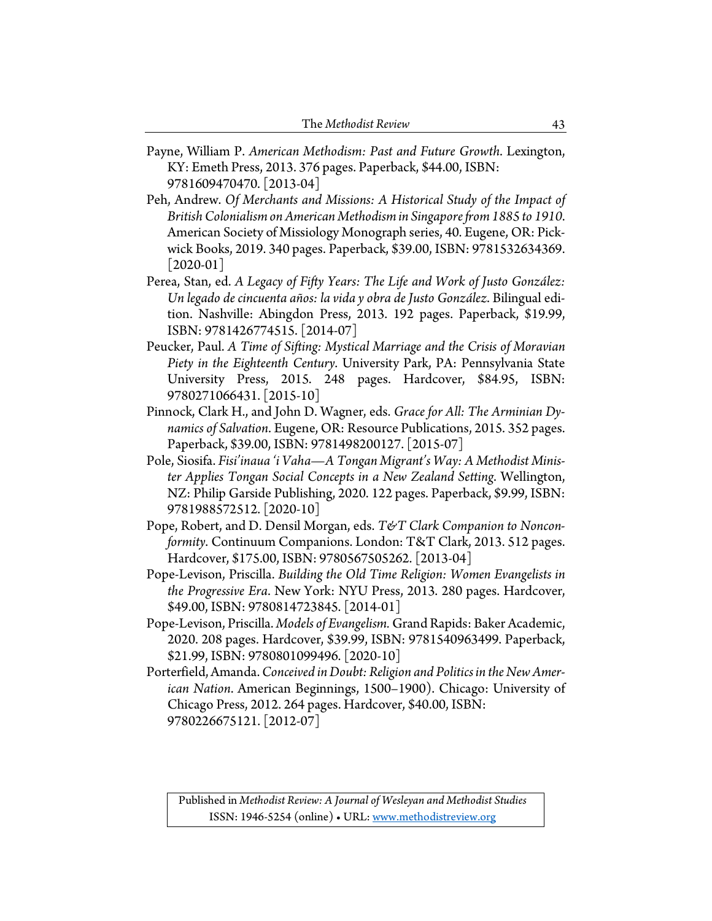Payne, William P. *American Methodism: Past and Future Growth*. Lexington, KY: Emeth Press, 2013. 376 pages. Paperback, $44.00, ISBN: 9781609470470. [2013-04]

Peh, Andrew. *Of Merchants and Missions: A Historical Study of the Impact of British Colonialism on American Methodism in Singapore from 1885 to 1910*. American Society of Missiology Monograph series, 40. Eugene, OR: Pickwick Books, 2019. 340 pages. Paperback, $39.00, ISBN: 9781532634369. [2020-01]

Perea, Stan, ed. *A Legacy of Fifty Years: The Life and Work of Justo González: Un legado de cincuenta años: la vida y obra de Justo González*. Bilingual edition. Nashville: Abingdon Press, 2013. 192 pages. Paperback, $19.99, ISBN: 9781426774515. [2014-07]

Peucker, Paul. *A Time of Sifting: Mystical Marriage and the Crisis of Moravian Piety in the Eighteenth Century*. University Park, PA: Pennsylvania State University Press, 2015. 248 pages. Hardcover, $84.95, ISBN: 9780271066431. [2015-10]

Pinnock, Clark H., and John D. Wagner, eds. *Grace for All: The Arminian Dynamics of Salvation*. Eugene, OR: Resource Publications, 2015. 352 pages. Paperback, $39.00, ISBN: 9781498200127. [2015-07]

Pole, Siosifa. *Fisi'inaua 'i Vaha—A Tongan Migrant's Way: A Methodist Minister Applies Tongan Social Concepts in a New Zealand Setting*. Wellington, NZ: Philip Garside Publishing, 2020. 122 pages. Paperback, $9.99, ISBN: 9781988572512. [2020-10]

Pope, Robert, and D. Densil Morgan, eds. *T&T Clark Companion to Nonconformity*. Continuum Companions. London: T&T Clark, 2013. 512 pages. Hardcover, $175.00, ISBN: 9780567505262. [2013-04]

Pope-Levison, Priscilla. *Building the Old Time Religion: Women Evangelists in the Progressive Era*. New York: NYU Press, 2013. 280 pages. Hardcover, $49.00, ISBN: 9780814723845. [2014-01]

Pope-Levison, Priscilla. *Models of Evangelism.* Grand Rapids: Baker Academic, 2020. 208 pages. Hardcover, $39.99, ISBN: 9781540963499. Paperback, $21.99, ISBN: 9780801099496. [2020-10]

Porterfield, Amanda. *Conceived in Doubt: Religion and Politics in the New American Nation*. American Beginnings, 1500–1900). Chicago: University of Chicago Press, 2012. 264 pages. Hardcover, $40.00, ISBN: 9780226675121. [2012-07]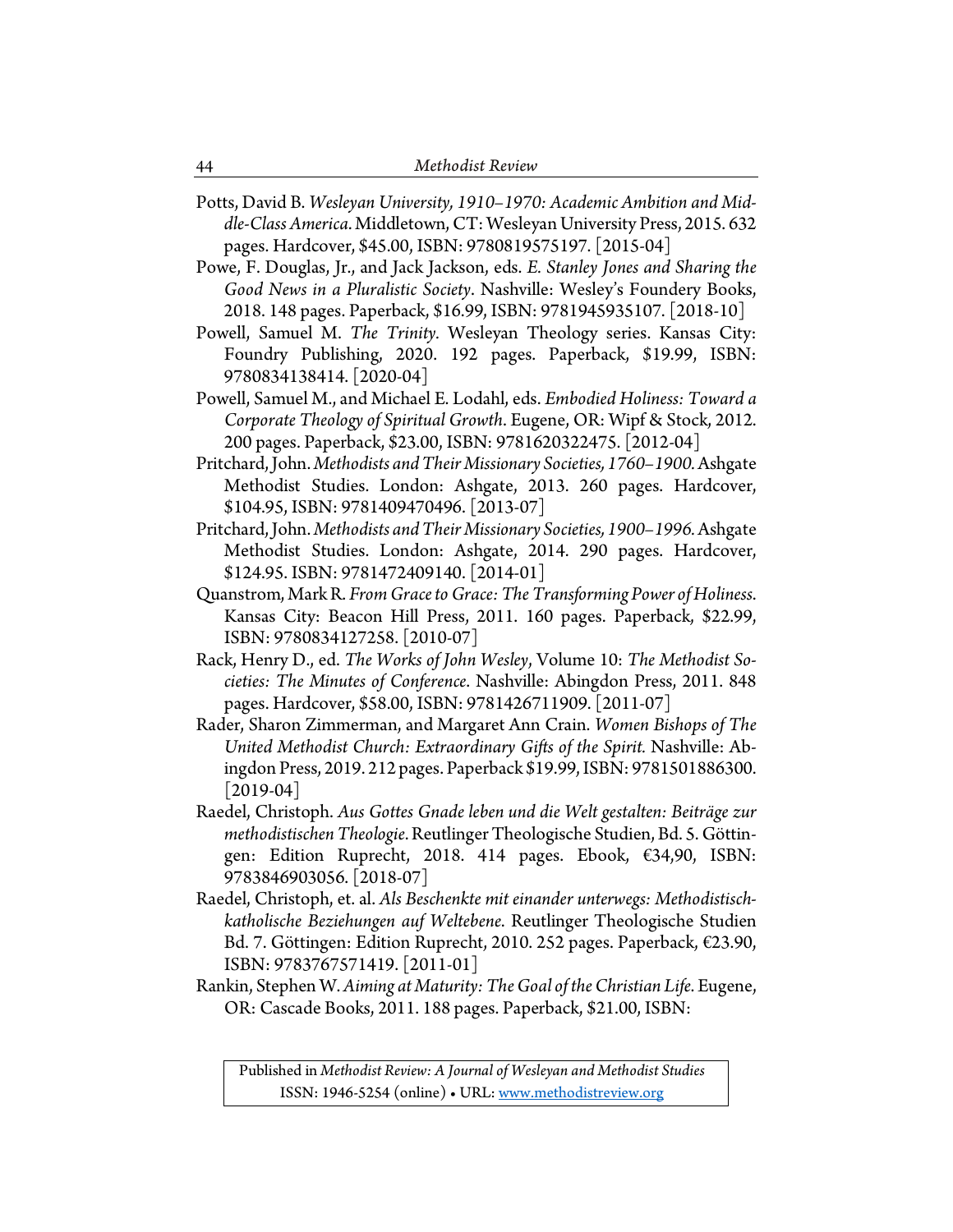Potts, David B. *Wesleyan University, 1910–1970: Academic Ambition and Middle-Class America*. Middletown, CT: Wesleyan University Press, 2015. 632 pages. Hardcover, $45.00, ISBN: 9780819575197. [2015-04]

Powe, F. Douglas, Jr., and Jack Jackson, eds. *E. Stanley Jones and Sharing the Good News in a Pluralistic Society*. Nashville: Wesley's Foundery Books, 2018. 148 pages. Paperback, $16.99, ISBN: 9781945935107. [2018-10]

Powell, Samuel M. *The Trinity*. Wesleyan Theology series. Kansas City: Foundry Publishing, 2020. 192 pages. Paperback, $19.99, ISBN: 9780834138414. [2020-04]

Powell, Samuel M., and Michael E. Lodahl, eds. *Embodied Holiness: Toward a Corporate Theology of Spiritual Growth*. Eugene, OR: Wipf & Stock, 2012. 200 pages. Paperback, $23.00, ISBN: 9781620322475. [2012-04]

Pritchard, John. *Methodists and Their Missionary Societies, 1760–1900*. Ashgate Methodist Studies. London: Ashgate, 2013. 260 pages. Hardcover, $104.95, ISBN: 9781409470496. [2013-07]

Pritchard, John. *Methodists and Their Missionary Societies, 1900–1996*. Ashgate Methodist Studies. London: Ashgate, 2014. 290 pages. Hardcover, $124.95. ISBN: 9781472409140. [2014-01]

Quanstrom, Mark R. *From Grace to Grace: The Transforming Power of Holiness*. Kansas City: Beacon Hill Press, 2011. 160 pages. Paperback, $22.99, ISBN: 9780834127258. [2010-07]

Rack, Henry D., ed. *The Works of John Wesley*, Volume 10: *The Methodist Societies: The Minutes of Conference*. Nashville: Abingdon Press, 2011. 848 pages. Hardcover, $58.00, ISBN: 9781426711909. [2011-07]

Rader, Sharon Zimmerman, and Margaret Ann Crain. *Women Bishops of The United Methodist Church: Extraordinary Gifts of the Spirit.* Nashville: Abingdon Press, 2019. 212 pages. Paperback $19.99, ISBN: 9781501886300. [2019-04]

Raedel, Christoph. *Aus Gottes Gnade leben und die Welt gestalten: Beiträge zur methodistischen Theologie*. Reutlinger Theologische Studien, Bd. 5. Göttingen: Edition Ruprecht, 2018. 414 pages. Ebook, €34,90, ISBN: 9783846903056. [2018-07]

Raedel, Christoph, et. al. *Als Beschenkte mit einander unterwegs: Methodistisch-katholische Beziehungen auf Weltebene*. Reutlinger Theologische Studien Bd. 7. Göttingen: Edition Ruprecht, 2010. 252 pages. Paperback, €23.90, ISBN: 9783767571419. [2011-01]

Rankin, Stephen W. *Aiming at Maturity: The Goal of the Christian Life*. Eugene, OR: Cascade Books, 2011. 188 pages. Paperback, $21.00, ISBN: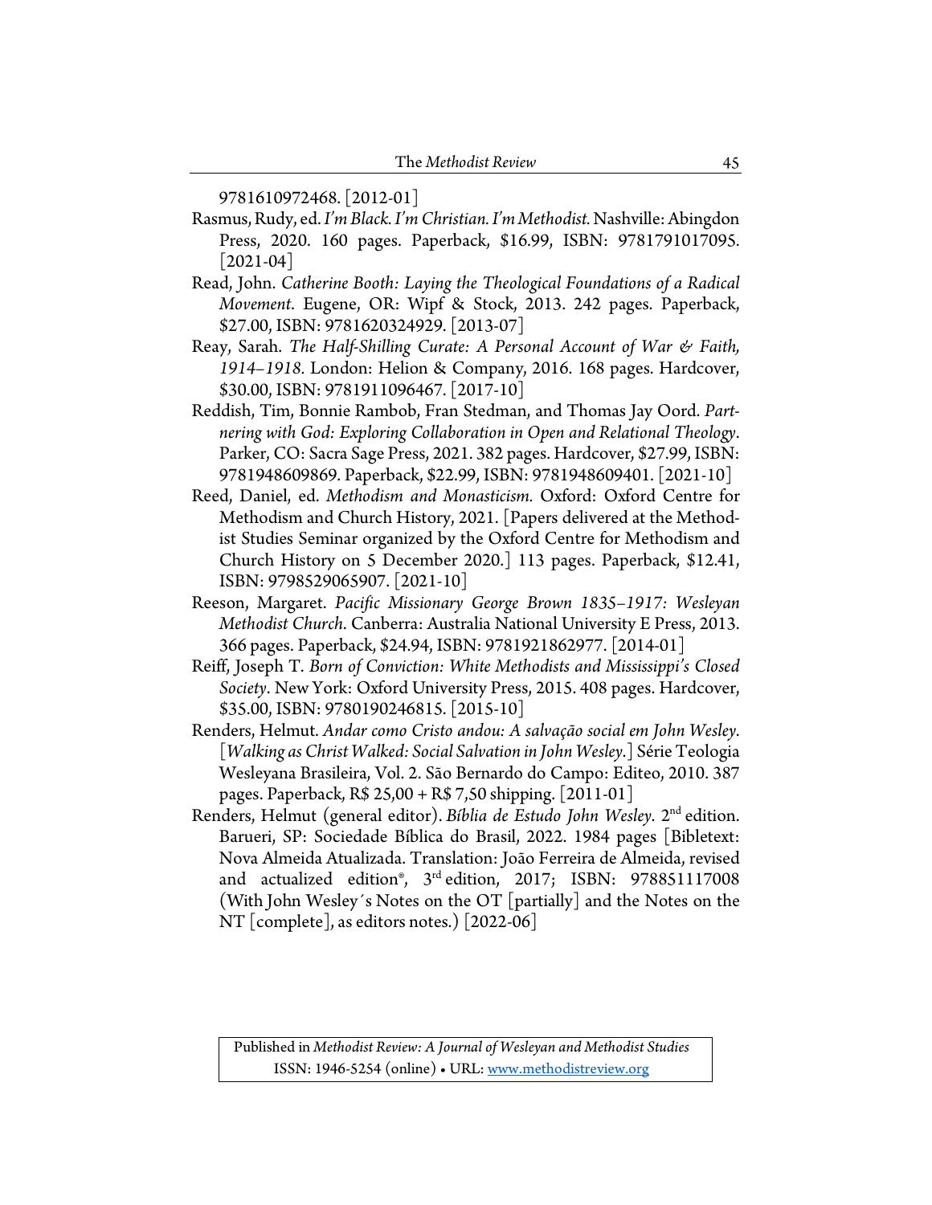9781610972468. [2012-01]

Rasmus, Rudy, ed. *I'm Black. I'm Christian. I'm Methodist.* Nashville: Abingdon Press, 2020. 160 pages. Paperback, $16.99, ISBN: 9781791017095. [2021-04]

Read, John. *Catherine Booth: Laying the Theological Foundations of a Radical Movement*. Eugene, OR: Wipf & Stock, 2013. 242 pages. Paperback, $27.00, ISBN: 9781620324929. [2013-07]

Reay, Sarah. *The Half-Shilling Curate: A Personal Account of War & Faith, 1914–1918.* London: Helion & Company, 2016. 168 pages. Hardcover, $30.00, ISBN: 9781911096467. [2017-10]

Reddish, Tim, Bonnie Rambob, Fran Stedman, and Thomas Jay Oord. *Partnering with God: Exploring Collaboration in Open and Relational Theology*. Parker, CO: Sacra Sage Press, 2021. 382 pages. Hardcover, $27.99, ISBN: 9781948609869. Paperback, $22.99, ISBN: 9781948609401. [2021-10]

Reed, Daniel, ed. *Methodism and Monasticism.* Oxford: Oxford Centre for Methodism and Church History, 2021. [Papers delivered at the Methodist Studies Seminar organized by the Oxford Centre for Methodism and Church History on 5 December 2020.] 113 pages. Paperback, $12.41, ISBN: 9798529065907. [2021-10]

Reeson, Margaret. *Pacific Missionary George Brown 1835–1917: Wesleyan Methodist Church*. Canberra: Australia National University E Press, 2013. 366 pages. Paperback, $24.94, ISBN: 9781921862977. [2014-01]

Reiff, Joseph T. *Born of Conviction: White Methodists and Mississippi's Closed Society*. New York: Oxford University Press, 2015. 408 pages. Hardcover, $35.00, ISBN: 9780190246815. [2015-10]

Renders, Helmut. *Andar como Cristo andou: A salvação social em John Wesley*. [*Walking as Christ Walked: Social Salvation in John Wesley*.] Série Teologia Wesleyana Brasileira, Vol. 2. São Bernardo do Campo: Editeo, 2010. 387 pages. Paperback, R$ 25,00 + R$ 7,50 shipping. [2011-01]

Renders, Helmut (general editor). *Bíblia de Estudo John Wesley*. 2nd edition. Barueri, SP: Sociedade Bíblica do Brasil, 2022. 1984 pages [Bibletext: Nova Almeida Atualizada. Translation: João Ferreira de Almeida, revised and actualized edition®, 3rd edition, 2017; ISBN: 978851117008 (With John Wesley´s Notes on the OT [partially] and the Notes on the NT [complete], as editors notes.) [2022-06]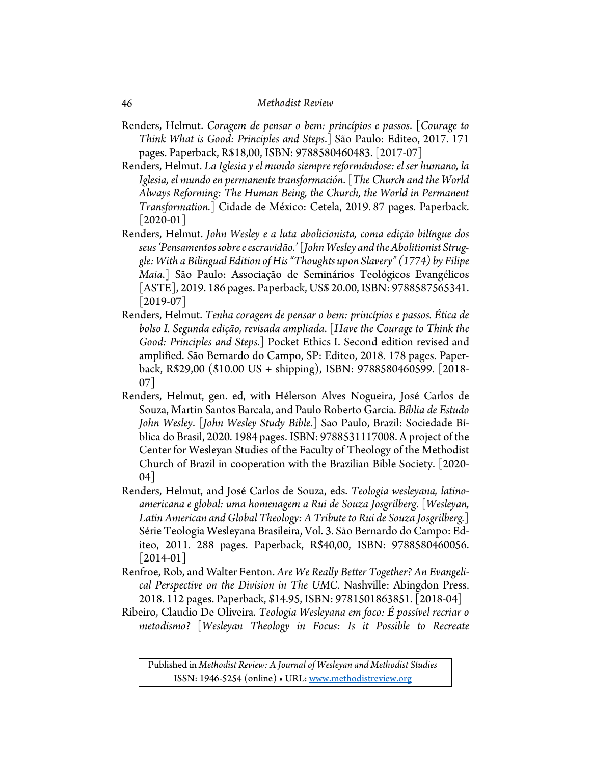Renders, Helmut. *Coragem de pensar o bem: princípios e passos*. [*Courage to Think What is Good: Principles and Steps*.] São Paulo: Editeo, 2017. 171 pages. Paperback, R$18,00, ISBN: 9788580460483. [2017-07]

Renders, Helmut. *La Iglesia y el mundo siempre reformándose: el ser humano, la Iglesia, el mundo en permanente transformación*. [*The Church and the World Always Reforming: The Human Being, the Church, the World in Permanent Transformation*.] Cidade de México: Cetela, 2019. 87 pages. Paperback. [2020-01]

Renders, Helmut. *John Wesley e a luta abolicionista, coma edição bilíngue dos seus 'Pensamentos sobre e escravidão.'* [*John Wesley and the Abolitionist Struggle: With a Bilingual Edition of His "Thoughts upon Slavery" (1774) by Filipe Maia*.] São Paulo: Associação de Seminários Teológicos Evangélicos [ASTE], 2019. 186 pages. Paperback, US$ 20.00, ISBN: 9788587565341. [2019-07]

Renders, Helmut. *Tenha coragem de pensar o bem: princípios e passos. Ética de bolso I. Segunda edição, revisada ampliada*. [*Have the Courage to Think the Good: Principles and Steps*.] Pocket Ethics I. Second edition revised and amplified. São Bernardo do Campo, SP: Editeo, 2018. 178 pages. Paperback, R$29,00 ($10.00 US + shipping), ISBN: 9788580460599. [2018-07]

Renders, Helmut, gen. ed, with Hélerson Alves Nogueira, José Carlos de Souza, Martin Santos Barcala, and Paulo Roberto Garcia. *Bíblia de Estudo John Wesley*. [*John Wesley Study Bible*.] Sao Paulo, Brazil: Sociedade Bíblica do Brasil, 2020. 1984 pages. ISBN: 9788531117008. A project of the Center for Wesleyan Studies of the Faculty of Theology of the Methodist Church of Brazil in cooperation with the Brazilian Bible Society. [2020-04]

Renders, Helmut, and José Carlos de Souza, eds. *Teologia wesleyana, latino-americana e global: uma homenagem a Rui de Souza Josgrilberg*. [*Wesleyan, Latin American and Global Theology: A Tribute to Rui de Souza Josgrilberg*.] Série Teologia Wesleyana Brasileira, Vol. 3. São Bernardo do Campo: Editeo, 2011. 288 pages. Paperback, R$40,00, ISBN: 9788580460056. [2014-01]

Renfroe, Rob, and Walter Fenton. *Are We Really Better Together? An Evangelical Perspective on the Division in The UMC*. Nashville: Abingdon Press. 2018. 112 pages. Paperback, $14.95, ISBN: 9781501863851. [2018-04]

Ribeiro, Claudio De Oliveira. *Teologia Wesleyana em foco: É possível recriar o metodismo?* [*Wesleyan Theology in Focus: Is it Possible to Recreate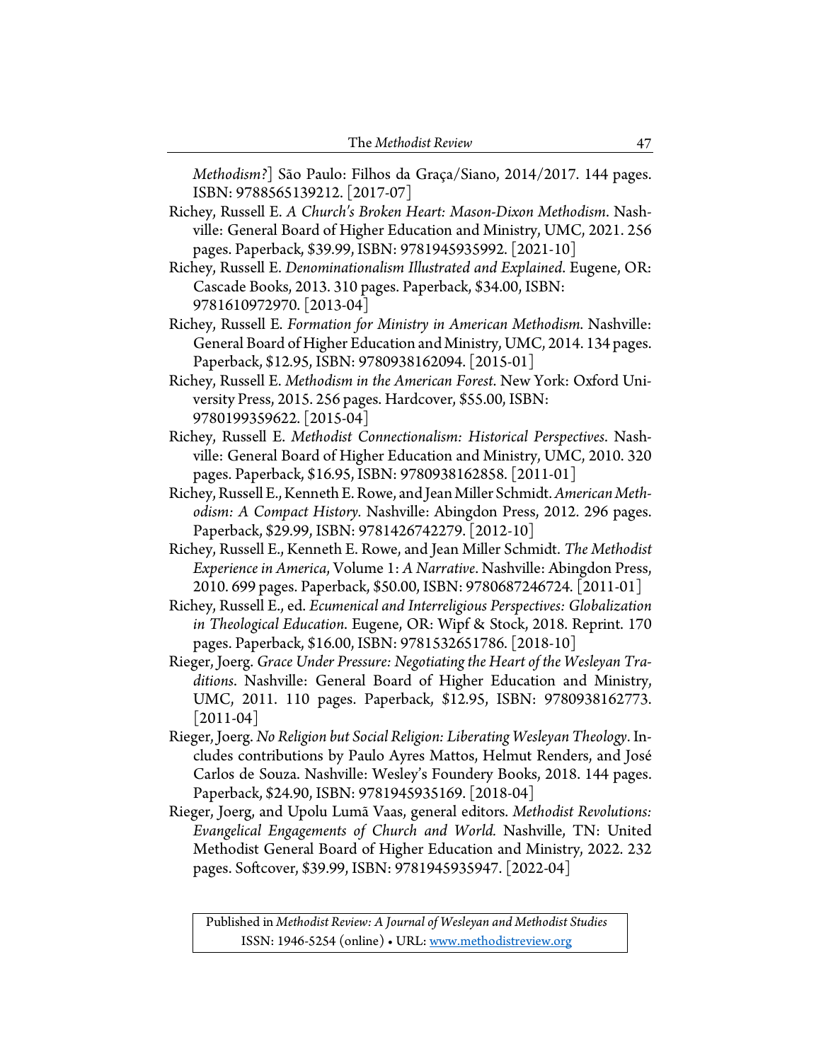*Methodism?*] São Paulo: Filhos da Graça/Siano, 2014/2017. 144 pages. ISBN: 9788565139212. [2017-07]

Richey, Russell E. *A Church's Broken Heart: Mason-Dixon Methodism*. Nashville: General Board of Higher Education and Ministry, UMC, 2021. 256 pages. Paperback, $39.99, ISBN: 9781945935992. [2021-10]

Richey, Russell E. *Denominationalism Illustrated and Explained*. Eugene, OR: Cascade Books, 2013. 310 pages. Paperback, $34.00, ISBN: 9781610972970. [2013-04]

Richey, Russell E. *Formation for Ministry in American Methodism*. Nashville: General Board of Higher Education and Ministry, UMC, 2014. 134 pages. Paperback, $12.95, ISBN: 9780938162094. [2015-01]

Richey, Russell E. *Methodism in the American Forest*. New York: Oxford University Press, 2015. 256 pages. Hardcover, $55.00, ISBN: 9780199359622. [2015-04]

Richey, Russell E. *Methodist Connectionalism: Historical Perspectives*. Nashville: General Board of Higher Education and Ministry, UMC, 2010. 320 pages. Paperback, $16.95, ISBN: 9780938162858. [2011-01]

Richey, Russell E., Kenneth E. Rowe, and Jean Miller Schmidt. *American Methodism: A Compact History*. Nashville: Abingdon Press, 2012. 296 pages. Paperback, $29.99, ISBN: 9781426742279. [2012-10]

Richey, Russell E., Kenneth E. Rowe, and Jean Miller Schmidt. *The Methodist Experience in America*, Volume 1: *A Narrative*. Nashville: Abingdon Press, 2010. 699 pages. Paperback, $50.00, ISBN: 9780687246724. [2011-01]

Richey, Russell E., ed. *Ecumenical and Interreligious Perspectives: Globalization in Theological Education*. Eugene, OR: Wipf & Stock, 2018. Reprint. 170 pages. Paperback, $16.00, ISBN: 9781532651786. [2018-10]

Rieger, Joerg. *Grace Under Pressure: Negotiating the Heart of the Wesleyan Traditions*. Nashville: General Board of Higher Education and Ministry, UMC, 2011. 110 pages. Paperback, $12.95, ISBN: 9780938162773. [2011-04]

Rieger, Joerg. *No Religion but Social Religion: Liberating Wesleyan Theology*. Includes contributions by Paulo Ayres Mattos, Helmut Renders, and José Carlos de Souza. Nashville: Wesley's Foundery Books, 2018. 144 pages. Paperback, $24.90, ISBN: 9781945935169. [2018-04]

Rieger, Joerg, and Upolu Lumā Vaas, general editors. *Methodist Revolutions: Evangelical Engagements of Church and World*. Nashville, TN: United Methodist General Board of Higher Education and Ministry, 2022. 232 pages. Softcover, $39.99, ISBN: 9781945935947. [2022-04]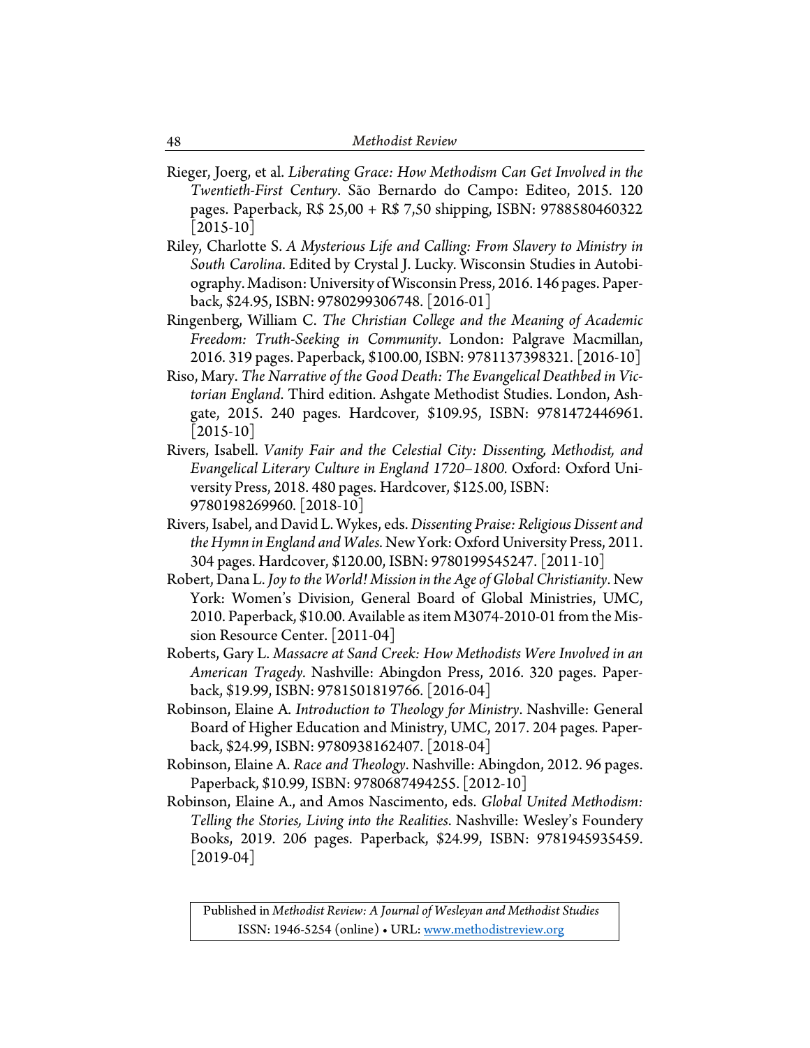Rieger, Joerg, et al. *Liberating Grace: How Methodism Can Get Involved in the Twentieth-First Century*. São Bernardo do Campo: Editeo, 2015. 120 pages. Paperback, R$ 25,00 + R$ 7,50 shipping, ISBN: 9788580460322 [2015-10]

Riley, Charlotte S. *A Mysterious Life and Calling: From Slavery to Ministry in South Carolina*. Edited by Crystal J. Lucky. Wisconsin Studies in Autobiography. Madison: University of Wisconsin Press, 2016. 146 pages. Paperback, $24.95, ISBN: 9780299306748. [2016-01]

Ringenberg, William C. *The Christian College and the Meaning of Academic Freedom: Truth-Seeking in Community*. London: Palgrave Macmillan, 2016. 319 pages. Paperback, $100.00, ISBN: 9781137398321. [2016-10]

Riso, Mary. *The Narrative of the Good Death: The Evangelical Deathbed in Victorian England*. Third edition. Ashgate Methodist Studies. London, Ashgate, 2015. 240 pages. Hardcover, $109.95, ISBN: 9781472446961. [2015-10]

Rivers, Isabell. *Vanity Fair and the Celestial City: Dissenting, Methodist, and Evangelical Literary Culture in England 1720–1800*. Oxford: Oxford University Press, 2018. 480 pages. Hardcover, $125.00, ISBN: 9780198269960. [2018-10]

Rivers, Isabel, and David L. Wykes, eds. *Dissenting Praise: Religious Dissent and the Hymn in England and Wales*. New York: Oxford University Press, 2011. 304 pages. Hardcover, $120.00, ISBN: 9780199545247. [2011-10]

Robert, Dana L. *Joy to the World! Mission in the Age of Global Christianity*. New York: Women's Division, General Board of Global Ministries, UMC, 2010. Paperback, $10.00. Available as item M3074-2010-01 from the Mission Resource Center. [2011-04]

Roberts, Gary L. *Massacre at Sand Creek: How Methodists Were Involved in an American Tragedy*. Nashville: Abingdon Press, 2016. 320 pages. Paperback, $19.99, ISBN: 9781501819766. [2016-04]

Robinson, Elaine A. *Introduction to Theology for Ministry*. Nashville: General Board of Higher Education and Ministry, UMC, 2017. 204 pages. Paperback, $24.99, ISBN: 9780938162407. [2018-04]

Robinson, Elaine A. *Race and Theology*. Nashville: Abingdon, 2012. 96 pages. Paperback, $10.99, ISBN: 9780687494255. [2012-10]

Robinson, Elaine A., and Amos Nascimento, eds. *Global United Methodism: Telling the Stories, Living into the Realities*. Nashville: Wesley's Foundery Books, 2019. 206 pages. Paperback, $24.99, ISBN: 9781945935459. [2019-04]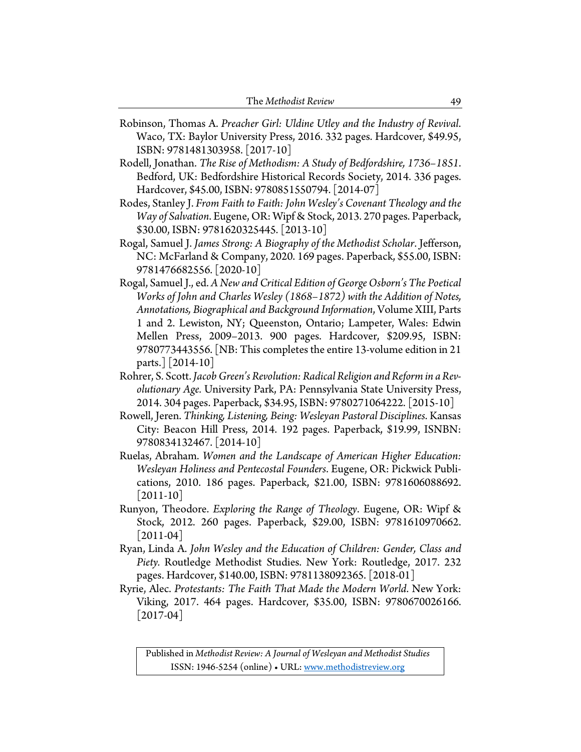Robinson, Thomas A. *Preacher Girl: Uldine Utley and the Industry of Revival*. Waco, TX: Baylor University Press, 2016. 332 pages. Hardcover, $49.95, ISBN: 9781481303958. [2017-10]

Rodell, Jonathan. *The Rise of Methodism: A Study of Bedfordshire, 1736–1851*. Bedford, UK: Bedfordshire Historical Records Society, 2014. 336 pages. Hardcover, $45.00, ISBN: 9780851550794. [2014-07]

Rodes, Stanley J. *From Faith to Faith: John Wesley's Covenant Theology and the Way of Salvation*. Eugene, OR: Wipf & Stock, 2013. 270 pages. Paperback, $30.00, ISBN: 9781620325445. [2013-10]

Rogal, Samuel J. *James Strong: A Biography of the Methodist Scholar*. Jefferson, NC: McFarland & Company, 2020. 169 pages. Paperback, $55.00, ISBN: 9781476682556. [2020-10]

Rogal, Samuel J., ed. *A New and Critical Edition of George Osborn's The Poetical Works of John and Charles Wesley (1868–1872) with the Addition of Notes, Annotations, Biographical and Background Information*, Volume XIII, Parts 1 and 2. Lewiston, NY; Queenston, Ontario; Lampeter, Wales: Edwin Mellen Press, 2009–2013. 900 pages. Hardcover, $209.95, ISBN: 9780773443556. [NB: This completes the entire 13-volume edition in 21 parts.] [2014-10]

Rohrer, S. Scott. *Jacob Green's Revolution: Radical Religion and Reform in a Revolutionary Age.* University Park, PA: Pennsylvania State University Press, 2014. 304 pages. Paperback, $34.95, ISBN: 9780271064222. [2015-10]

Rowell, Jeren. *Thinking, Listening, Being: Wesleyan Pastoral Disciplines.* Kansas City: Beacon Hill Press, 2014. 192 pages. Paperback, $19.99, ISNBN: 9780834132467. [2014-10]

Ruelas, Abraham. *Women and the Landscape of American Higher Education: Wesleyan Holiness and Pentecostal Founders*. Eugene, OR: Pickwick Publications, 2010. 186 pages. Paperback, $21.00, ISBN: 9781606088692. [2011-10]

Runyon, Theodore. *Exploring the Range of Theology*. Eugene, OR: Wipf & Stock, 2012. 260 pages. Paperback, $29.00, ISBN: 9781610970662. [2011-04]

Ryan, Linda A. *John Wesley and the Education of Children: Gender, Class and Piety.* Routledge Methodist Studies. New York: Routledge, 2017. 232 pages. Hardcover, $140.00, ISBN: 9781138092365. [2018-01]

Ryrie, Alec. *Protestants: The Faith That Made the Modern World*. New York: Viking, 2017. 464 pages. Hardcover, $35.00, ISBN: 9780670026166. [2017-04]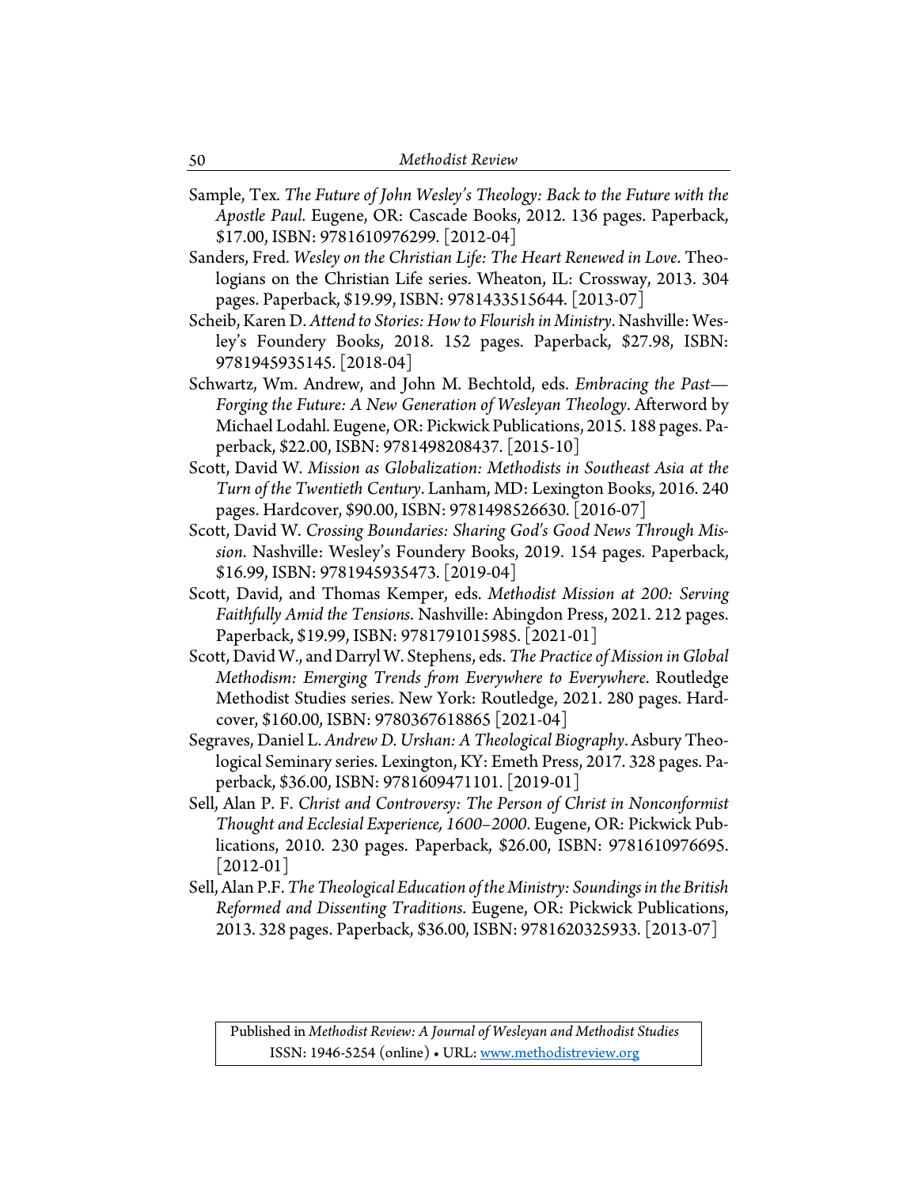Sample, Tex. *The Future of John Wesley's Theology: Back to the Future with the Apostle Paul*. Eugene, OR: Cascade Books, 2012. 136 pages. Paperback, $17.00, ISBN: 9781610976299. [2012-04]

Sanders, Fred. *Wesley on the Christian Life: The Heart Renewed in Love*. Theologians on the Christian Life series. Wheaton, IL: Crossway, 2013. 304 pages. Paperback, $19.99, ISBN: 9781433515644. [2013-07]

Scheib, Karen D. *Attend to Stories: How to Flourish in Ministry*. Nashville: Wesley's Foundery Books, 2018. 152 pages. Paperback, $27.98, ISBN: 9781945935145. [2018-04]

Schwartz, Wm. Andrew, and John M. Bechtold, eds. *Embracing the Past—Forging the Future: A New Generation of Wesleyan Theology*. Afterword by Michael Lodahl. Eugene, OR: Pickwick Publications, 2015. 188 pages. Paperback, $22.00, ISBN: 9781498208437. [2015-10]

Scott, David W. *Mission as Globalization: Methodists in Southeast Asia at the Turn of the Twentieth Century*. Lanham, MD: Lexington Books, 2016. 240 pages. Hardcover, $90.00, ISBN: 9781498526630. [2016-07]

Scott, David W. *Crossing Boundaries: Sharing God's Good News Through Mission*. Nashville: Wesley's Foundery Books, 2019. 154 pages. Paperback, $16.99, ISBN: 9781945935473. [2019-04]

Scott, David, and Thomas Kemper, eds. *Methodist Mission at 200: Serving Faithfully Amid the Tensions*. Nashville: Abingdon Press, 2021. 212 pages. Paperback, $19.99, ISBN: 9781791015985. [2021-01]

Scott, David W., and Darryl W. Stephens, eds. *The Practice of Mission in Global Methodism: Emerging Trends from Everywhere to Everywhere*. Routledge Methodist Studies series. New York: Routledge, 2021. 280 pages. Hardcover, $160.00, ISBN: 9780367618865 [2021-04]

Segraves, Daniel L. *Andrew D. Urshan: A Theological Biography*. Asbury Theological Seminary series. Lexington, KY: Emeth Press, 2017. 328 pages. Paperback, $36.00, ISBN: 9781609471101. [2019-01]

Sell, Alan P. F. *Christ and Controversy: The Person of Christ in Nonconformist Thought and Ecclesial Experience, 1600–2000*. Eugene, OR: Pickwick Publications, 2010. 230 pages. Paperback, $26.00, ISBN: 9781610976695. [2012-01]

Sell, Alan P.F. *The Theological Education of the Ministry: Soundings in the British Reformed and Dissenting Traditions*. Eugene, OR: Pickwick Publications, 2013. 328 pages. Paperback, $36.00, ISBN: 9781620325933. [2013-07]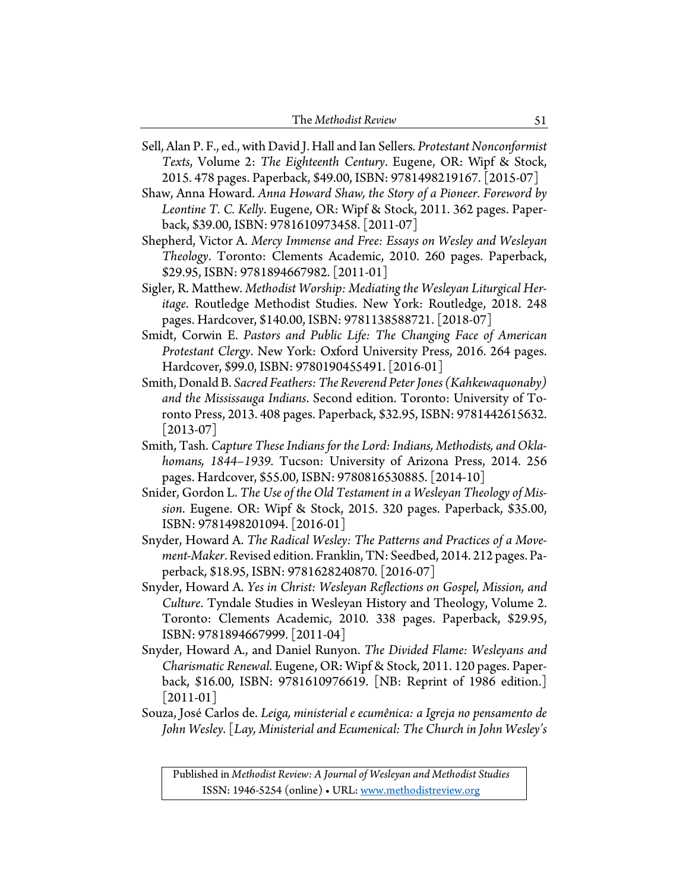Sell, Alan P. F., ed., with David J. Hall and Ian Sellers. *Protestant Nonconformist Texts*, Volume 2: *The Eighteenth Century*. Eugene, OR: Wipf & Stock, 2015. 478 pages. Paperback, $49.00, ISBN: 9781498219167. [2015-07]

Shaw, Anna Howard. *Anna Howard Shaw, the Story of a Pioneer. Foreword by Leontine T. C. Kelly*. Eugene, OR: Wipf & Stock, 2011. 362 pages. Paperback, $39.00, ISBN: 9781610973458. [2011-07]

Shepherd, Victor A. *Mercy Immense and Free: Essays on Wesley and Wesleyan Theology*. Toronto: Clements Academic, 2010. 260 pages. Paperback, $29.95, ISBN: 9781894667982. [2011-01]

Sigler, R. Matthew. *Methodist Worship: Mediating the Wesleyan Liturgical Heritage*. Routledge Methodist Studies. New York: Routledge, 2018. 248 pages. Hardcover, $140.00, ISBN: 9781138588721. [2018-07]

Smidt, Corwin E. *Pastors and Public Life: The Changing Face of American Protestant Clergy*. New York: Oxford University Press, 2016. 264 pages. Hardcover, $99.0, ISBN: 9780190455491. [2016-01]

Smith, Donald B. *Sacred Feathers: The Reverend Peter Jones (Kahkewaquonaby) and the Mississauga Indians*. Second edition. Toronto: University of Toronto Press, 2013. 408 pages. Paperback, $32.95, ISBN: 9781442615632. [2013-07]

Smith, Tash. *Capture These Indians for the Lord: Indians, Methodists, and Oklahomans, 1844–1939*. Tucson: University of Arizona Press, 2014. 256 pages. Hardcover, $55.00, ISBN: 9780816530885. [2014-10]

Snider, Gordon L. *The Use of the Old Testament in a Wesleyan Theology of Mission*. Eugene. OR: Wipf & Stock, 2015. 320 pages. Paperback, $35.00, ISBN: 9781498201094. [2016-01]

Snyder, Howard A. *The Radical Wesley: The Patterns and Practices of a Movement-Maker*. Revised edition. Franklin, TN: Seedbed, 2014. 212 pages. Paperback, $18.95, ISBN: 9781628240870. [2016-07]

Snyder, Howard A. *Yes in Christ: Wesleyan Reflections on Gospel, Mission, and Culture*. Tyndale Studies in Wesleyan History and Theology, Volume 2. Toronto: Clements Academic, 2010. 338 pages. Paperback, $29.95, ISBN: 9781894667999. [2011-04]

Snyder, Howard A., and Daniel Runyon. *The Divided Flame: Wesleyans and Charismatic Renewal*. Eugene, OR: Wipf & Stock, 2011. 120 pages. Paperback, $16.00, ISBN: 9781610976619. [NB: Reprint of 1986 edition.] [2011-01]

Souza, José Carlos de. *Leiga, ministerial e ecumênica: a Igreja no pensamento de John Wesley*. [*Lay, Ministerial and Ecumenical: The Church in John Wesley's*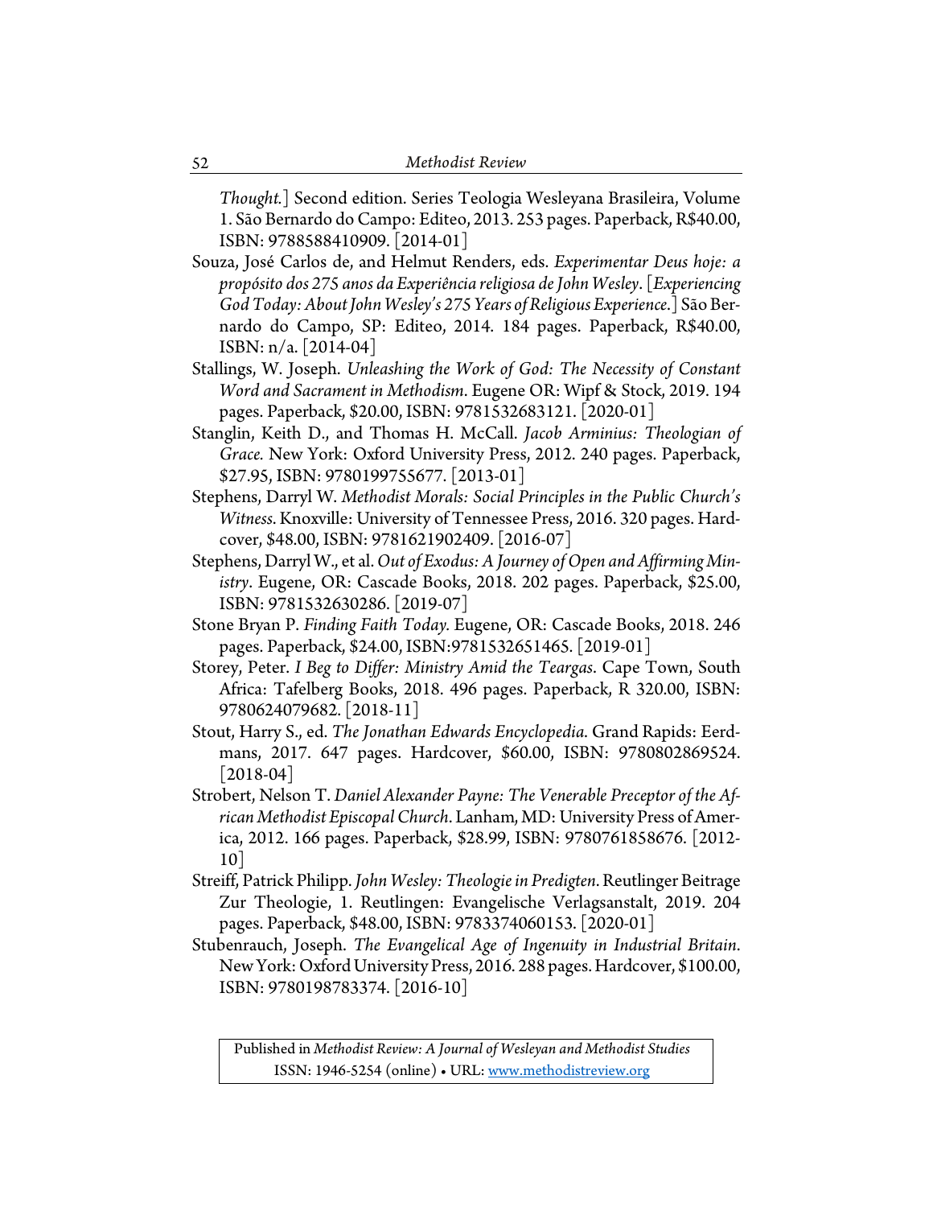*Thought.*] Second edition. Series Teologia Wesleyana Brasileira, Volume 1. São Bernardo do Campo: Editeo, 2013. 253 pages. Paperback, R$40.00, ISBN: 9788588410909. [2014-01]

Souza, José Carlos de, and Helmut Renders, eds. *Experimentar Deus hoje: a propósito dos 275 anos da Experiência religiosa de John Wesley*. [*Experiencing God Today: About John Wesley's 275 Years of Religious Experience.*] São Bernardo do Campo, SP: Editeo, 2014. 184 pages. Paperback, R$40.00, ISBN: n/a. [2014-04]

Stallings, W. Joseph. *Unleashing the Work of God: The Necessity of Constant Word and Sacrament in Methodism*. Eugene OR: Wipf & Stock, 2019. 194 pages. Paperback, $20.00, ISBN: 9781532683121. [2020-01]

Stanglin, Keith D., and Thomas H. McCall. *Jacob Arminius: Theologian of Grace.* New York: Oxford University Press, 2012. 240 pages. Paperback, $27.95, ISBN: 9780199755677. [2013-01]

Stephens, Darryl W. *Methodist Morals: Social Principles in the Public Church's Witness*. Knoxville: University of Tennessee Press, 2016. 320 pages. Hardcover, $48.00, ISBN: 9781621902409. [2016-07]

Stephens, Darryl W., et al. *Out of Exodus: A Journey of Open and Affirming Ministry*. Eugene, OR: Cascade Books, 2018. 202 pages. Paperback, $25.00, ISBN: 9781532630286. [2019-07]

Stone Bryan P. *Finding Faith Today*. Eugene, OR: Cascade Books, 2018. 246 pages. Paperback, $24.00, ISBN:9781532651465. [2019-01]

Storey, Peter. *I Beg to Differ: Ministry Amid the Teargas*. Cape Town, South Africa: Tafelberg Books, 2018. 496 pages. Paperback, R 320.00, ISBN: 9780624079682. [2018-11]

Stout, Harry S., ed. *The Jonathan Edwards Encyclopedia*. Grand Rapids: Eerdmans, 2017. 647 pages. Hardcover, $60.00, ISBN: 9780802869524. [2018-04]

Strobert, Nelson T. *Daniel Alexander Payne: The Venerable Preceptor of the African Methodist Episcopal Church*. Lanham, MD: University Press of America, 2012. 166 pages. Paperback, $28.99, ISBN: 9780761858676. [2012-10]

Streiff, Patrick Philipp. *John Wesley: Theologie in Predigten*. Reutlinger Beitrage Zur Theologie, 1. Reutlingen: Evangelische Verlagsanstalt, 2019. 204 pages. Paperback, $48.00, ISBN: 9783374060153. [2020-01]

Stubenrauch, Joseph. *The Evangelical Age of Ingenuity in Industrial Britain*. New York: Oxford University Press, 2016. 288 pages. Hardcover, $100.00, ISBN: 9780198783374. [2016-10]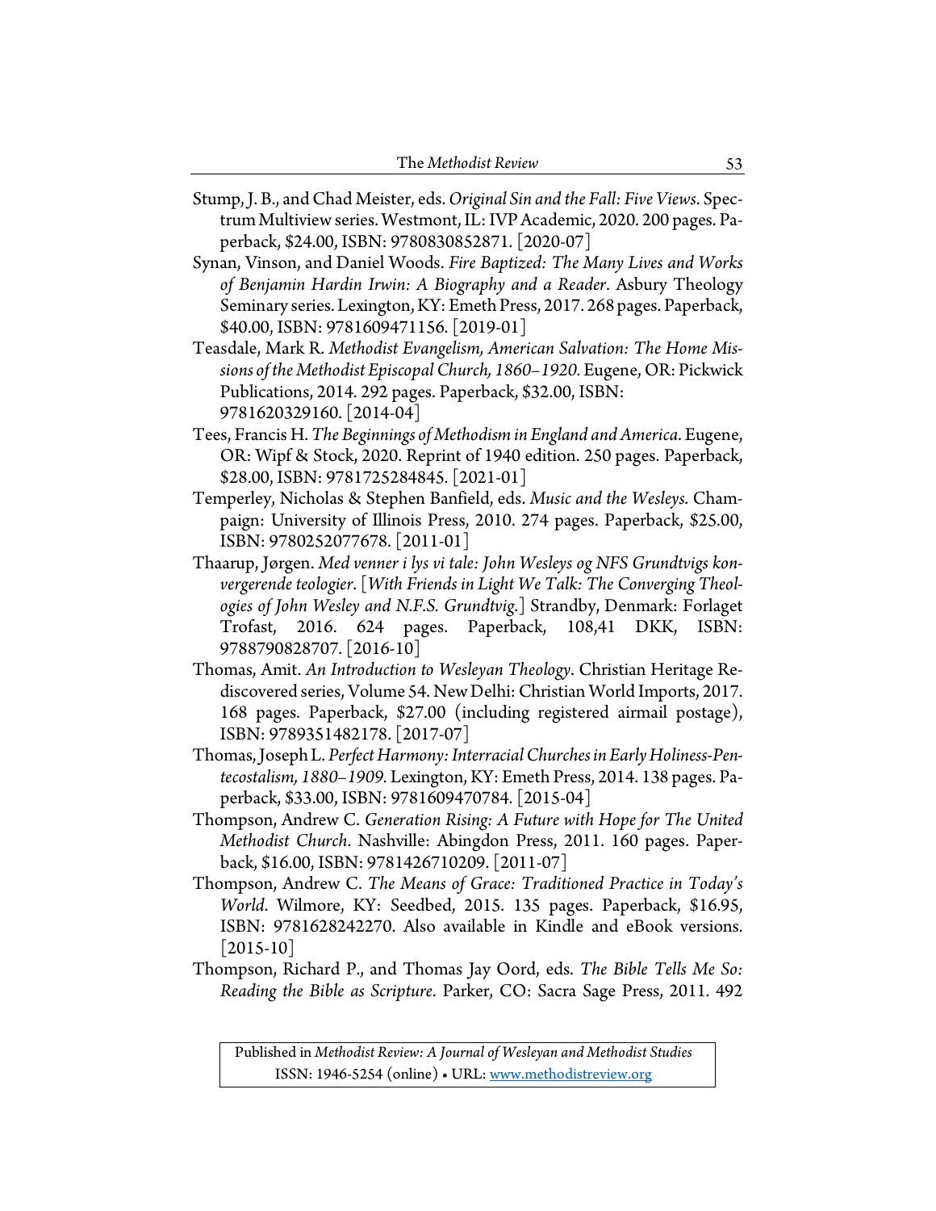Stump, J. B., and Chad Meister, eds. *Original Sin and the Fall: Five Views*. Spectrum Multiview series. Westmont, IL: IVP Academic, 2020. 200 pages. Paperback, $24.00, ISBN: 9780830852871. [2020-07]

Synan, Vinson, and Daniel Woods. *Fire Baptized: The Many Lives and Works of Benjamin Hardin Irwin: A Biography and a Reader*. Asbury Theology Seminary series. Lexington, KY: Emeth Press, 2017. 268 pages. Paperback, $40.00, ISBN: 9781609471156. [2019-01]

Teasdale, Mark R. *Methodist Evangelism, American Salvation: The Home Missions of the Methodist Episcopal Church, 1860–1920*. Eugene, OR: Pickwick Publications, 2014. 292 pages. Paperback, $32.00, ISBN: 9781620329160. [2014-04]

Tees, Francis H. *The Beginnings of Methodism in England and America*. Eugene, OR: Wipf & Stock, 2020. Reprint of 1940 edition. 250 pages. Paperback, $28.00, ISBN: 9781725284845. [2021-01]

Temperley, Nicholas & Stephen Banfield, eds. *Music and the Wesleys*. Champaign: University of Illinois Press, 2010. 274 pages. Paperback, $25.00, ISBN: 9780252077678. [2011-01]

Thaarup, Jørgen. *Med venner i lys vi tale: John Wesleys og NFS Grundtvigs konvergerende teologier*. [*With Friends in Light We Talk: The Converging Theologies of John Wesley and N.F.S. Grundtvig.*] Strandby, Denmark: Forlaget Trofast, 2016. 624 pages. Paperback, 108,41 DKK, ISBN: 9788790828707. [2016-10]

Thomas, Amit. *An Introduction to Wesleyan Theology*. Christian Heritage Rediscovered series, Volume 54. New Delhi: Christian World Imports, 2017. 168 pages. Paperback, $27.00 (including registered airmail postage), ISBN: 9789351482178. [2017-07]

Thomas, Joseph L. *Perfect Harmony: Interracial Churches in Early Holiness-Pentecostalism, 1880–1909*. Lexington, KY: Emeth Press, 2014. 138 pages. Paperback, $33.00, ISBN: 9781609470784. [2015-04]

Thompson, Andrew C. *Generation Rising: A Future with Hope for The United Methodist Church*. Nashville: Abingdon Press, 2011. 160 pages. Paperback, $16.00, ISBN: 9781426710209. [2011-07]

Thompson, Andrew C. *The Means of Grace: Traditioned Practice in Today's World*. Wilmore, KY: Seedbed, 2015. 135 pages. Paperback, $16.95, ISBN: 9781628242270. Also available in Kindle and eBook versions. [2015-10]

Thompson, Richard P., and Thomas Jay Oord, eds. *The Bible Tells Me So: Reading the Bible as Scripture*. Parker, CO: Sacra Sage Press, 2011. 492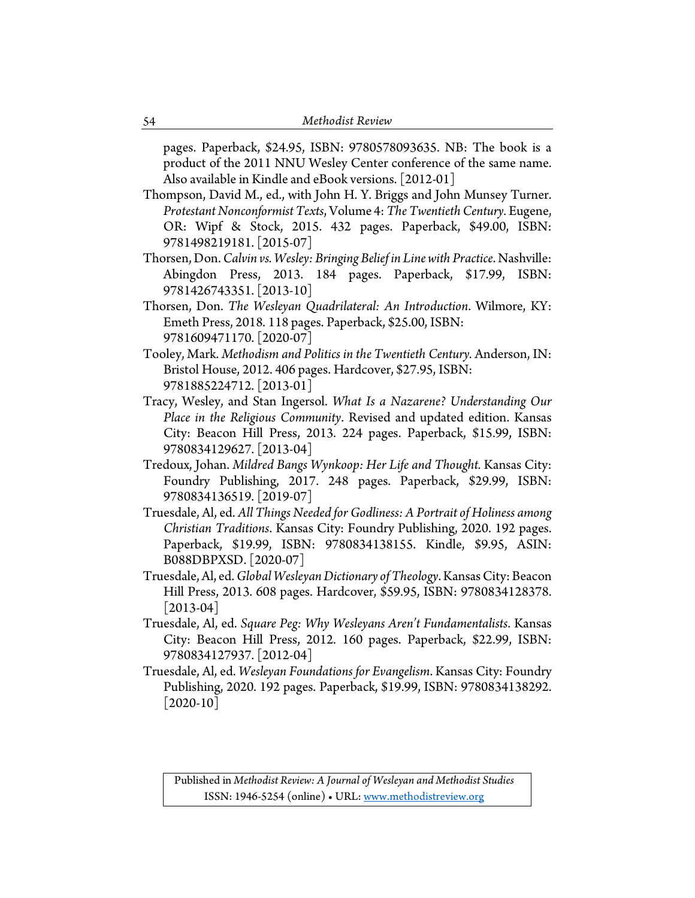pages. Paperback, $24.95, ISBN: 9780578093635. NB: The book is a product of the 2011 NNU Wesley Center conference of the same name. Also available in Kindle and eBook versions. [2012-01]

Thompson, David M., ed., with John H. Y. Briggs and John Munsey Turner. *Protestant Nonconformist Texts*, Volume 4: *The Twentieth Century*. Eugene, OR: Wipf & Stock, 2015. 432 pages. Paperback, $49.00, ISBN: 9781498219181. [2015-07]

Thorsen, Don. *Calvin vs. Wesley: Bringing Belief in Line with Practice*. Nashville: Abingdon Press, 2013. 184 pages. Paperback, $17.99, ISBN: 9781426743351. [2013-10]

Thorsen, Don. *The Wesleyan Quadrilateral: An Introduction*. Wilmore, KY: Emeth Press, 2018. 118 pages. Paperback, $25.00, ISBN: 9781609471170. [2020-07]

Tooley, Mark. *Methodism and Politics in the Twentieth Century*. Anderson, IN: Bristol House, 2012. 406 pages. Hardcover, $27.95, ISBN: 9781885224712. [2013-01]

Tracy, Wesley, and Stan Ingersol. *What Is a Nazarene? Understanding Our Place in the Religious Community*. Revised and updated edition. Kansas City: Beacon Hill Press, 2013. 224 pages. Paperback, $15.99, ISBN: 9780834129627. [2013-04]

Tredoux, Johan. *Mildred Bangs Wynkoop: Her Life and Thought.* Kansas City: Foundry Publishing, 2017. 248 pages. Paperback, $29.99, ISBN: 9780834136519. [2019-07]

Truesdale, Al, ed. *All Things Needed for Godliness: A Portrait of Holiness among Christian Traditions*. Kansas City: Foundry Publishing, 2020. 192 pages. Paperback, $19.99, ISBN: 9780834138155. Kindle, $9.95, ASIN: B088DBPXSD. [2020-07]

Truesdale, Al, ed. *Global Wesleyan Dictionary of Theology*. Kansas City: Beacon Hill Press, 2013. 608 pages. Hardcover, $59.95, ISBN: 9780834128378. [2013-04]

Truesdale, Al, ed. *Square Peg: Why Wesleyans Aren't Fundamentalists*. Kansas City: Beacon Hill Press, 2012. 160 pages. Paperback, $22.99, ISBN: 9780834127937. [2012-04]

Truesdale, Al, ed. *Wesleyan Foundations for Evangelism*. Kansas City: Foundry Publishing, 2020. 192 pages. Paperback, $19.99, ISBN: 9780834138292. [2020-10]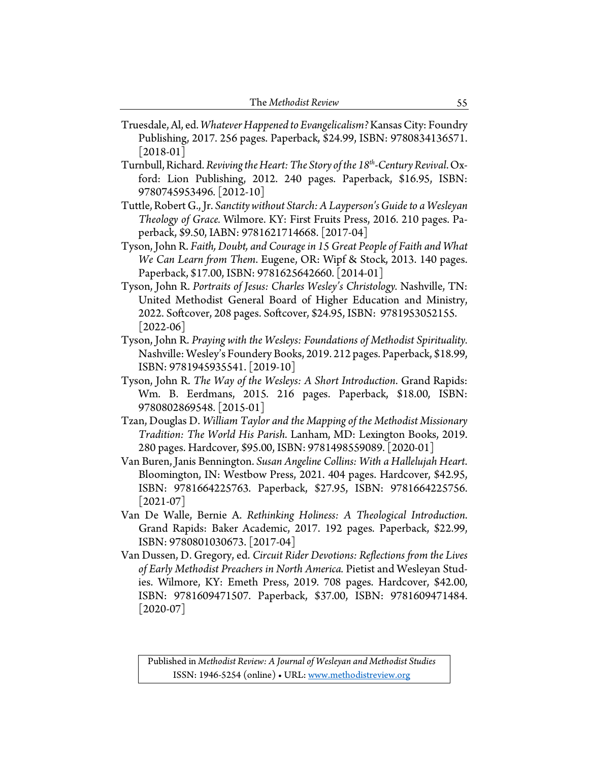Truesdale, Al, ed. *Whatever Happened to Evangelicalism?* Kansas City: Foundry Publishing, 2017. 256 pages. Paperback, $24.99, ISBN: 9780834136571. [2018-01]

Turnbull, Richard. *Reviving the Heart: The Story of the 18th-Century Revival*. Oxford: Lion Publishing, 2012. 240 pages. Paperback, $16.95, ISBN: 9780745953496. [2012-10]

Tuttle, Robert G., Jr. *Sanctity without Starch: A Layperson's Guide to a Wesleyan Theology of Grace*. Wilmore. KY: First Fruits Press, 2016. 210 pages. Paperback, $9.50, IABN: 9781621714668. [2017-04]

Tyson, John R. *Faith, Doubt, and Courage in 15 Great People of Faith and What We Can Learn from Them*. Eugene, OR: Wipf & Stock, 2013. 140 pages. Paperback, $17.00, ISBN: 9781625642660. [2014-01]

Tyson, John R. *Portraits of Jesus: Charles Wesley's Christology.* Nashville, TN: United Methodist General Board of Higher Education and Ministry, 2022. Softcover, 208 pages. Softcover, $24.95, ISBN: 9781953052155. [2022-06]

Tyson, John R. *Praying with the Wesleys: Foundations of Methodist Spirituality.* Nashville: Wesley's Foundery Books, 2019. 212 pages. Paperback, $18.99, ISBN: 9781945935541. [2019-10]

Tyson, John R. *The Way of the Wesleys: A Short Introduction*. Grand Rapids: Wm. B. Eerdmans, 2015. 216 pages. Paperback, $18.00, ISBN: 9780802869548. [2015-01]

Tzan, Douglas D. *William Taylor and the Mapping of the Methodist Missionary Tradition: The World His Parish*. Lanham, MD: Lexington Books, 2019. 280 pages. Hardcover, $95.00, ISBN: 9781498559089. [2020-01]

Van Buren, Janis Bennington. *Susan Angeline Collins: With a Hallelujah Heart.* Bloomington, IN: Westbow Press, 2021. 404 pages. Hardcover, $42.95, ISBN: 9781664225763. Paperback, $27.95, ISBN: 9781664225756. [2021-07]

Van De Walle, Bernie A. *Rethinking Holiness: A Theological Introduction*. Grand Rapids: Baker Academic, 2017. 192 pages. Paperback, $22.99, ISBN: 9780801030673. [2017-04]

Van Dussen, D. Gregory, ed. *Circuit Rider Devotions: Reflections from the Lives of Early Methodist Preachers in North America.* Pietist and Wesleyan Studies. Wilmore, KY: Emeth Press, 2019. 708 pages. Hardcover, $42.00, ISBN: 9781609471507. Paperback, $37.00, ISBN: 9781609471484. [2020-07]

Published in *Methodist Review: A Journal of Wesleyan and Methodist Studies*
ISSN: 1946-5254 (online) • URL: www.methodistreview.org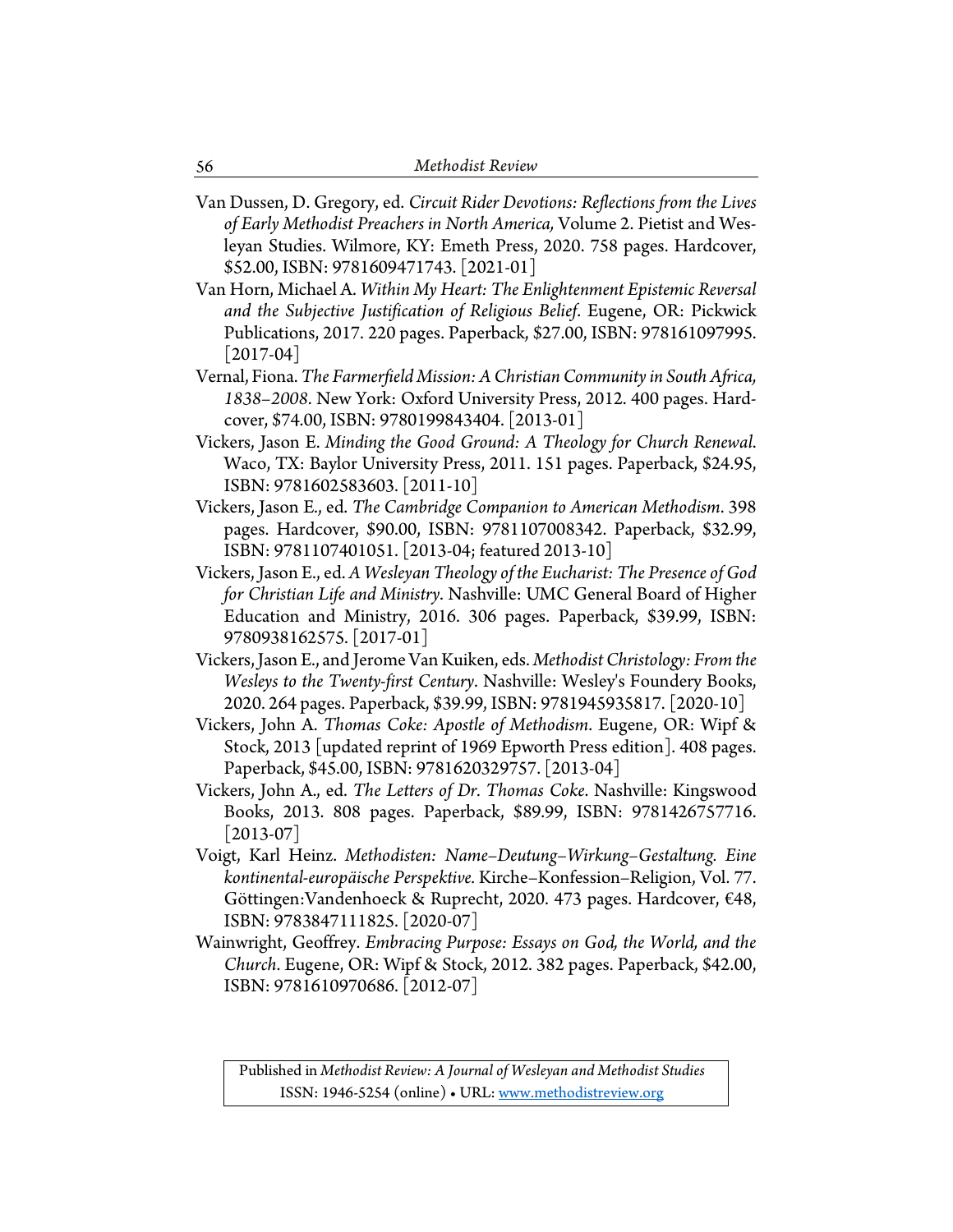Van Dussen, D. Gregory, ed. *Circuit Rider Devotions: Reflections from the Lives of Early Methodist Preachers in North America,* Volume 2. Pietist and Wesleyan Studies. Wilmore, KY: Emeth Press, 2020. 758 pages. Hardcover, $52.00, ISBN: 9781609471743. [2021-01]

Van Horn, Michael A. *Within My Heart: The Enlightenment Epistemic Reversal and the Subjective Justification of Religious Belief*. Eugene, OR: Pickwick Publications, 2017. 220 pages. Paperback, $27.00, ISBN: 978161097995. [2017-04]

Vernal, Fiona. *The Farmerfield Mission: A Christian Community in South Africa, 1838–2008*. New York: Oxford University Press, 2012. 400 pages. Hardcover, $74.00, ISBN: 9780199843404. [2013-01]

Vickers, Jason E. *Minding the Good Ground: A Theology for Church Renewal.* Waco, TX: Baylor University Press, 2011. 151 pages. Paperback, $24.95, ISBN: 9781602583603. [2011-10]

Vickers, Jason E., ed. *The Cambridge Companion to American Methodism*. 398 pages. Hardcover, $90.00, ISBN: 9781107008342. Paperback, $32.99, ISBN: 9781107401051. [2013-04; featured 2013-10]

Vickers, Jason E., ed. *A Wesleyan Theology of the Eucharist: The Presence of God for Christian Life and Ministry*. Nashville: UMC General Board of Higher Education and Ministry, 2016. 306 pages. Paperback, $39.99, ISBN: 9780938162575. [2017-01]

Vickers, Jason E., and Jerome Van Kuiken, eds. *Methodist Christology: From the Wesleys to the Twenty-first Century*. Nashville: Wesley's Foundery Books, 2020. 264 pages. Paperback, $39.99, ISBN: 9781945935817. [2020-10]

Vickers, John A. *Thomas Coke: Apostle of Methodism*. Eugene, OR: Wipf & Stock, 2013 [updated reprint of 1969 Epworth Press edition]. 408 pages. Paperback, $45.00, ISBN: 9781620329757. [2013-04]

Vickers, John A., ed. *The Letters of Dr. Thomas Coke*. Nashville: Kingswood Books, 2013. 808 pages. Paperback, $89.99, ISBN: 9781426757716. [2013-07]

Voigt, Karl Heinz. *Methodisten: Name–Deutung–Wirkung–Gestaltung. Eine kontinental-europäische Perspektive*. Kirche–Konfession–Religion, Vol. 77. Göttingen:Vandenhoeck & Ruprecht, 2020. 473 pages. Hardcover, €48, ISBN: 9783847111825. [2020-07]

Wainwright, Geoffrey. *Embracing Purpose: Essays on God, the World, and the Church*. Eugene, OR: Wipf & Stock, 2012. 382 pages. Paperback, $42.00, ISBN: 9781610970686. [2012-07]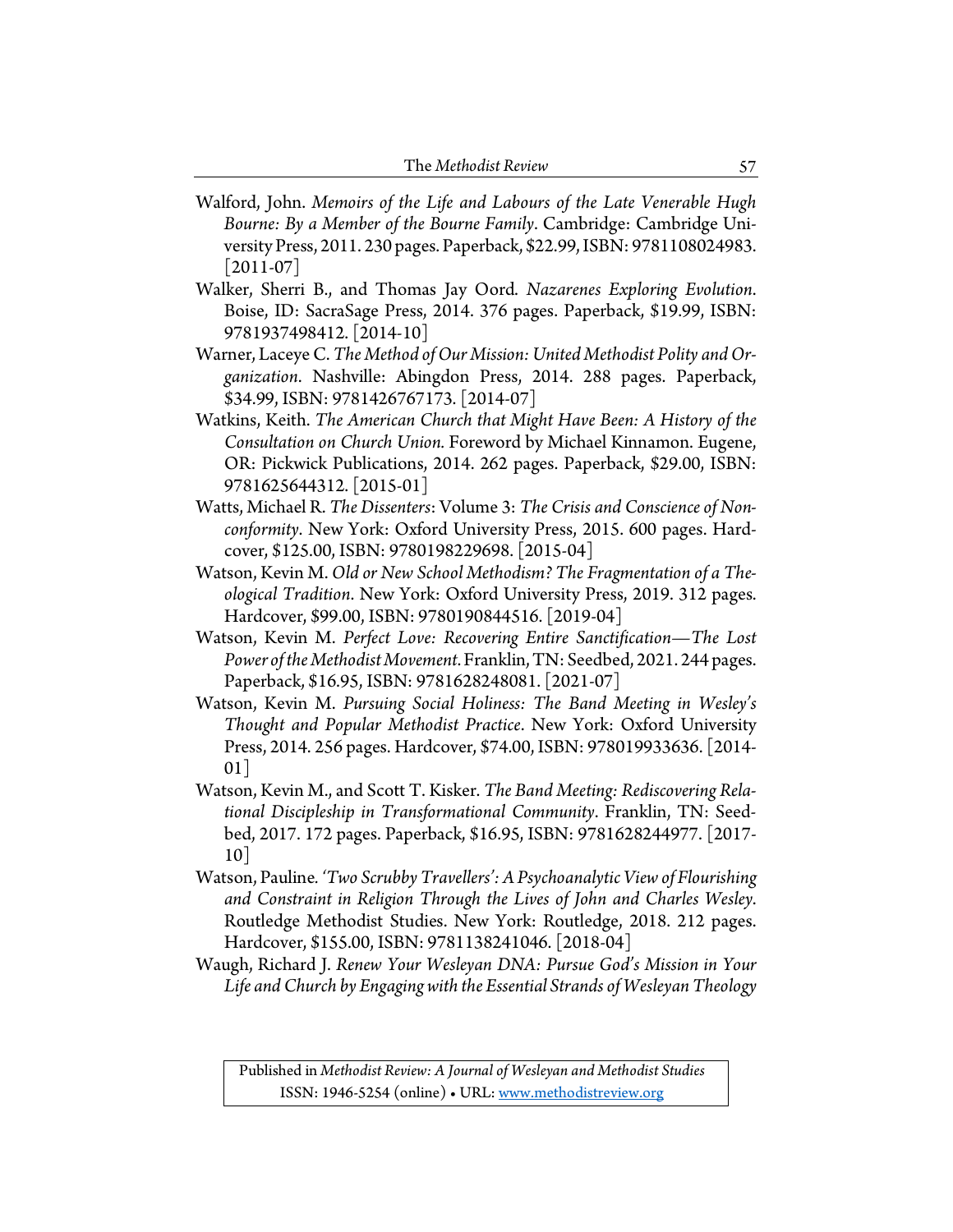Walford, John. *Memoirs of the Life and Labours of the Late Venerable Hugh Bourne: By a Member of the Bourne Family*. Cambridge: Cambridge University Press, 2011. 230 pages. Paperback, $22.99, ISBN: 9781108024983. [2011-07]

Walker, Sherri B., and Thomas Jay Oord. *Nazarenes Exploring Evolution*. Boise, ID: SacraSage Press, 2014. 376 pages. Paperback, $19.99, ISBN: 9781937498412. [2014-10]

Warner, Laceye C. *The Method of Our Mission: United Methodist Polity and Organization*. Nashville: Abingdon Press, 2014. 288 pages. Paperback, $34.99, ISBN: 9781426767173. [2014-07]

Watkins, Keith. *The American Church that Might Have Been: A History of the Consultation on Church Union.* Foreword by Michael Kinnamon. Eugene, OR: Pickwick Publications, 2014. 262 pages. Paperback, $29.00, ISBN: 9781625644312. [2015-01]

Watts, Michael R. *The Dissenters*: Volume 3: *The Crisis and Conscience of Nonconformity*. New York: Oxford University Press, 2015. 600 pages. Hardcover, $125.00, ISBN: 9780198229698. [2015-04]

Watson, Kevin M. *Old or New School Methodism? The Fragmentation of a Theological Tradition*. New York: Oxford University Press, 2019. 312 pages. Hardcover, $99.00, ISBN: 9780190844516. [2019-04]

Watson, Kevin M. *Perfect Love: Recovering Entire Sanctification—The Lost Power of the Methodist Movement*. Franklin, TN: Seedbed, 2021. 244 pages. Paperback, $16.95, ISBN: 9781628248081. [2021-07]

Watson, Kevin M. *Pursuing Social Holiness: The Band Meeting in Wesley's Thought and Popular Methodist Practice*. New York: Oxford University Press, 2014. 256 pages. Hardcover, $74.00, ISBN: 978019933636. [2014-01]

Watson, Kevin M., and Scott T. Kisker. *The Band Meeting: Rediscovering Relational Discipleship in Transformational Community*. Franklin, TN: Seedbed, 2017. 172 pages. Paperback, $16.95, ISBN: 9781628244977. [2017-10]

Watson, Pauline. *'Two Scrubby Travellers': A Psychoanalytic View of Flourishing and Constraint in Religion Through the Lives of John and Charles Wesley*. Routledge Methodist Studies. New York: Routledge, 2018. 212 pages. Hardcover, $155.00, ISBN: 9781138241046. [2018-04]

Waugh, Richard J. *Renew Your Wesleyan DNA: Pursue God's Mission in Your Life and Church by Engaging with the Essential Strands of Wesleyan Theology*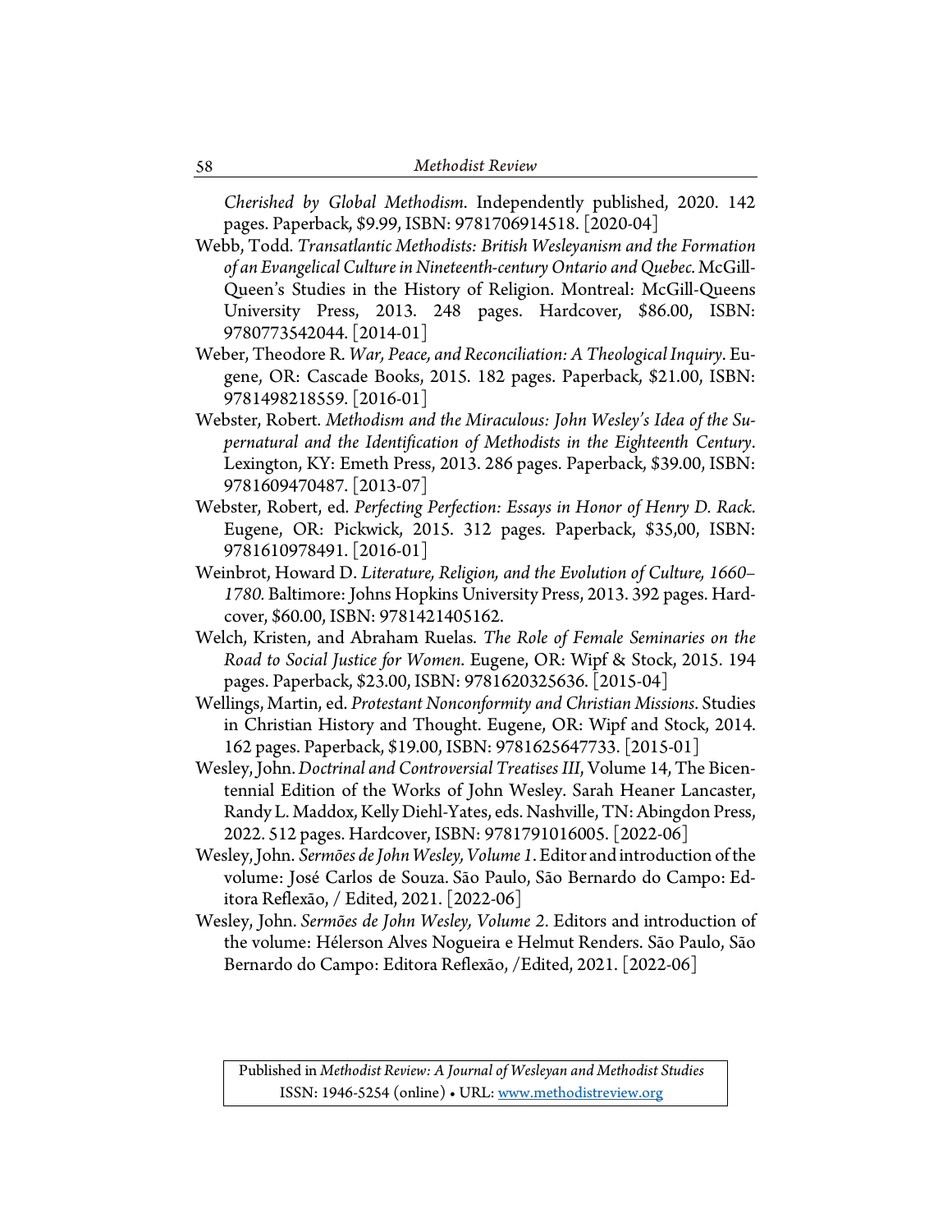*Cherished by Global Methodism*. Independently published, 2020. 142 pages. Paperback, $9.99, ISBN: 9781706914518. [2020-04]

Webb, Todd. *Transatlantic Methodists: British Wesleyanism and the Formation of an Evangelical Culture in Nineteenth-century Ontario and Quebec.* McGill-Queen's Studies in the History of Religion. Montreal: McGill-Queens University Press, 2013. 248 pages. Hardcover, $86.00, ISBN: 9780773542044. [2014-01]

Weber, Theodore R. *War, Peace, and Reconciliation: A Theological Inquiry*. Eugene, OR: Cascade Books, 2015. 182 pages. Paperback, $21.00, ISBN: 9781498218559. [2016-01]

Webster, Robert. *Methodism and the Miraculous: John Wesley's Idea of the Supernatural and the Identification of Methodists in the Eighteenth Century*. Lexington, KY: Emeth Press, 2013. 286 pages. Paperback, $39.00, ISBN: 9781609470487. [2013-07]

Webster, Robert, ed. *Perfecting Perfection: Essays in Honor of Henry D. Rack*. Eugene, OR: Pickwick, 2015. 312 pages. Paperback, $35,00, ISBN: 9781610978491. [2016-01]

Weinbrot, Howard D. *Literature, Religion, and the Evolution of Culture, 1660–1780.* Baltimore: Johns Hopkins University Press, 2013. 392 pages. Hardcover, $60.00, ISBN: 9781421405162.

Welch, Kristen, and Abraham Ruelas. *The Role of Female Seminaries on the Road to Social Justice for Women*. Eugene, OR: Wipf & Stock, 2015. 194 pages. Paperback, $23.00, ISBN: 9781620325636. [2015-04]

Wellings, Martin, ed. *Protestant Nonconformity and Christian Missions*. Studies in Christian History and Thought. Eugene, OR: Wipf and Stock, 2014. 162 pages. Paperback, $19.00, ISBN: 9781625647733. [2015-01]

Wesley, John. *Doctrinal and Controversial Treatises III*, Volume 14, The Bicentennial Edition of the Works of John Wesley. Sarah Heaner Lancaster, Randy L. Maddox, Kelly Diehl-Yates, eds. Nashville, TN: Abingdon Press, 2022. 512 pages. Hardcover, ISBN: 9781791016005. [2022-06]

Wesley, John. *Sermões de John Wesley, Volume 1*. Editor and introduction of the volume: José Carlos de Souza. São Paulo, São Bernardo do Campo: Editora Reflexão, / Edited, 2021. [2022-06]

Wesley, John. *Sermões de John Wesley, Volume 2*. Editors and introduction of the volume: Hélerson Alves Nogueira e Helmut Renders. São Paulo, São Bernardo do Campo: Editora Reflexão, /Edited, 2021. [2022-06]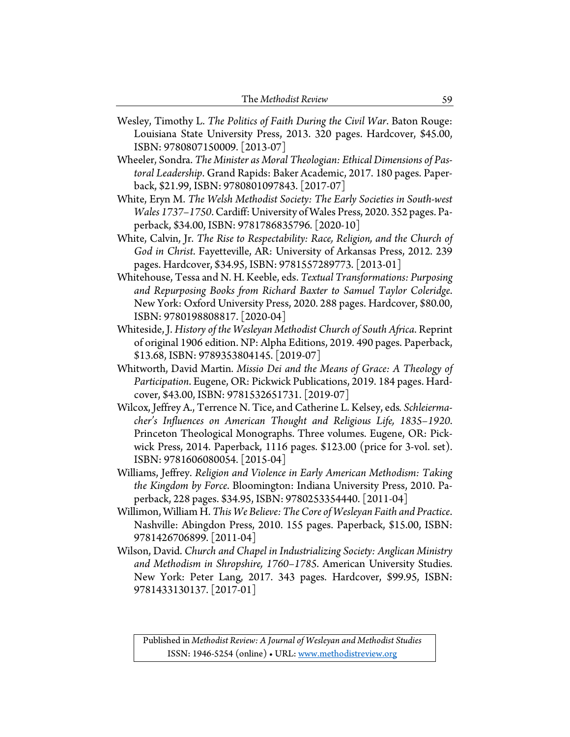Wesley, Timothy L. *The Politics of Faith During the Civil War*. Baton Rouge: Louisiana State University Press, 2013. 320 pages. Hardcover, $45.00, ISBN: 9780807150009. [2013-07]

Wheeler, Sondra. *The Minister as Moral Theologian: Ethical Dimensions of Pastoral Leadership*. Grand Rapids: Baker Academic, 2017. 180 pages. Paperback, $21.99, ISBN: 9780801097843. [2017-07]

White, Eryn M. *The Welsh Methodist Society: The Early Societies in South-west Wales 1737–1750*. Cardiff: University of Wales Press, 2020. 352 pages. Paperback, $34.00, ISBN: 9781786835796. [2020-10]

White, Calvin, Jr. *The Rise to Respectability: Race, Religion, and the Church of God in Christ*. Fayetteville, AR: University of Arkansas Press, 2012. 239 pages. Hardcover, $34.95, ISBN: 9781557289773. [2013-01]

Whitehouse, Tessa and N. H. Keeble, eds. *Textual Transformations: Purposing and Repurposing Books from Richard Baxter to Samuel Taylor Coleridge*. New York: Oxford University Press, 2020. 288 pages. Hardcover, $80.00, ISBN: 9780198808817. [2020-04]

Whiteside, J. *History of the Wesleyan Methodist Church of South Africa*. Reprint of original 1906 edition. NP: Alpha Editions, 2019. 490 pages. Paperback, $13.68, ISBN: 9789353804145. [2019-07]

Whitworth, David Martin. *Missio Dei and the Means of Grace: A Theology of Participation*. Eugene, OR: Pickwick Publications, 2019. 184 pages. Hardcover, $43.00, ISBN: 9781532651731. [2019-07]

Wilcox, Jeffrey A., Terrence N. Tice, and Catherine L. Kelsey, eds. *Schleiermacher's Influences on American Thought and Religious Life, 1835–1920*. Princeton Theological Monographs. Three volumes. Eugene, OR: Pickwick Press, 2014. Paperback, 1116 pages. $123.00 (price for 3-vol. set). ISBN: 9781606080054. [2015-04]

Williams, Jeffrey. *Religion and Violence in Early American Methodism: Taking the Kingdom by Force*. Bloomington: Indiana University Press, 2010. Paperback, 228 pages. $34.95, ISBN: 9780253354440. [2011-04]

Willimon, William H. *This We Believe: The Core of Wesleyan Faith and Practice*. Nashville: Abingdon Press, 2010. 155 pages. Paperback, $15.00, ISBN: 9781426706899. [2011-04]

Wilson, David. *Church and Chapel in Industrializing Society: Anglican Ministry and Methodism in Shropshire, 1760–1785*. American University Studies. New York: Peter Lang, 2017. 343 pages. Hardcover, $99.95, ISBN: 9781433130137. [2017-01]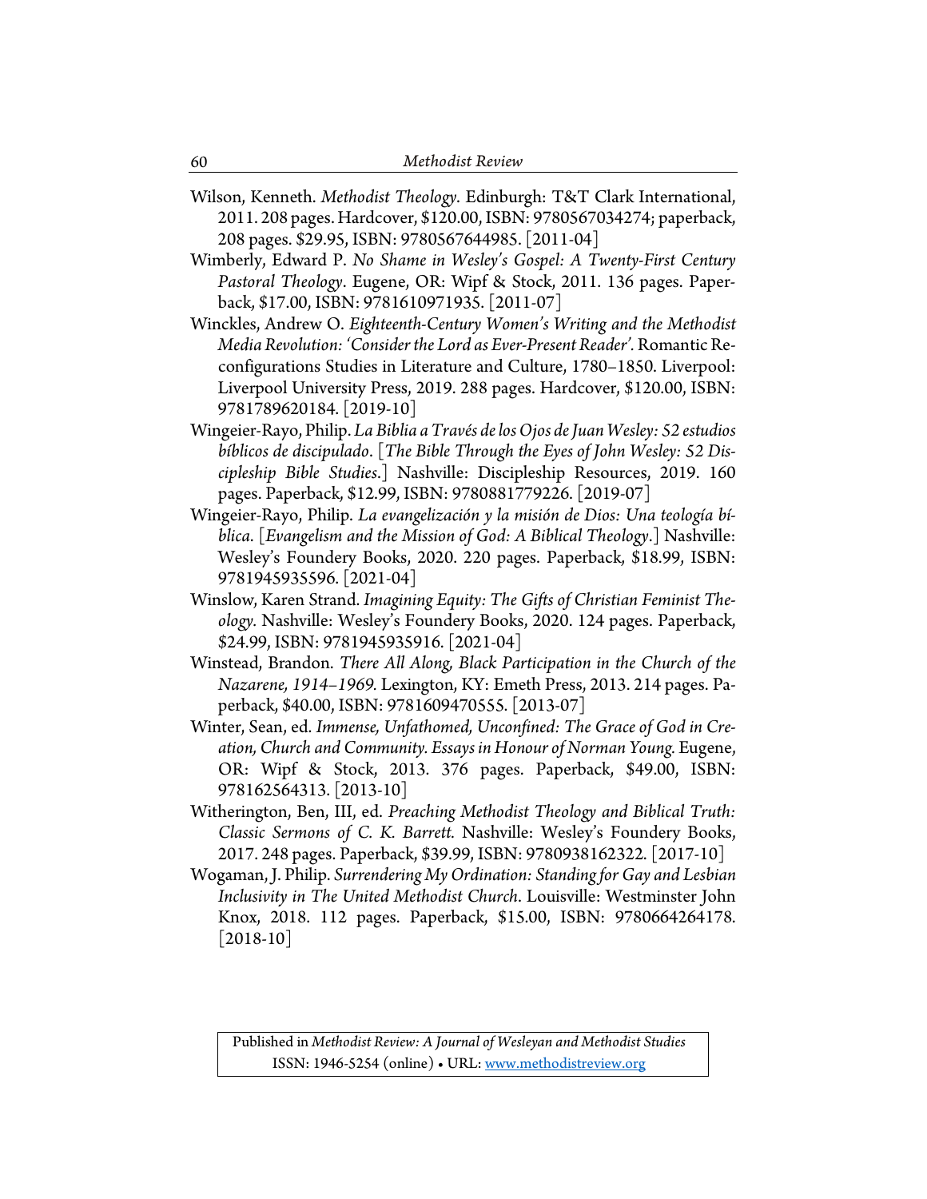Wilson, Kenneth. *Methodist Theology*. Edinburgh: T&T Clark International, 2011. 208 pages. Hardcover, $120.00, ISBN: 9780567034274; paperback, 208 pages. $29.95, ISBN: 9780567644985. [2011-04]

Wimberly, Edward P. *No Shame in Wesley's Gospel: A Twenty-First Century Pastoral Theology*. Eugene, OR: Wipf & Stock, 2011. 136 pages. Paperback, $17.00, ISBN: 9781610971935. [2011-07]

Winckles, Andrew O. *Eighteenth-Century Women's Writing and the Methodist Media Revolution: 'Consider the Lord as Ever-Present Reader'*. Romantic Reconfigurations Studies in Literature and Culture, 1780–1850. Liverpool: Liverpool University Press, 2019. 288 pages. Hardcover, $120.00, ISBN: 9781789620184. [2019-10]

Wingeier-Rayo, Philip. *La Biblia a Través de los Ojos de Juan Wesley: 52 estudios bíblicos de discipulado*. [*The Bible Through the Eyes of John Wesley: 52 Discipleship Bible Studies*.] Nashville: Discipleship Resources, 2019. 160 pages. Paperback, $12.99, ISBN: 9780881779226. [2019-07]

Wingeier-Rayo, Philip. *La evangelización y la misión de Dios: Una teología bíblica*. [*Evangelism and the Mission of God: A Biblical Theology*.] Nashville: Wesley's Foundery Books, 2020. 220 pages. Paperback, $18.99, ISBN: 9781945935596. [2021-04]

Winslow, Karen Strand. *Imagining Equity: The Gifts of Christian Feminist Theology.* Nashville: Wesley's Foundery Books, 2020. 124 pages. Paperback, $24.99, ISBN: 9781945935916. [2021-04]

Winstead, Brandon. *There All Along, Black Participation in the Church of the Nazarene, 1914–1969.* Lexington, KY: Emeth Press, 2013. 214 pages. Paperback, $40.00, ISBN: 9781609470555. [2013-07]

Winter, Sean, ed. *Immense, Unfathomed, Unconfined: The Grace of God in Creation, Church and Community. Essays in Honour of Norman Young.* Eugene, OR: Wipf & Stock, 2013. 376 pages. Paperback, $49.00, ISBN: 978162564313. [2013-10]

Witherington, Ben, III, ed. *Preaching Methodist Theology and Biblical Truth: Classic Sermons of C. K. Barrett.* Nashville: Wesley's Foundery Books, 2017. 248 pages. Paperback, $39.99, ISBN: 9780938162322. [2017-10]

Wogaman, J. Philip. *Surrendering My Ordination: Standing for Gay and Lesbian Inclusivity in The United Methodist Church*. Louisville: Westminster John Knox, 2018. 112 pages. Paperback, $15.00, ISBN: 9780664264178. [2018-10]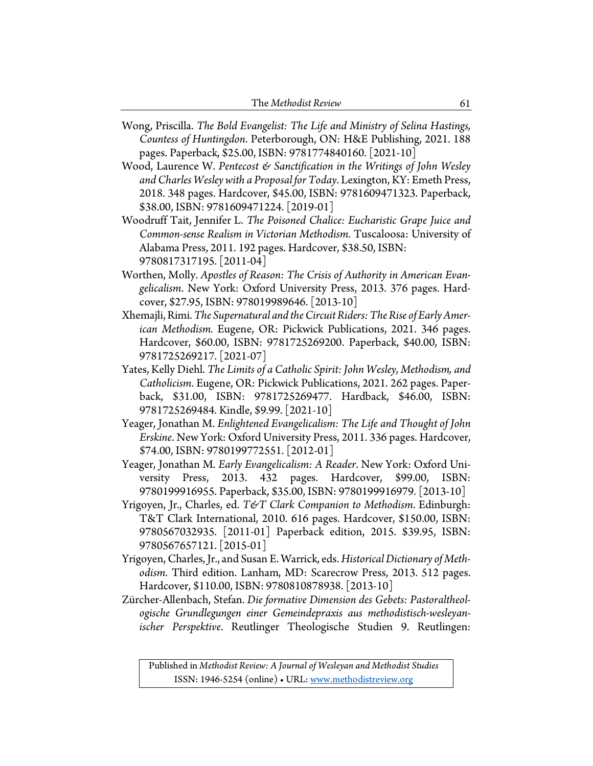Wong, Priscilla. *The Bold Evangelist: The Life and Ministry of Selina Hastings, Countess of Huntingdon*. Peterborough, ON: H&E Publishing, 2021. 188 pages. Paperback, $25.00, ISBN: 9781774840160. [2021-10]

Wood, Laurence W. *Pentecost & Sanctification in the Writings of John Wesley and Charles Wesley with a Proposal for Today*. Lexington, KY: Emeth Press, 2018. 348 pages. Hardcover, $45.00, ISBN: 9781609471323. Paperback, $38.00, ISBN: 9781609471224. [2019-01]

Woodruff Tait, Jennifer L. *The Poisoned Chalice: Eucharistic Grape Juice and Common-sense Realism in Victorian Methodism*. Tuscaloosa: University of Alabama Press, 2011. 192 pages. Hardcover, $38.50, ISBN: 9780817317195. [2011-04]

Worthen, Molly. *Apostles of Reason: The Crisis of Authority in American Evangelicalism*. New York: Oxford University Press, 2013. 376 pages. Hardcover, $27.95, ISBN: 978019989646. [2013-10]

Xhemajli, Rimi. *The Supernatural and the Circuit Riders: The Rise of Early American Methodism.* Eugene, OR: Pickwick Publications, 2021. 346 pages. Hardcover, $60.00, ISBN: 9781725269200. Paperback, $40.00, ISBN: 9781725269217. [2021-07]

Yates, Kelly Diehl. *The Limits of a Catholic Spirit: John Wesley, Methodism, and Catholicism*. Eugene, OR: Pickwick Publications, 2021. 262 pages. Paperback, $31.00, ISBN: 9781725269477. Hardback, $46.00, ISBN: 9781725269484. Kindle, $9.99. [2021-10]

Yeager, Jonathan M. *Enlightened Evangelicalism: The Life and Thought of John Erskine*. New York: Oxford University Press, 2011. 336 pages. Hardcover, $74.00, ISBN: 9780199772551. [2012-01]

Yeager, Jonathan M. *Early Evangelicalism: A Reader*. New York: Oxford University Press, 2013. 432 pages. Hardcover, $99.00, ISBN: 9780199916955. Paperback, $35.00, ISBN: 9780199916979. [2013-10]

Yrigoyen, Jr., Charles, ed. *T&T Clark Companion to Methodism*. Edinburgh: T&T Clark International, 2010. 616 pages. Hardcover, $150.00, ISBN: 9780567032935. [2011-01] Paperback edition, 2015. $39.95, ISBN: 9780567657121. [2015-01]

Yrigoyen, Charles, Jr., and Susan E. Warrick, eds. *Historical Dictionary of Methodism*. Third edition. Lanham, MD: Scarecrow Press, 2013. 512 pages. Hardcover, $110.00, ISBN: 9780810878938. [2013-10]

Zürcher-Allenbach, Stefan. *Die formative Dimension des Gebets: Pastoraltheologische Grundlegungen einer Gemeindepraxis aus methodistisch-wesleyanischer Perspektive*. Reutlinger Theologische Studien 9. Reutlingen: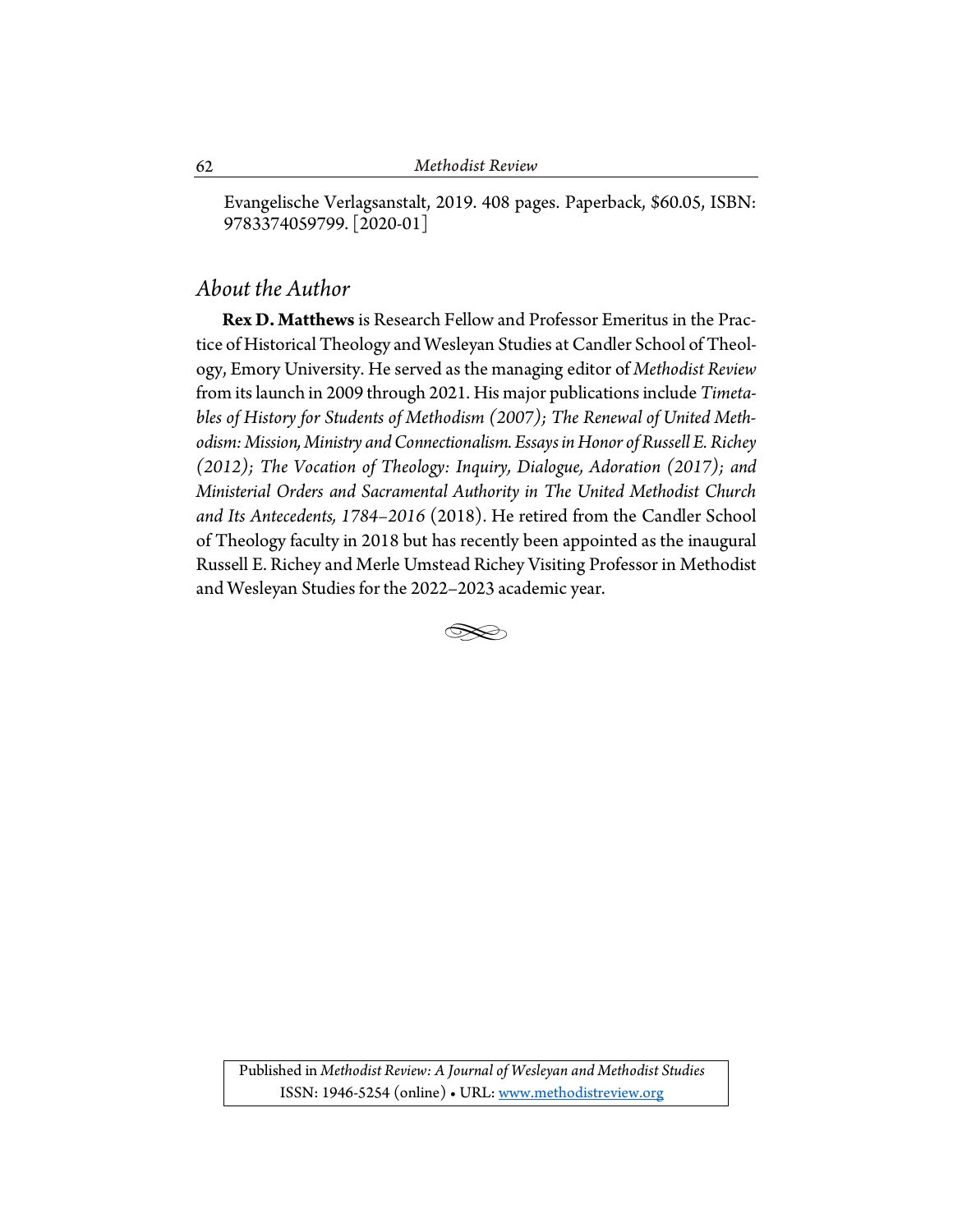Evangelische Verlagsanstalt, 2019. 408 pages. Paperback, $60.05, ISBN: 9783374059799. [2020-01]

## *About the Author*

**Rex D. Matthews** is Research Fellow and Professor Emeritus in the Practice of Historical Theology and Wesleyan Studies at Candler School of Theology, Emory University. He served as the managing editor of *Methodist Review* from its launch in 2009 through 2021. His major publications include *Timetables of History for Students of Methodism (2007); The Renewal of United Methodism: Mission, Ministry and Connectionalism. Essays in Honor of Russell E. Richey (2012); The Vocation of Theology: Inquiry, Dialogue, Adoration (2017); and Ministerial Orders and Sacramental Authority in The United Methodist Church and Its Antecedents, 1784–2016* (2018). He retired from the Candler School of Theology faculty in 2018 but has recently been appointed as the inaugural Russell E. Richey and Merle Umstead Richey Visiting Professor in Methodist and Wesleyan Studies for the 2022–2023 academic year.

Published in *Methodist Review: A Journal of Wesleyan and Methodist Studies*
ISSN: 1946-5254 (online) • URL: www.methodistreview.org